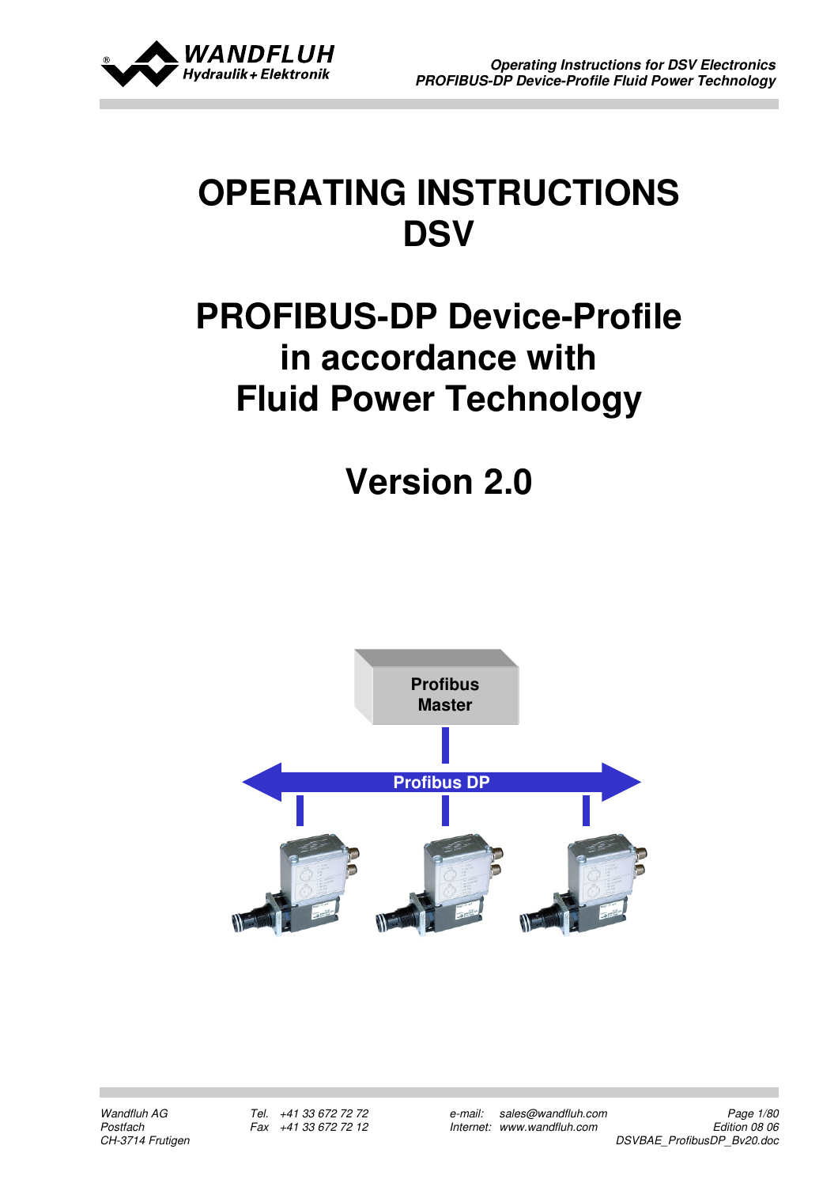# OPERATING INSTRUCTIONS DSV

# PROFIBUS-DP Device-Profile in accordance with Fluid Power Technology

# Version 2.0

Profibus Master

Profibus DP

Wandfluh AG
Postfach
CH-3714 Frutigen

Tel. +41 33 672 72 72
Fax +41 33 672 72 12

e-mail: sales@wandfluh.com
Internet: www.wandfluh.com

Edition 08 06
DSVBAE_ProfibusDP_Bv20.doc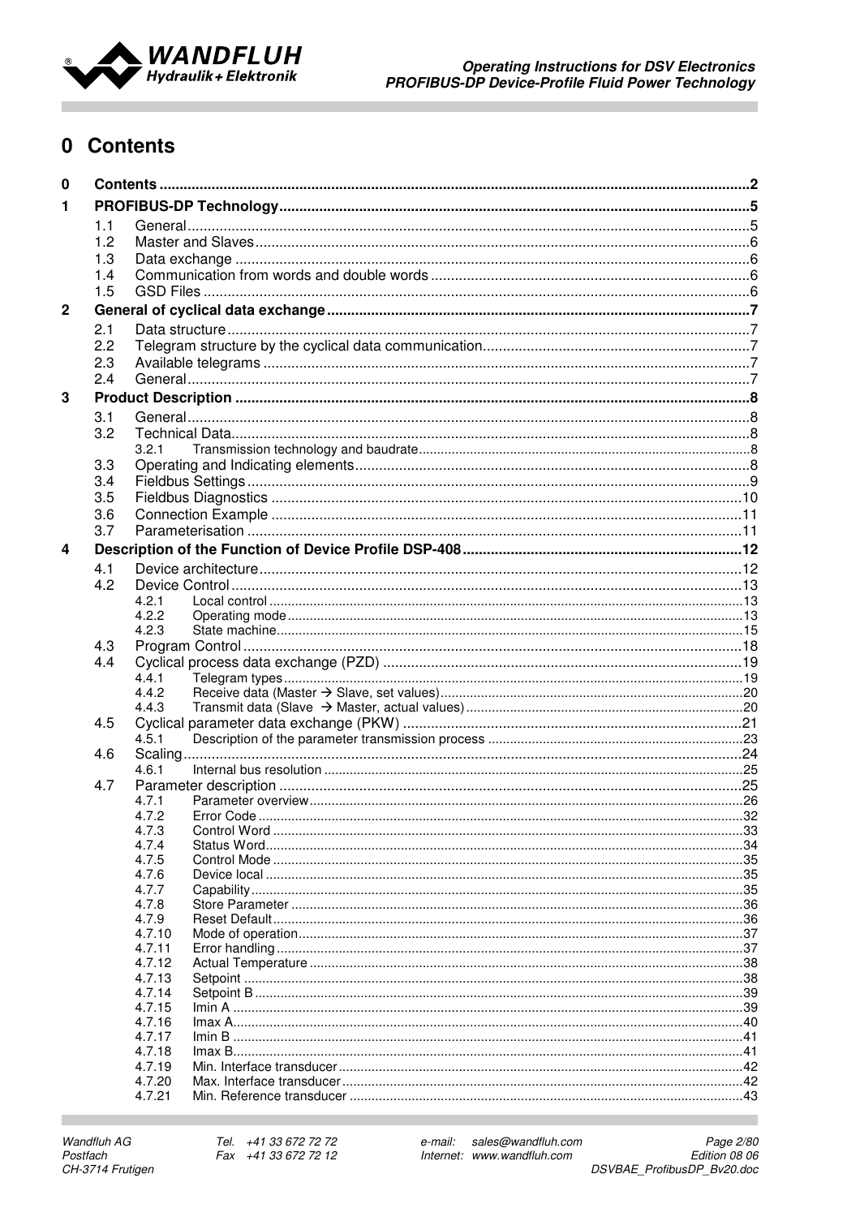# 0 Contents

| | | | |
|---|---|---|---|
| **0** | **Contents** | | **2** |
| **1** | **PROFIBUS-DP Technology** | | **5** |
| | 1.1 | General | 5 |
| | 1.2 | Master and Slaves | 6 |
| | 1.3 | Data exchange | 6 |
| | 1.4 | Communication from words and double words | 6 |
| | 1.5 | GSD Files | 6 |
| **2** | **General of cyclical data exchange** | | **7** |
| | 2.1 | Data structure | 7 |
| | 2.2 | Telegram structure by the cyclical data communication | 7 |
| | 2.3 | Available telegrams | 7 |
| | 2.4 | General | 7 |
| **3** | **Product Description** | | **8** |
| | 3.1 | General | 8 |
| | 3.2 | Technical Data | 8 |
| | 3.2.1 | Transmission technology and baudrate | 8 |
| | 3.3 | Operating and Indicating elements | 8 |
| | 3.4 | Fieldbus Settings | 9 |
| | 3.5 | Fieldbus Diagnostics | 10 |
| | 3.6 | Connection Example | 11 |
| | 3.7 | Parameterisation | 11 |
| **4** | **Description of the Function of Device Profile DSP-408** | | **12** |
| | 4.1 | Device architecture | 12 |
| | 4.2 | Device Control | 13 |
| | 4.2.1 | Local control | 13 |
| | 4.2.2 | Operating mode | 13 |
| | 4.2.3 | State machine | 15 |
| | 4.3 | Program Control | 18 |
| | 4.4 | Cyclical process data exchange (PZD) | 19 |
| | 4.4.1 | Telegram types | 19 |
| | 4.4.2 | Receive data (Master → Slave, set values) | 20 |
| | 4.4.3 | Transmit data (Slave → Master, actual values) | 20 |
| | 4.5 | Cyclical parameter data exchange (PKW) | 21 |
| | 4.5.1 | Description of the parameter transmission process | 23 |
| | 4.6 | Scaling | 24 |
| | 4.6.1 | Internal bus resolution | 25 |
| | 4.7 | Parameter description | 25 |
| | 4.7.1 | Parameter overview | 26 |
| | 4.7.2 | Error Code | 32 |
| | 4.7.3 | Control Word | 33 |
| | 4.7.4 | Status Word | 34 |
| | 4.7.5 | Control Mode | 35 |
| | 4.7.6 | Device local | 35 |
| | 4.7.7 | Capability | 35 |
| | 4.7.8 | Store Parameter | 36 |
| | 4.7.9 | Reset Default | 36 |
| | 4.7.10 | Mode of operation | 37 |
| | 4.7.11 | Error handling | 37 |
| | 4.7.12 | Actual Temperature | 38 |
| | 4.7.13 | Setpoint | 38 |
| | 4.7.14 | Setpoint B | 39 |
| | 4.7.15 | Imin A | 39 |
| | 4.7.16 | Imax A | 40 |
| | 4.7.17 | Imin B | 41 |
| | 4.7.18 | Imax B | 41 |
| | 4.7.19 | Min. Interface transducer | 42 |
| | 4.7.20 | Max. Interface transducer | 42 |
| | 4.7.21 | Min. Reference transducer | 43 |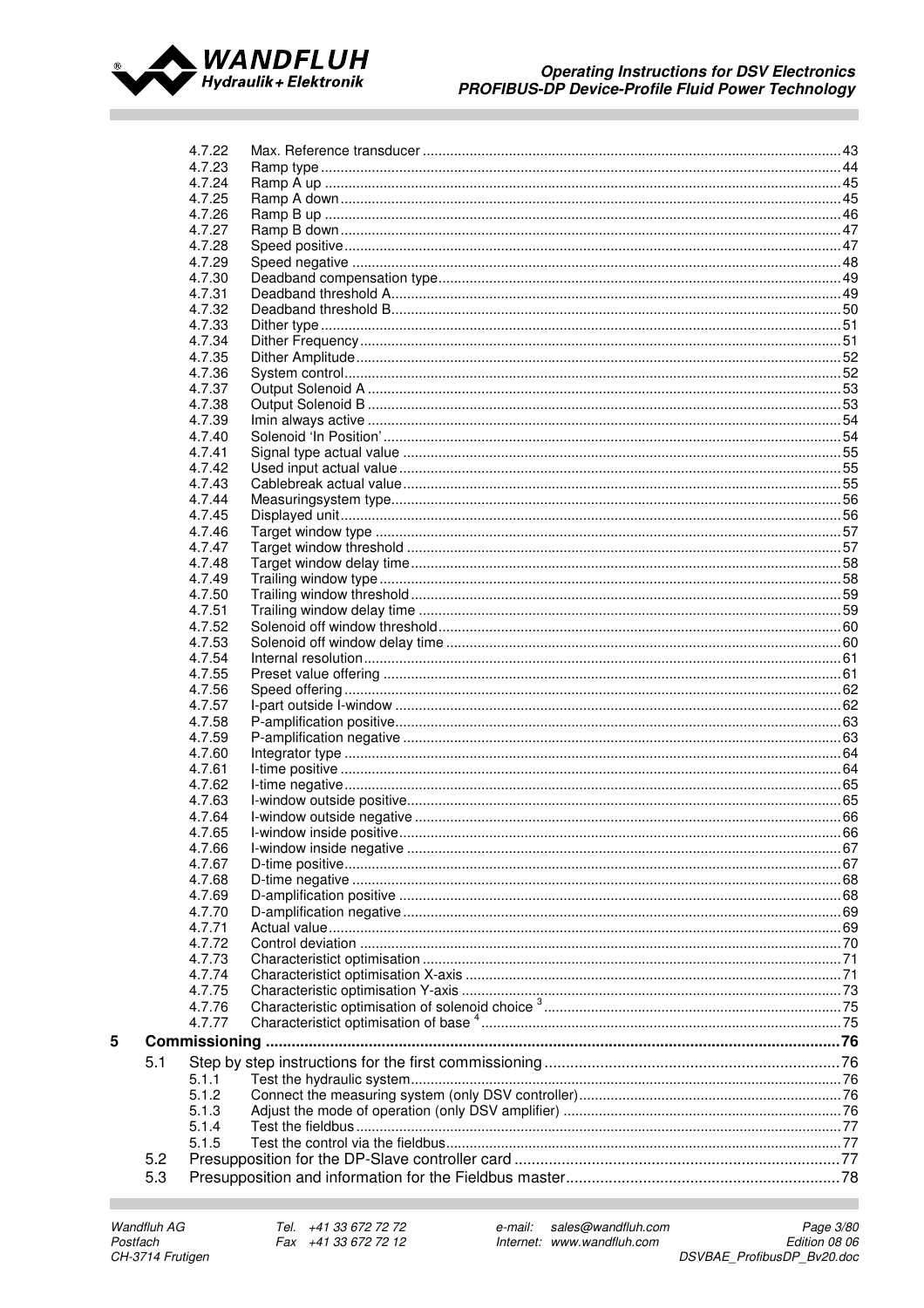4.7.22 Max. Reference transducer ..... 43
4.7.23 Ramp type ..... 44
4.7.24 Ramp A up ..... 45
4.7.25 Ramp A down ..... 45
4.7.26 Ramp B up ..... 46
4.7.27 Ramp B down ..... 47
4.7.28 Speed positive ..... 47
4.7.29 Speed negative ..... 48
4.7.30 Deadband compensation type ..... 49
4.7.31 Deadband threshold A ..... 49
4.7.32 Deadband threshold B ..... 50
4.7.33 Dither type ..... 51
4.7.34 Dither Frequency ..... 51
4.7.35 Dither Amplitude ..... 52
4.7.36 System control ..... 52
4.7.37 Output Solenoid A ..... 53
4.7.38 Output Solenoid B ..... 53
4.7.39 Imin always active ..... 54
4.7.40 Solenoid 'In Position' ..... 54
4.7.41 Signal type actual value ..... 55
4.7.42 Used input actual value ..... 55
4.7.43 Cablebreak actual value ..... 55
4.7.44 Measuringsystem type ..... 56
4.7.45 Displayed unit ..... 56
4.7.46 Target window type ..... 57
4.7.47 Target window threshold ..... 57
4.7.48 Target window delay time ..... 58
4.7.49 Trailing window type ..... 58
4.7.50 Trailing window threshold ..... 59
4.7.51 Trailing window delay time ..... 59
4.7.52 Solenoid off window threshold ..... 60
4.7.53 Solenoid off window delay time ..... 60
4.7.54 Internal resolution ..... 61
4.7.55 Preset value offering ..... 61
4.7.56 Speed offering ..... 62
4.7.57 I-part outside I-window ..... 62
4.7.58 P-amplification positive ..... 63
4.7.59 P-amplification negative ..... 63
4.7.60 Integrator type ..... 64
4.7.61 I-time positive ..... 64
4.7.62 I-time negative ..... 65
4.7.63 I-window outside positive ..... 65
4.7.64 I-window outside negative ..... 66
4.7.65 I-window inside positive ..... 66
4.7.66 I-window inside negative ..... 67
4.7.67 D-time positive ..... 67
4.7.68 D-time negative ..... 68
4.7.69 D-amplification positive ..... 68
4.7.70 D-amplification negative ..... 69
4.7.71 Actual value ..... 69
4.7.72 Control deviation ..... 70
4.7.73 Characteristict optimisation ..... 71
4.7.74 Characteristict optimisation X-axis ..... 71
4.7.75 Characteristic optimisation Y-axis ..... 73
4.7.76 Characteristic optimisation of solenoid choice [3] ..... 75
4.7.77 Characteristict optimisation of base [4] ..... 75

**5 Commissioning ..... 76**

5.1 Step by step instructions for the first commissioning ..... 76
5.1.1 Test the hydraulic system ..... 76
5.1.2 Connect the measuring system (only DSV controller) ..... 76
5.1.3 Adjust the mode of operation (only DSV amplifier) ..... 76
5.1.4 Test the fieldbus ..... 77
5.1.5 Test the control via the fieldbus ..... 77
5.2 Presupposition for the DP-Slave controller card ..... 77
5.3 Presupposition and information for the Fieldbus master ..... 78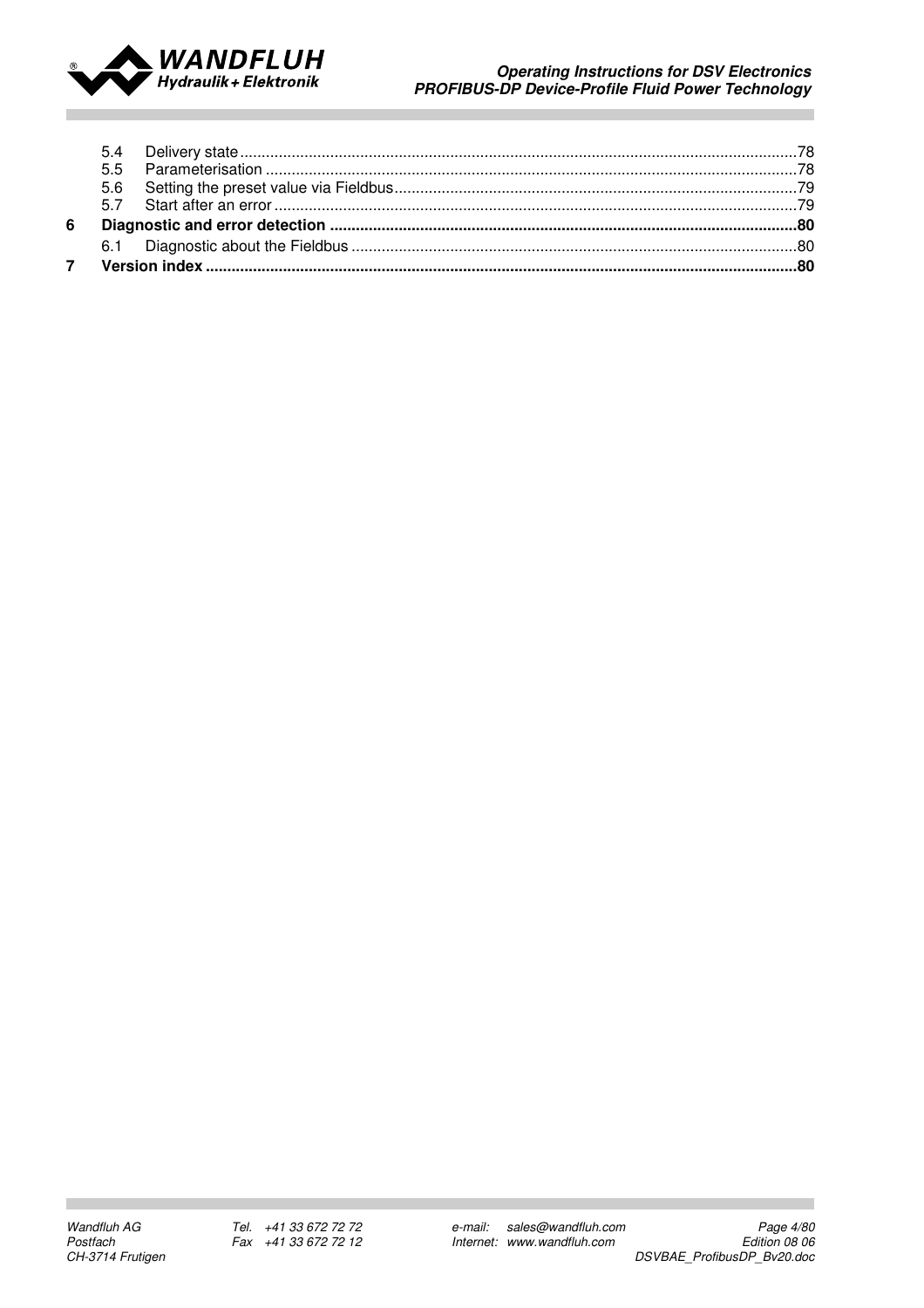5.4 Delivery state ........................................................................................................................................78
5.5 Parameterisation ......................................................................................................................................78
5.6 Setting the preset value via Fieldbus.........................................................................................................79
5.7 Start after an error ....................................................................................................................................79

**6 Diagnostic and error detection ..........................................................................................................80**

6.1 Diagnostic about the Fieldbus ..................................................................................................................80

**7 Version index .......................................................................................................................................80**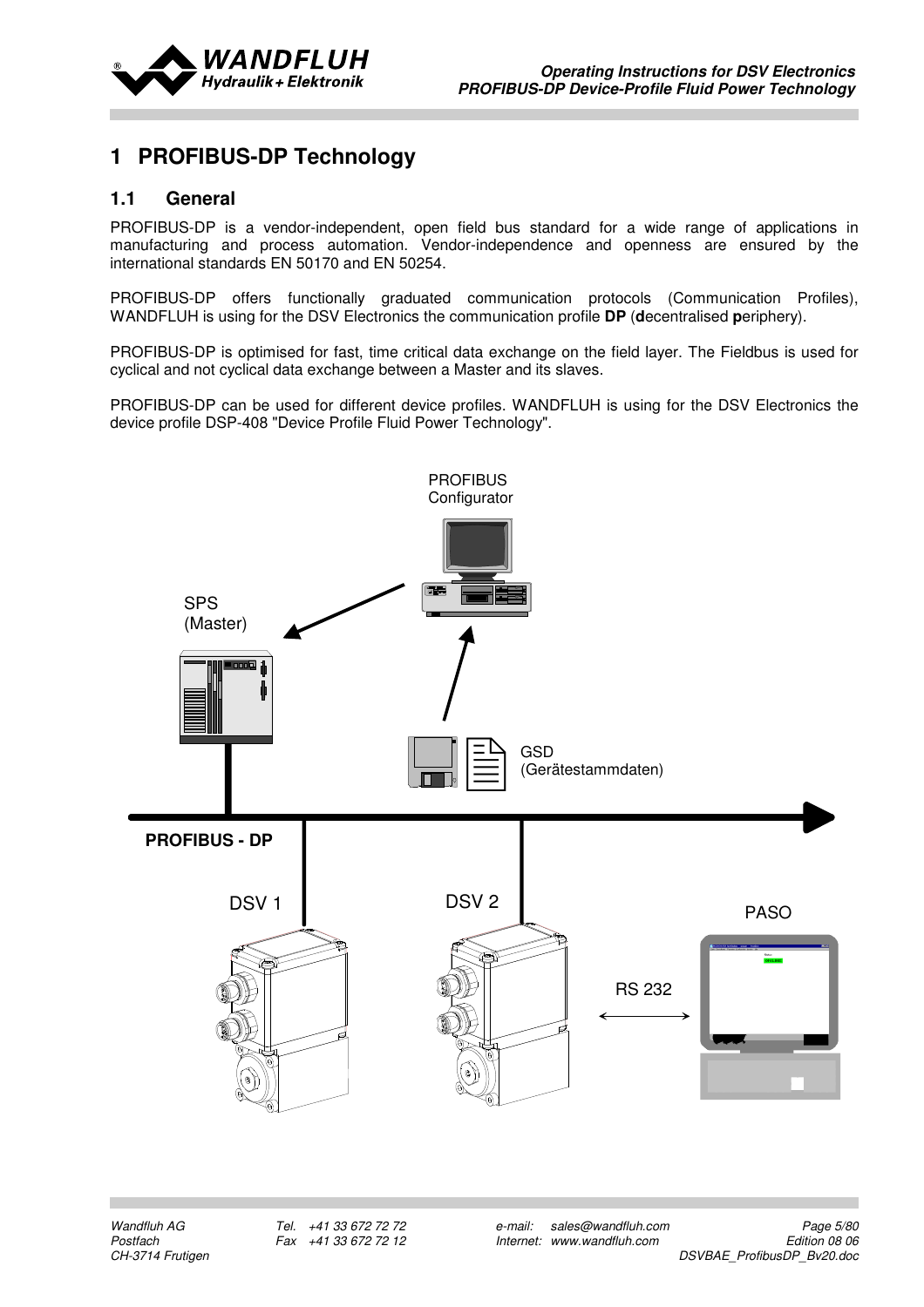# 1 PROFIBUS-DP Technology

## 1.1 General

PROFIBUS-DP is a vendor-independent, open field bus standard for a wide range of applications in manufacturing and process automation. Vendor-independence and openness are ensured by the international standards EN 50170 and EN 50254.

PROFIBUS-DP offers functionally graduated communication protocols (Communication Profiles), WANDFLUH is using for the DSV Electronics the communication profile **DP** (**d**ecentralised **p**eriphery).

PROFIBUS-DP is optimised for fast, time critical data exchange on the field layer. The Fieldbus is used for cyclical and not cyclical data exchange between a Master and its slaves.

PROFIBUS-DP can be used for different device profiles. WANDFLUH is using for the DSV Electronics the device profile DSP-408 "Device Profile Fluid Power Technology".

PROFIBUS Configurator

SPS (Master)

GSD (Gerätestammdaten)

**PROFIBUS - DP**

DSV 1

DSV 2

PASO

RS 232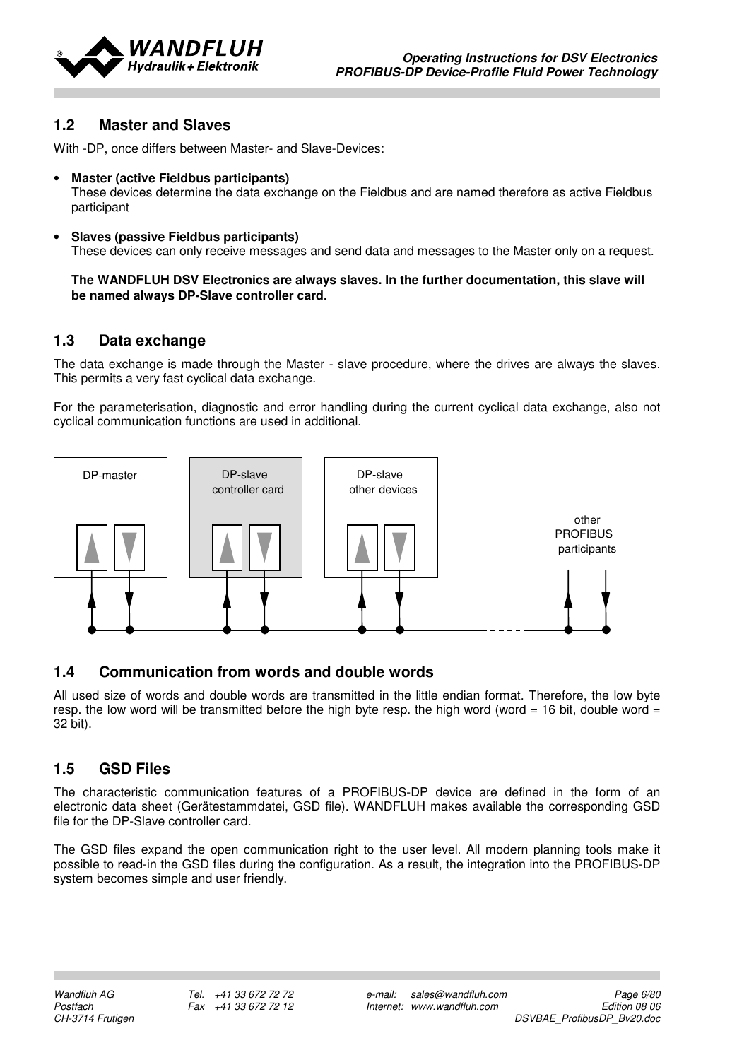## 1.2 Master and Slaves

With -DP, once differs between Master- and Slave-Devices:

- **Master (active Fieldbus participants)**
  These devices determine the data exchange on the Fieldbus and are named therefore as active Fieldbus participant

- **Slaves (passive Fieldbus participants)**
  These devices can only receive messages and send data and messages to the Master only on a request.

  **The WANDFLUH DSV Electronics are always slaves. In the further documentation, this slave will be named always DP-Slave controller card.**

## 1.3 Data exchange

The data exchange is made through the Master - slave procedure, where the drives are always the slaves. This permits a very fast cyclical data exchange.

For the parameterisation, diagnostic and error handling during the current cyclical data exchange, also not cyclical communication functions are used in additional.

DP-master

DP-slave controller card

DP-slave other devices

other PROFIBUS participants

## 1.4 Communication from words and double words

All used size of words and double words are transmitted in the little endian format. Therefore, the low byte resp. the low word will be transmitted before the high byte resp. the high word (word = 16 bit, double word = 32 bit).

## 1.5 GSD Files

The characteristic communication features of a PROFIBUS-DP device are defined in the form of an electronic data sheet (Gerätestammdatei, GSD file). WANDFLUH makes available the corresponding GSD file for the DP-Slave controller card.

The GSD files expand the open communication right to the user level. All modern planning tools make it possible to read-in the GSD files during the configuration. As a result, the integration into the PROFIBUS-DP system becomes simple and user friendly.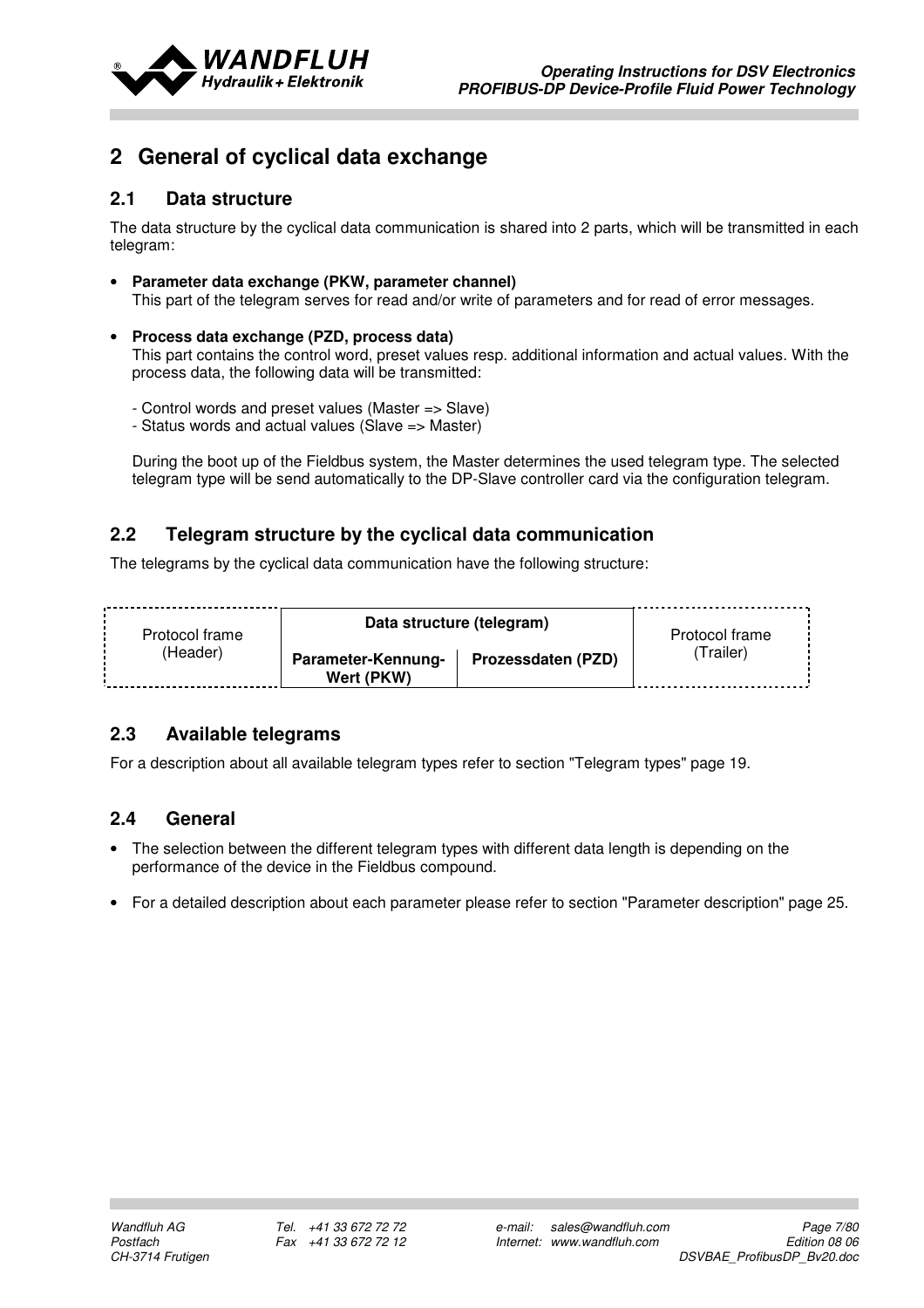# 2 General of cyclical data exchange

## 2.1 Data structure

The data structure by the cyclical data communication is shared into 2 parts, which will be transmitted in each telegram:

- **Parameter data exchange (PKW, parameter channel)**
  This part of the telegram serves for read and/or write of parameters and for read of error messages.

- **Process data exchange (PZD, process data)**
  This part contains the control word, preset values resp. additional information and actual values. With the process data, the following data will be transmitted:

  - Control words and preset values (Master => Slave)
  - Status words and actual values (Slave => Master)

  During the boot up of the Fieldbus system, the Master determines the used telegram type. The selected telegram type will be send automatically to the DP-Slave controller card via the configuration telegram.

## 2.2 Telegram structure by the cyclical data communication

The telegrams by the cyclical data communication have the following structure:

| Protocol frame (Header) | Data structure (telegram) | | Protocol frame (Trailer) |
|---|---|---|---|
| | **Parameter-Kennung-Wert (PKW)** | **Prozessdaten (PZD)** | |

## 2.3 Available telegrams

For a description about all available telegram types refer to section "Telegram types" page 19.

## 2.4 General

- The selection between the different telegram types with different data length is depending on the performance of the device in the Fieldbus compound.
- For a detailed description about each parameter please refer to section "Parameter description" page 25.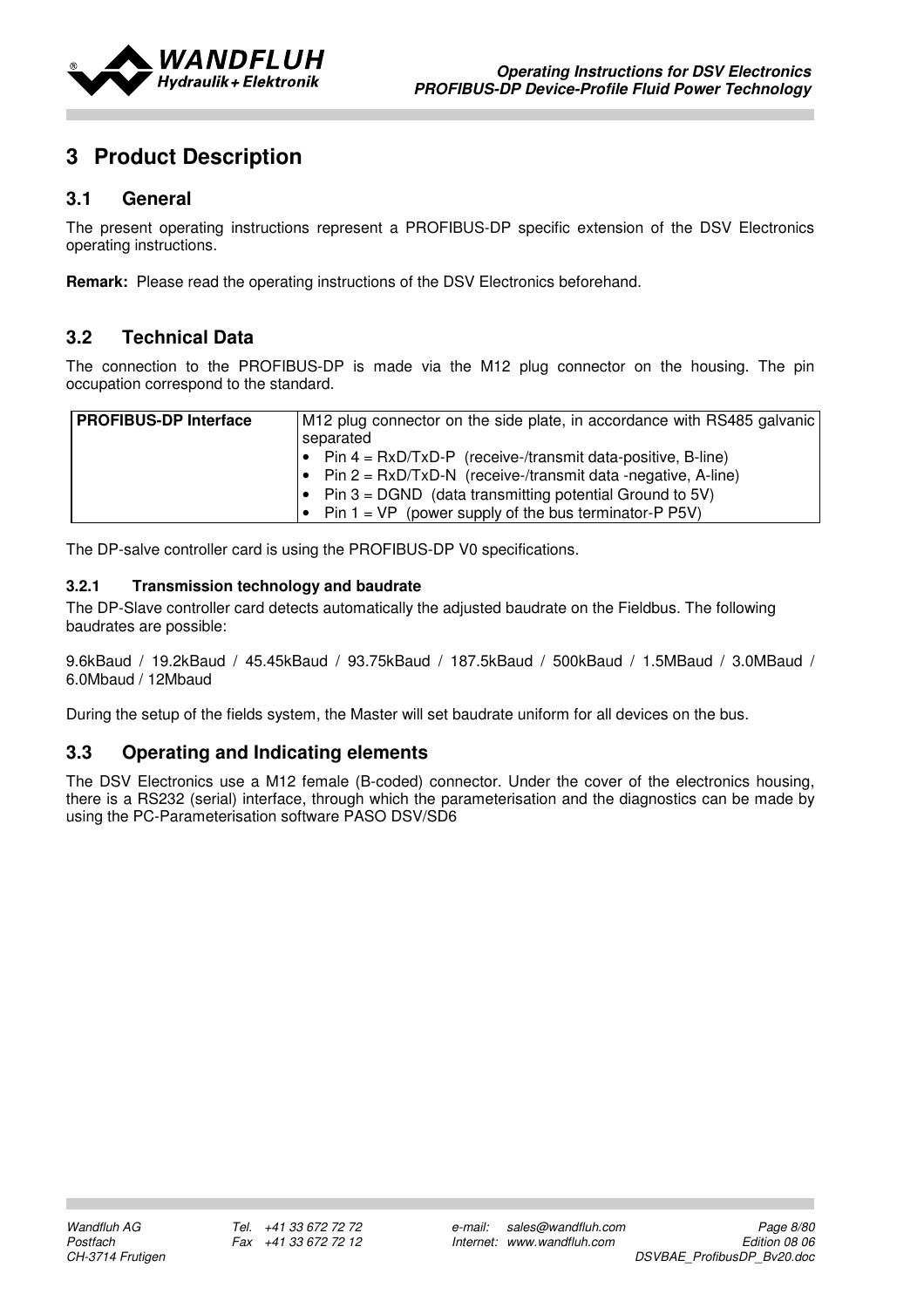# 3 Product Description

## 3.1 General

The present operating instructions represent a PROFIBUS-DP specific extension of the DSV Electronics operating instructions.

**Remark:** Please read the operating instructions of the DSV Electronics beforehand.

## 3.2 Technical Data

The connection to the PROFIBUS-DP is made via the M12 plug connector on the housing. The pin occupation correspond to the standard.

| **PROFIBUS-DP Interface** | M12 plug connector on the side plate, in accordance with RS485 galvanic separated<br>• Pin 4 = RxD/TxD-P (receive-/transmit data-positive, B-line)<br>• Pin 2 = RxD/TxD-N (receive-/transmit data -negative, A-line)<br>• Pin 3 = DGND (data transmitting potential Ground to 5V)<br>• Pin 1 = VP (power supply of the bus terminator-P P5V) |
|---|---|

The DP-salve controller card is using the PROFIBUS-DP V0 specifications.

### 3.2.1 Transmission technology and baudrate

The DP-Slave controller card detects automatically the adjusted baudrate on the Fieldbus. The following baudrates are possible:

9.6kBaud / 19.2kBaud / 45.45kBaud / 93.75kBaud / 187.5kBaud / 500kBaud / 1.5MBaud / 3.0MBaud / 6.0Mbaud / 12Mbaud

During the setup of the fields system, the Master will set baudrate uniform for all devices on the bus.

## 3.3 Operating and Indicating elements

The DSV Electronics use a M12 female (B-coded) connector. Under the cover of the electronics housing, there is a RS232 (serial) interface, through which the parameterisation and the diagnostics can be made by using the PC-Parameterisation software PASO DSV/SD6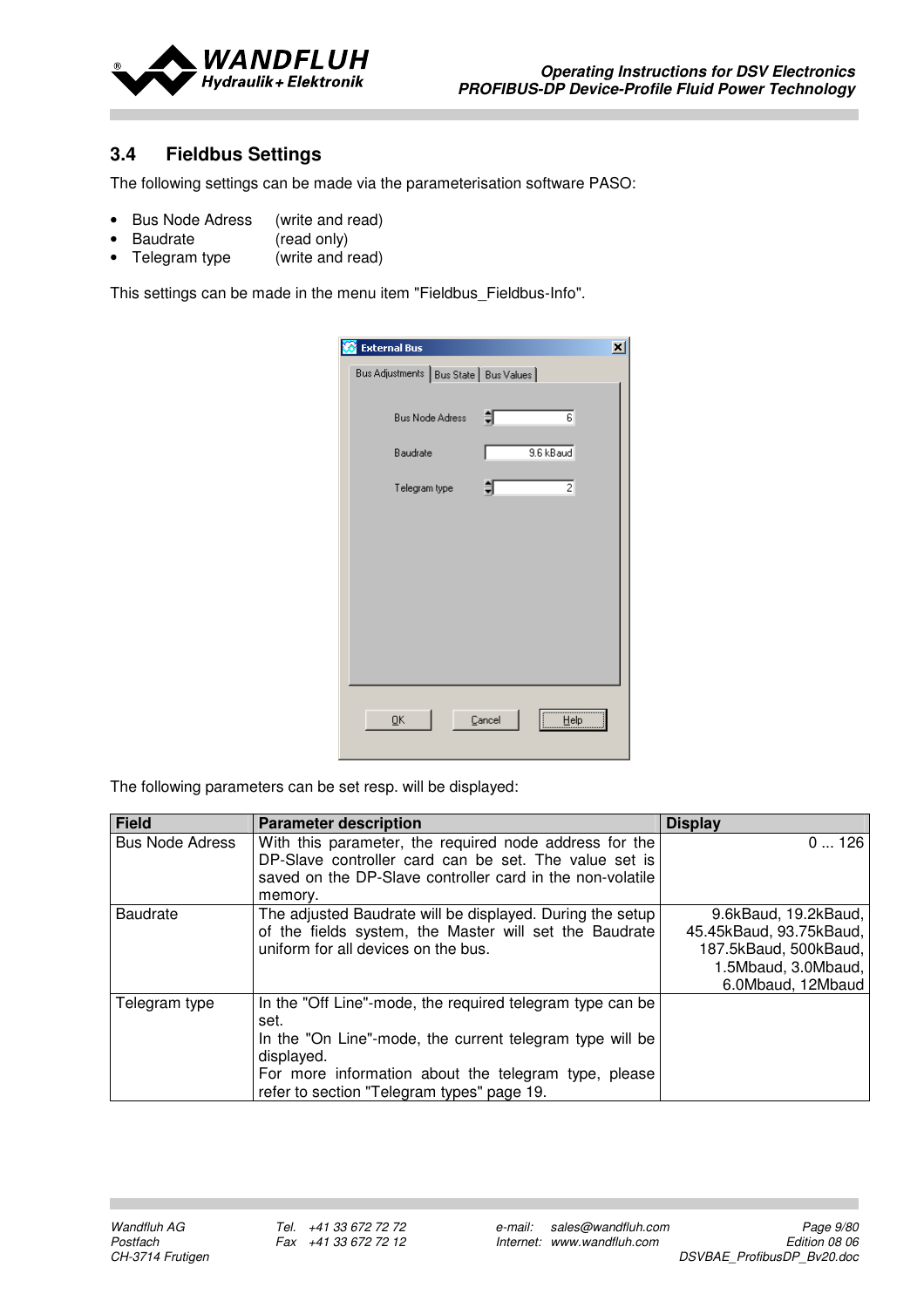## 3.4 Fieldbus Settings

The following settings can be made via the parameterisation software PASO:

- Bus Node Adress (write and read)
- Baudrate (read only)
- Telegram type (write and read)

This settings can be made in the menu item "Fieldbus_Fieldbus-Info".

The following parameters can be set resp. will be displayed:

| Field | Parameter description | Display |
|---|---|---|
| Bus Node Adress | With this parameter, the required node address for the DP-Slave controller card can be set. The value set is saved on the DP-Slave controller card in the non-volatile memory. | 0 ... 126 |
| Baudrate | The adjusted Baudrate will be displayed. During the setup of the fields system, the Master will set the Baudrate uniform for all devices on the bus. | 9.6kBaud, 19.2kBaud, 45.45kBaud, 93.75kBaud, 187.5kBaud, 500kBaud, 1.5Mbaud, 3.0Mbaud, 6.0Mbaud, 12Mbaud |
| Telegram type | In the "Off Line"-mode, the required telegram type can be set.<br>In the "On Line"-mode, the current telegram type will be displayed.<br>For more information about the telegram type, please refer to section "Telegram types" page 19. | |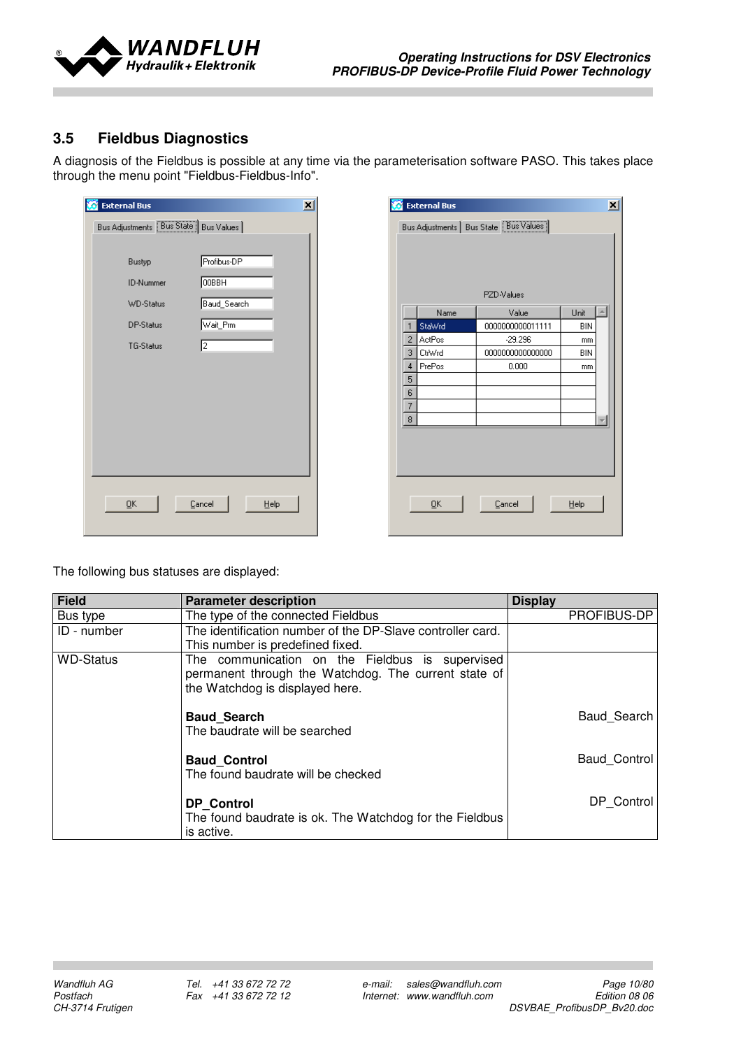## 3.5 Fieldbus Diagnostics

A diagnosis of the Fieldbus is possible at any time via the parameterisation software PASO. This takes place through the menu point "Fieldbus-Fieldbus-Info".

The following bus statuses are displayed:

| Field | Parameter description | Display |
|---|---|---|
| Bus type | The type of the connected Fieldbus | PROFIBUS-DP |
| ID - number | The identification number of the DP-Slave controller card. This number is predefined fixed. | |
| WD-Status | The communication on the Fieldbus is supervised permanent through the Watchdog. The current state of the Watchdog is displayed here. | |
| | **Baud_Search**<br>The baudrate will be searched | Baud_Search |
| | **Baud_Control**<br>The found baudrate will be checked | Baud_Control |
| | **DP_Control**<br>The found baudrate is ok. The Watchdog for the Fieldbus is active. | DP_Control |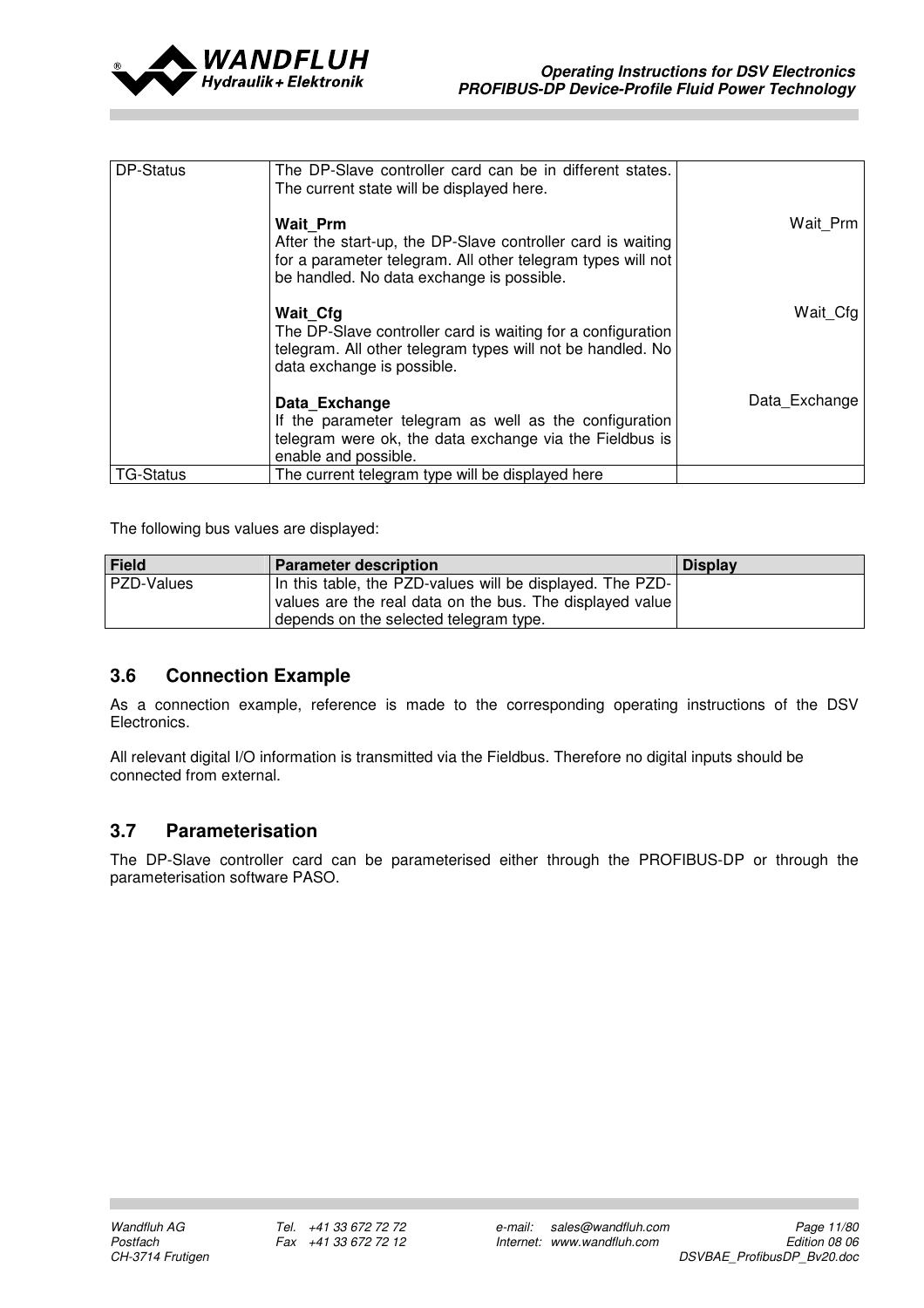| | | |
|---|---|---|
| DP-Status | The DP-Slave controller card can be in different states. The current state will be displayed here.<br><br>**Wait_Prm**<br>After the start-up, the DP-Slave controller card is waiting for a parameter telegram. All other telegram types will not be handled. No data exchange is possible.<br><br>**Wait_Cfg**<br>The DP-Slave controller card is waiting for a configuration telegram. All other telegram types will not be handled. No data exchange is possible.<br><br>**Data_Exchange**<br>If the parameter telegram as well as the configuration telegram were ok, the data exchange via the Fieldbus is enable and possible. | <br><br>Wait_Prm<br><br><br><br>Wait_Cfg<br><br><br><br>Data_Exchange |
| TG-Status | The current telegram type will be displayed here | |

The following bus values are displayed:

| Field | Parameter description | Display |
|---|---|---|
| PZD-Values | In this table, the PZD-values will be displayed. The PZD-values are the real data on the bus. The displayed value depends on the selected telegram type. | |

## 3.6 Connection Example

As a connection example, reference is made to the corresponding operating instructions of the DSV Electronics.

All relevant digital I/O information is transmitted via the Fieldbus. Therefore no digital inputs should be connected from external.

## 3.7 Parameterisation

The DP-Slave controller card can be parameterised either through the PROFIBUS-DP or through the parameterisation software PASO.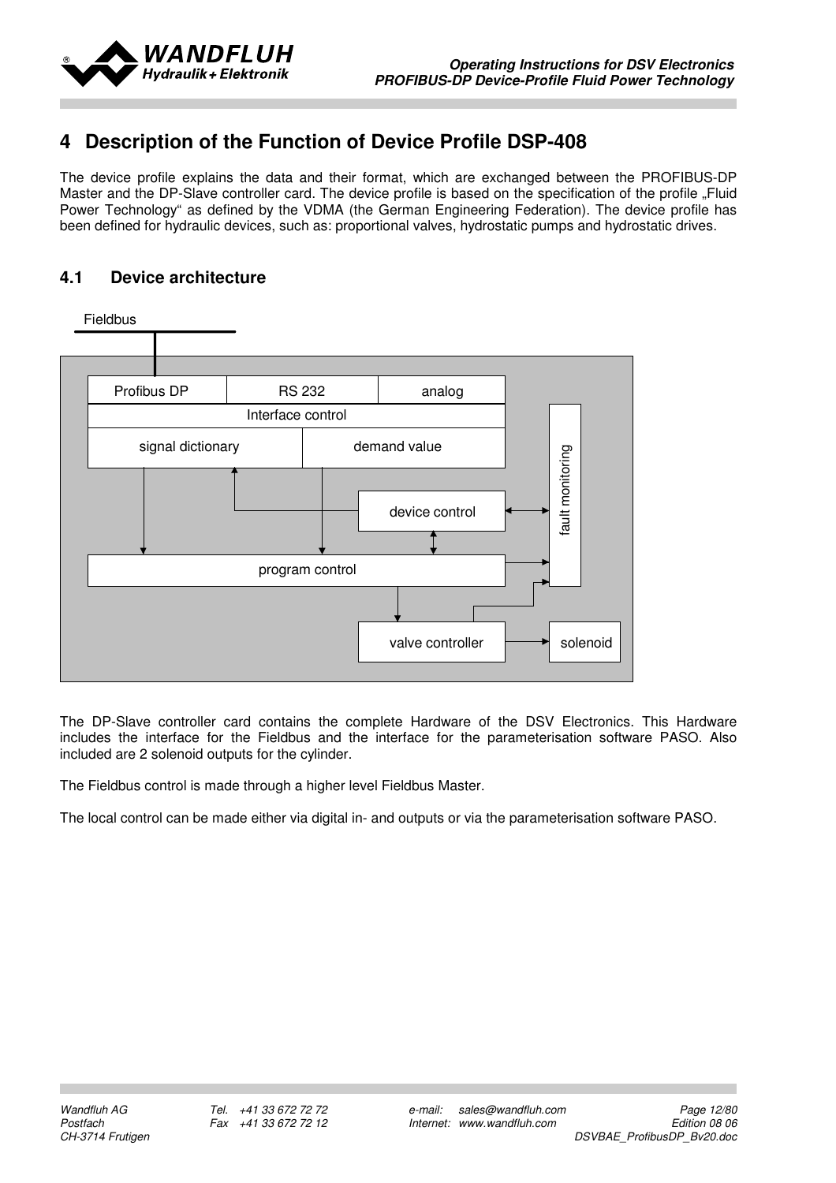# 4 Description of the Function of Device Profile DSP-408

The device profile explains the data and their format, which are exchanged between the PROFIBUS-DP Master and the DP-Slave controller card. The device profile is based on the specification of the profile „Fluid Power Technology“ as defined by the VDMA (the German Engineering Federation). The device profile has been defined for hydraulic devices, such as: proportional valves, hydrostatic pumps and hydrostatic drives.

## 4.1 Device architecture

Fieldbus

Profibus DP | RS 232 | analog

Interface control

signal dictionary | demand value

device control

fault monitoring

program control

valve controller | solenoid

The DP-Slave controller card contains the complete Hardware of the DSV Electronics. This Hardware includes the interface for the Fieldbus and the interface for the parameterisation software PASO. Also included are 2 solenoid outputs for the cylinder.

The Fieldbus control is made through a higher level Fieldbus Master.

The local control can be made either via digital in- and outputs or via the parameterisation software PASO.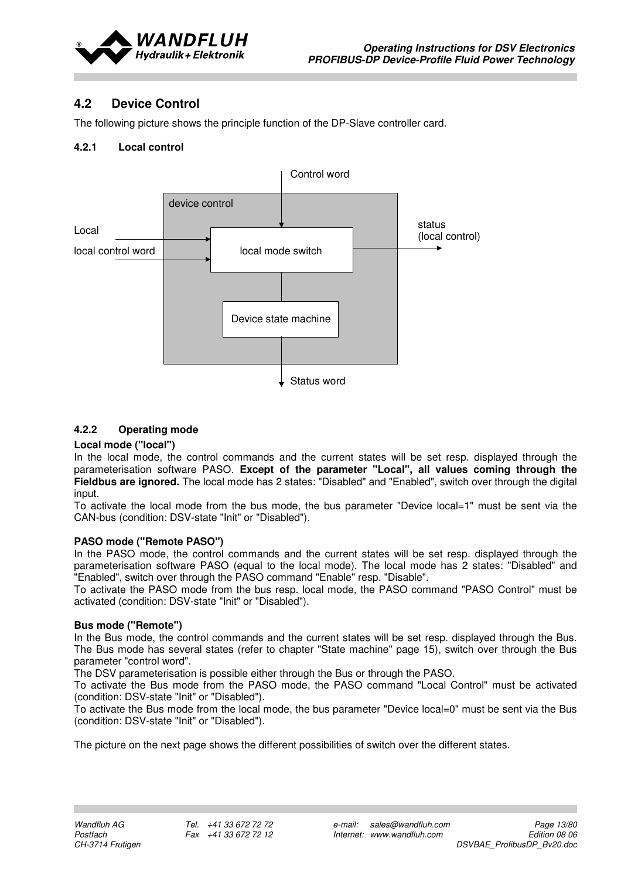## 4.2 Device Control

The following picture shows the principle function of the DP-Slave controller card.

### 4.2.1 Local control

Control word

device control

Local

local control word

local mode switch

status
(local control)

Device state machine

Status word

### 4.2.2 Operating mode

**Local mode ("local")**

In the local mode, the control commands and the current states will be set resp. displayed through the parameterisation software PASO. **Except of the parameter "Local", all values coming through the Fieldbus are ignored.** The local mode has 2 states: "Disabled" and "Enabled", switch over through the digital input.

To activate the local mode from the bus mode, the bus parameter "Device local=1" must be sent via the CAN-bus (condition: DSV-state "Init" or "Disabled").

**PASO mode ("Remote PASO")**

In the PASO mode, the control commands and the current states will be set resp. displayed through the parameterisation software PASO (equal to the local mode). The local mode has 2 states: "Disabled" and "Enabled", switch over through the PASO command "Enable" resp. "Disable".

To activate the PASO mode from the bus resp. local mode, the PASO command "PASO Control" must be activated (condition: DSV-state "Init" or "Disabled").

**Bus mode ("Remote")**

In the Bus mode, the control commands and the current states will be set resp. displayed through the Bus. The Bus mode has several states (refer to chapter "State machine" page 15), switch over through the Bus parameter "control word".

The DSV parameterisation is possible either through the Bus or through the PASO.

To activate the Bus mode from the PASO mode, the PASO command "Local Control" must be activated (condition: DSV-state "Init" or "Disabled").

To activate the Bus mode from the local mode, the bus parameter "Device local=0" must be sent via the Bus (condition: DSV-state "Init" or "Disabled").

The picture on the next page shows the different possibilities of switch over the different states.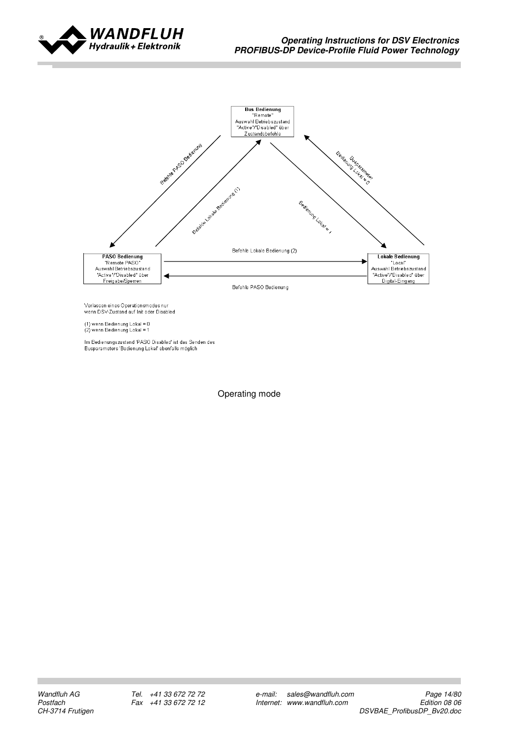**Bus Bedienung**
"Remote"
Auswahl Betriebszustand
"Active"/"Disabled" über
Zustandsbefehle

Befehle PASO Bedienung

Befehle Lokale Bedienung (1)

Busparameter Bedienung Lokal = 0

Bedienung Lokal = 1

**PASO Bedienung**
"Remote PASO"
Auswahl Betriebszustand
"Active"/"Disabled" über
Freigabe/Sperren

Befehle Lokale Bedienung (2)

Befehle PASO Bedienung

**Lokale Bedienung**
"Local"
Auswahl Betriebszustand
"Active"/"Disabled" über
Digital-Eingang

Verlassen eines Operationsmodus nur
wenn DSV-Zustand auf Init oder Disabled

(1) wenn Bedienung Lokal = 0
(2) wenn Bedienung Lokal = 1

Im Bedienungszustand 'PASO Disabled' ist das Senden des
Busparameters 'Bedienung Lokal' ebenfalls möglich

Operating mode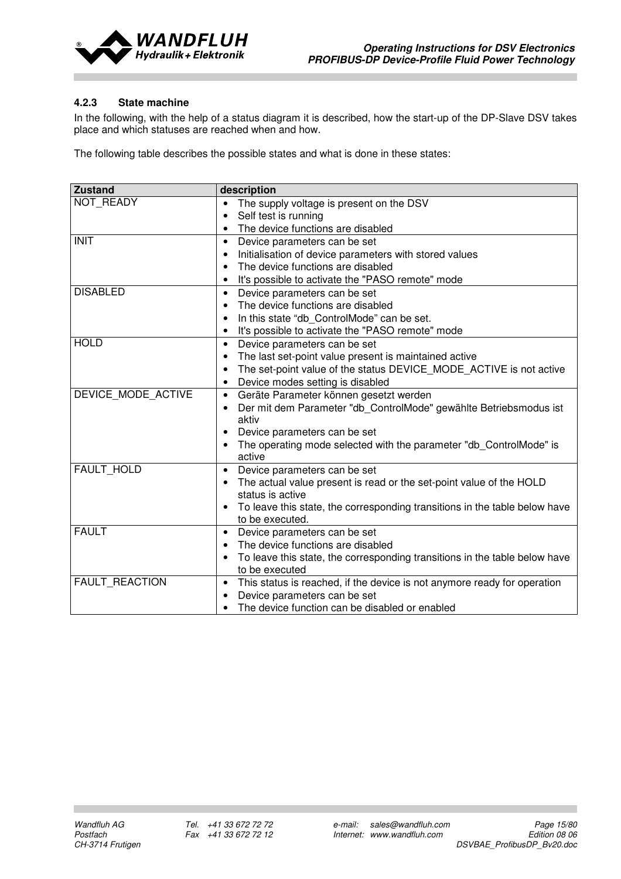### 4.2.3 State machine

In the following, with the help of a status diagram it is described, how the start-up of the DP-Slave DSV takes place and which statuses are reached when and how.

The following table describes the possible states and what is done in these states:

| Zustand | description |
|---|---|
| NOT_READY | • The supply voltage is present on the DSV<br>• Self test is running<br>• The device functions are disabled |
| INIT | • Device parameters can be set<br>• Initialisation of device parameters with stored values<br>• The device functions are disabled<br>• It's possible to activate the "PASO remote" mode |
| DISABLED | • Device parameters can be set<br>• The device functions are disabled<br>• In this state “db_ControlMode” can be set.<br>• It's possible to activate the "PASO remote" mode |
| HOLD | • Device parameters can be set<br>• The last set-point value present is maintained active<br>• The set-point value of the status DEVICE_MODE_ACTIVE is not active<br>• Device modes setting is disabled |
| DEVICE_MODE_ACTIVE | • Geräte Parameter können gesetzt werden<br>• Der mit dem Parameter "db_ControlMode" gewählte Betriebsmodus ist aktiv<br>• Device parameters can be set<br>• The operating mode selected with the parameter "db_ControlMode" is active |
| FAULT_HOLD | • Device parameters can be set<br>• The actual value present is read or the set-point value of the HOLD status is active<br>• To leave this state, the corresponding transitions in the table below have to be executed. |
| FAULT | • Device parameters can be set<br>• The device functions are disabled<br>• To leave this state, the corresponding transitions in the table below have to be executed |
| FAULT_REACTION | • This status is reached, if the device is not anymore ready for operation<br>• Device parameters can be set<br>• The device function can be disabled or enabled |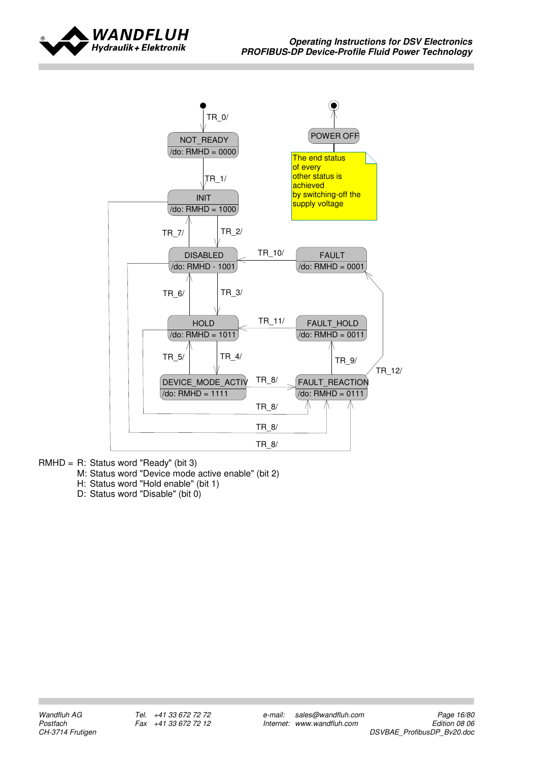NOT_READY
/do: RMHD = 0000

TR_0/

TR_1/

INIT
/do: RMHD = 1000

TR_7/

TR_2/

DISABLED
/do: RMHD - 1001

TR_10/

FAULT
/do: RMHD = 0001

TR_6/

TR_3/

HOLD
/do: RMHD = 1011

TR_11/

FAULT_HOLD
/do: RMHD = 0011

TR_5/

TR_4/

TR_9/

TR_12/

DEVICE_MODE_ACTIV
/do: RMHD = 1111

TR_8/

FAULT_REACTION
/do: RMHD = 0111

TR_8/

TR_8/

TR_8/

POWER OFF

The end status of every other status is achieved by switching-off the supply voltage

RMHD = R: Status word "Ready" (bit 3)
M: Status word "Device mode active enable" (bit 2)
H: Status word "Hold enable" (bit 1)
D: Status word "Disable" (bit 0)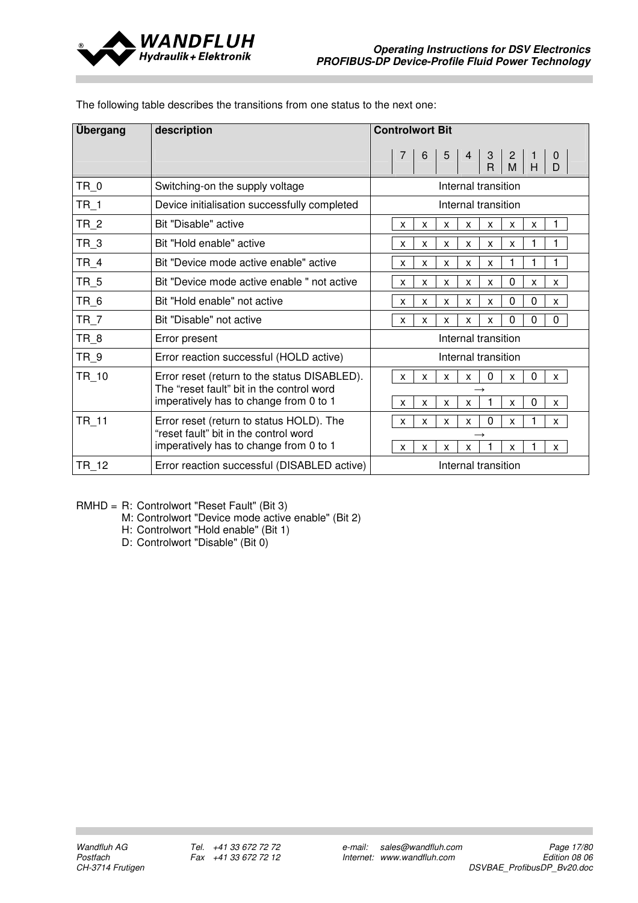The following table describes the transitions from one status to the next one:

| Übergang | description | 7 | 6 | 5 | 4 | 3 R | 2 M | 1 H | 0 D |
|---|---|---|---|---|---|---|---|---|---|
| TR_0 | Switching-on the supply voltage | Internal transition | | | | | | | |
| TR_1 | Device initialisation successfully completed | Internal transition | | | | | | | |
| TR_2 | Bit "Disable" active | x | x | x | x | x | x | x | 1 |
| TR_3 | Bit "Hold enable" active | x | x | x | x | x | x | 1 | 1 |
| TR_4 | Bit "Device mode active enable" active | x | x | x | x | x | 1 | 1 | 1 |
| TR_5 | Bit "Device mode active enable " not active | x | x | x | x | x | 0 | x | x |
| TR_6 | Bit "Hold enable" not active | x | x | x | x | x | 0 | 0 | x |
| TR_7 | Bit "Disable" not active | x | x | x | x | x | 0 | 0 | 0 |
| TR_8 | Error present | Internal transition | | | | | | | |
| TR_9 | Error reaction successful (HOLD active) | Internal transition | | | | | | | |
| TR_10 | Error reset (return to the status DISABLED). The “reset fault” bit in the control word imperatively has to change from 0 to 1 | x | x | x | x | 0 | x | 0 | x |
| | → | | | | | | | | |
| | | x | x | x | x | 1 | x | 0 | x |
| TR_11 | Error reset (return to status HOLD). The “reset fault” bit in the control word imperatively has to change from 0 to 1 | x | x | x | x | 0 | x | 1 | x |
| | → | | | | | | | | |
| | | x | x | x | x | 1 | x | 1 | x |
| TR_12 | Error reaction successful (DISABLED active) | Internal transition | | | | | | | |

(Columns 7 … 0 D: Controlwort Bit)

RMHD = R: Controlwort "Reset Fault" (Bit 3)
M: Controlwort "Device mode active enable" (Bit 2)
H: Controlwort "Hold enable" (Bit 1)
D: Controlwort "Disable" (Bit 0)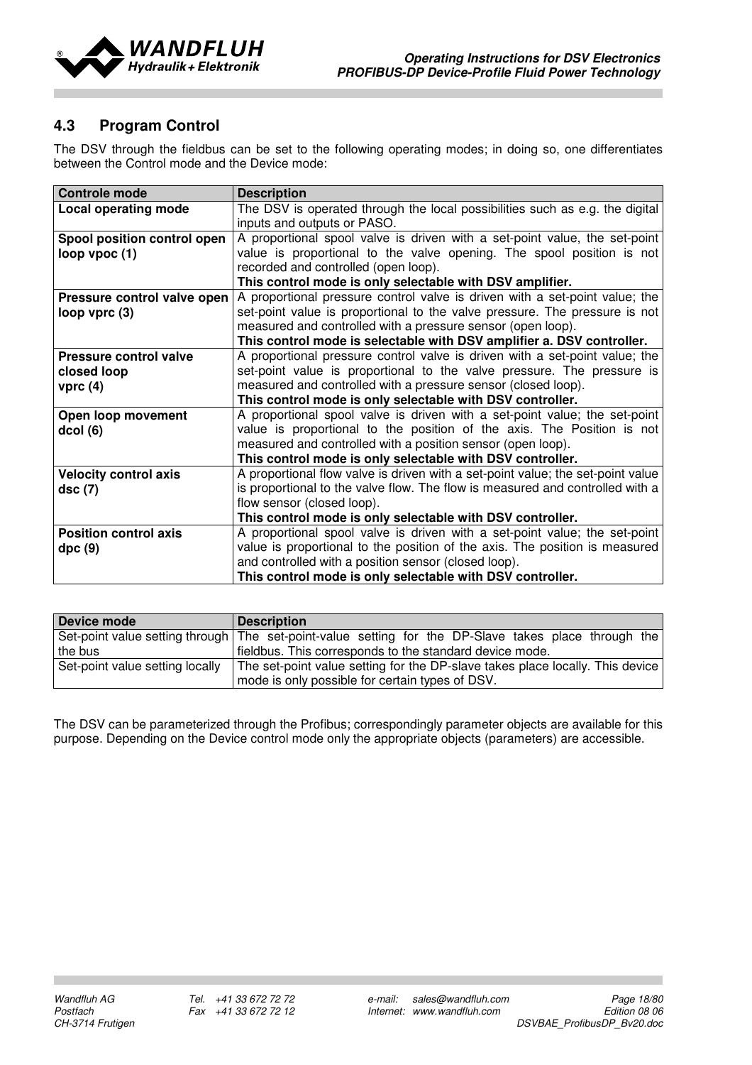## 4.3 Program Control

The DSV through the fieldbus can be set to the following operating modes; in doing so, one differentiates between the Control mode and the Device mode:

| Controle mode | Description |
|---|---|
| **Local operating mode** | The DSV is operated through the local possibilities such as e.g. the digital inputs and outputs or PASO. |
| **Spool position control open loop vpoc (1)** | A proportional spool valve is driven with a set-point value, the set-point value is proportional to the valve opening. The spool position is not recorded and controlled (open loop).<br>**This control mode is only selectable with DSV amplifier.** |
| **Pressure control valve open loop vprc (3)** | A proportional pressure control valve is driven with a set-point value; the set-point value is proportional to the valve pressure. The pressure is not measured and controlled with a pressure sensor (open loop).<br>**This control mode is selectable with DSV amplifier a. DSV controller.** |
| **Pressure control valve closed loop vprc (4)** | A proportional pressure control valve is driven with a set-point value; the set-point value is proportional to the valve pressure. The pressure is measured and controlled with a pressure sensor (closed loop).<br>**This control mode is only selectable with DSV controller.** |
| **Open loop movement dcol (6)** | A proportional spool valve is driven with a set-point value; the set-point value is proportional to the position of the axis. The Position is not measured and controlled with a position sensor (open loop).<br>**This control mode is only selectable with DSV controller.** |
| **Velocity control axis dsc (7)** | A proportional flow valve is driven with a set-point value; the set-point value is proportional to the valve flow. The flow is measured and controlled with a flow sensor (closed loop).<br>**This control mode is only selectable with DSV controller.** |
| **Position control axis dpc (9)** | A proportional spool valve is driven with a set-point value; the set-point value is proportional to the position of the axis. The position is measured and controlled with a position sensor (closed loop).<br>**This control mode is only selectable with DSV controller.** |

| Device mode | Description |
|---|---|
| Set-point value setting through the bus | The set-point-value setting for the DP-Slave takes place through the fieldbus. This corresponds to the standard device mode. |
| Set-point value setting locally | The set-point value setting for the DP-slave takes place locally. This device mode is only possible for certain types of DSV. |

The DSV can be parameterized through the Profibus; correspondingly parameter objects are available for this purpose. Depending on the Device control mode only the appropriate objects (parameters) are accessible.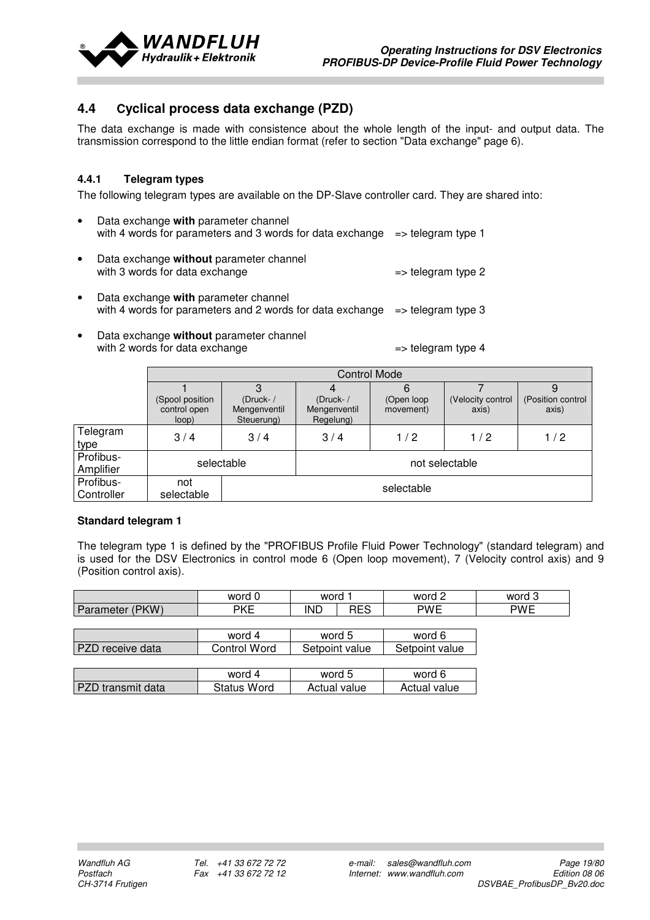## 4.4 Cyclical process data exchange (PZD)

The data exchange is made with consistence about the whole length of the input- and output data. The transmission correspond to the little endian format (refer to section "Data exchange" page 6).

### 4.4.1 Telegram types

The following telegram types are available on the DP-Slave controller card. They are shared into:

- Data exchange **with** parameter channel
  with 4 words for parameters and 3 words for data exchange => telegram type 1
- Data exchange **without** parameter channel
  with 3 words for data exchange => telegram type 2
- Data exchange **with** parameter channel
  with 4 words for parameters and 2 words for data exchange => telegram type 3
- Data exchange **without** parameter channel
  with 2 words for data exchange => telegram type 4

| | Control Mode | | | | | |
|---|---|---|---|---|---|---|
| | 1 (Spool position control open loop) | 3 (Druck- / Mengenventil Steuerung) | 4 (Druck- / Mengenventil Regelung) | 6 (Open loop movement) | 7 (Velocity control axis) | 9 (Position control axis) |
| Telegram type | 3 / 4 | 3 / 4 | 3 / 4 | 1 / 2 | 1 / 2 | 1 / 2 |
| Profibus-Amplifier | selectable | | not selectable | | | |
| Profibus-Controller | not selectable | selectable | | | | |

**Standard telegram 1**

The telegram type 1 is defined by the "PROFIBUS Profile Fluid Power Technology" (standard telegram) and is used for the DSV Electronics in control mode 6 (Open loop movement), 7 (Velocity control axis) and 9 (Position control axis).

| | word 0 | word 1 | | word 2 | word 3 |
|---|---|---|---|---|---|
| Parameter (PKW) | PKE | IND | RES | PWE | PWE |

| | word 4 | word 5 | word 6 |
|---|---|---|---|
| PZD receive data | Control Word | Setpoint value | Setpoint value |

| | word 4 | word 5 | word 6 |
|---|---|---|---|
| PZD transmit data | Status Word | Actual value | Actual value |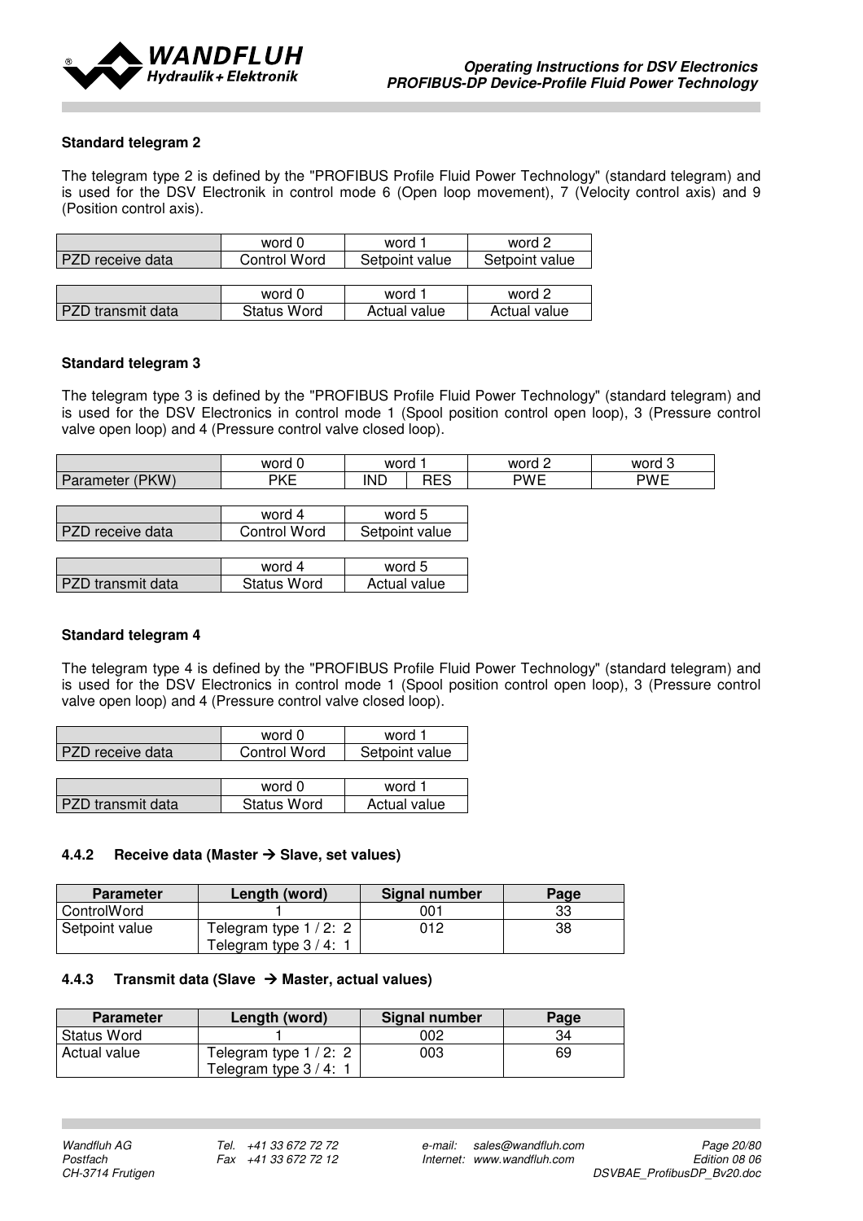**Standard telegram 2**

The telegram type 2 is defined by the "PROFIBUS Profile Fluid Power Technology" (standard telegram) and is used for the DSV Electronik in control mode 6 (Open loop movement), 7 (Velocity control axis) and 9 (Position control axis).

| | word 0 | word 1 | word 2 |
|---|---|---|---|
| PZD receive data | Control Word | Setpoint value | Setpoint value |

| | word 0 | word 1 | word 2 |
|---|---|---|---|
| PZD transmit data | Status Word | Actual value | Actual value |

**Standard telegram 3**

The telegram type 3 is defined by the "PROFIBUS Profile Fluid Power Technology" (standard telegram) and is used for the DSV Electronics in control mode 1 (Spool position control open loop), 3 (Pressure control valve open loop) and 4 (Pressure control valve closed loop).

| | word 0 | word 1 | | word 2 | word 3 |
|---|---|---|---|---|---|
| Parameter (PKW) | PKE | IND | RES | PWE | PWE |

| | word 4 | word 5 |
|---|---|---|
| PZD receive data | Control Word | Setpoint value |

| | word 4 | word 5 |
|---|---|---|
| PZD transmit data | Status Word | Actual value |

**Standard telegram 4**

The telegram type 4 is defined by the "PROFIBUS Profile Fluid Power Technology" (standard telegram) and is used for the DSV Electronics in control mode 1 (Spool position control open loop), 3 (Pressure control valve open loop) and 4 (Pressure control valve closed loop).

| | word 0 | word 1 |
|---|---|---|
| PZD receive data | Control Word | Setpoint value |

| | word 0 | word 1 |
|---|---|---|
| PZD transmit data | Status Word | Actual value |

### 4.4.2 Receive data (Master → Slave, set values)

| Parameter | Length (word) | Signal number | Page |
|---|---|---|---|
| ControlWord | 1 | 001 | 33 |
| Setpoint value | Telegram type 1 / 2: 2<br>Telegram type 3 / 4: 1 | 012 | 38 |

### 4.4.3 Transmit data (Slave → Master, actual values)

| Parameter | Length (word) | Signal number | Page |
|---|---|---|---|
| Status Word | 1 | 002 | 34 |
| Actual value | Telegram type 1 / 2: 2<br>Telegram type 3 / 4: 1 | 003 | 69 |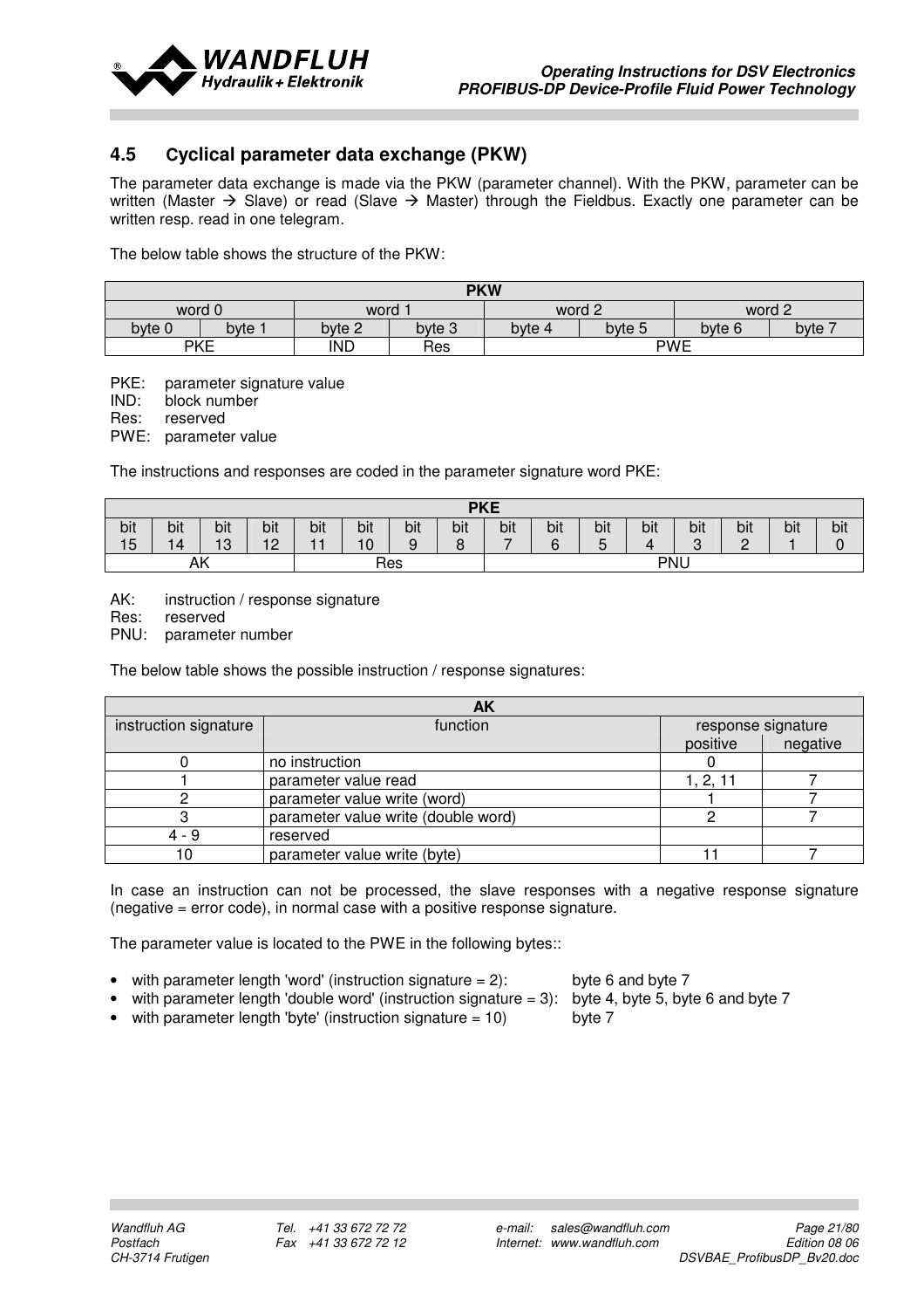## 4.5 Cyclical parameter data exchange (PKW)

The parameter data exchange is made via the PKW (parameter channel). With the PKW, parameter can be written (Master → Slave) or read (Slave → Master) through the Fieldbus. Exactly one parameter can be written resp. read in one telegram.

The below table shows the structure of the PKW:

| PKW | | | | | | | |
|---|---|---|---|---|---|---|---|
| word 0 | | word 1 | | word 2 | | word 2 | |
| byte 0 | byte 1 | byte 2 | byte 3 | byte 4 | byte 5 | byte 6 | byte 7 |
| PKE | | IND | Res | PWE | | | |

PKE: parameter signature value
IND: block number
Res: reserved
PWE: parameter value

The instructions and responses are coded in the parameter signature word PKE:

| PKE | | | | | | | | | | | | | | | |
|---|---|---|---|---|---|---|---|---|---|---|---|---|---|---|---|
| bit 15 | bit 14 | bit 13 | bit 12 | bit 11 | bit 10 | bit 9 | bit 8 | bit 7 | bit 6 | bit 5 | bit 4 | bit 3 | bit 2 | bit 1 | bit 0 |
| AK | | | | Res | | | | PNU | | | | | | | |

AK: instruction / response signature
Res: reserved
PNU: parameter number

The below table shows the possible instruction / response signatures:

| AK | | | |
|---|---|---|---|
| instruction signature | function | response signature | |
| | | positive | negative |
| 0 | no instruction | 0 | |
| 1 | parameter value read | 1, 2, 11 | 7 |
| 2 | parameter value write (word) | 1 | 7 |
| 3 | parameter value write (double word) | 2 | 7 |
| 4 - 9 | reserved | | |
| 10 | parameter value write (byte) | 11 | 7 |

In case an instruction can not be processed, the slave responses with a negative response signature (negative = error code), in normal case with a positive response signature.

The parameter value is located to the PWE in the following bytes::

- with parameter length 'word' (instruction signature = 2): byte 6 and byte 7
- with parameter length 'double word' (instruction signature = 3): byte 4, byte 5, byte 6 and byte 7
- with parameter length 'byte' (instruction signature = 10) byte 7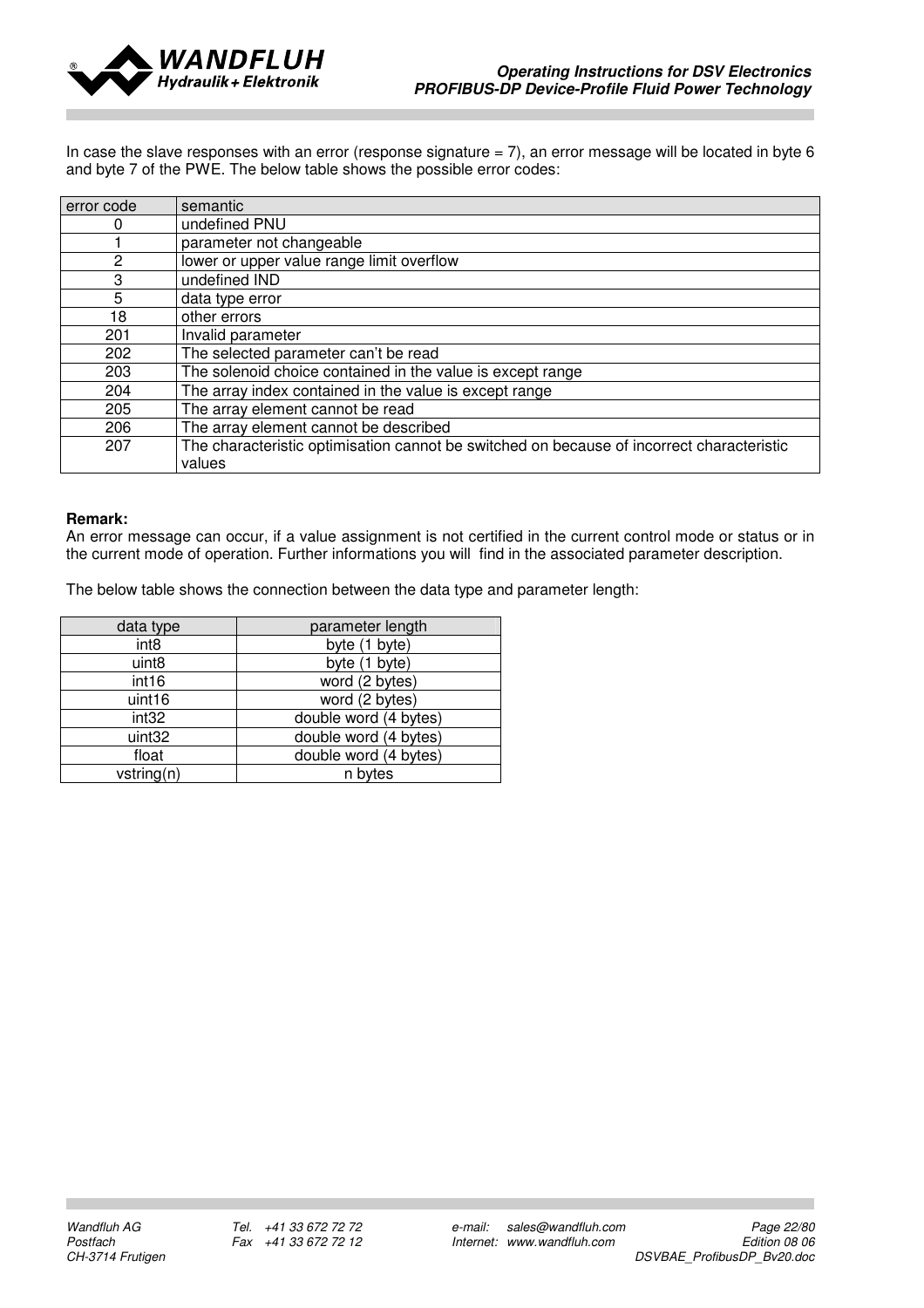In case the slave responses with an error (response signature = 7), an error message will be located in byte 6 and byte 7 of the PWE. The below table shows the possible error codes:

| error code | semantic |
|---|---|
| 0 | undefined PNU |
| 1 | parameter not changeable |
| 2 | lower or upper value range limit overflow |
| 3 | undefined IND |
| 5 | data type error |
| 18 | other errors |
| 201 | Invalid parameter |
| 202 | The selected parameter can't be read |
| 203 | The solenoid choice contained in the value is except range |
| 204 | The array index contained in the value is except range |
| 205 | The array element cannot be read |
| 206 | The array element cannot be described |
| 207 | The characteristic optimisation cannot be switched on because of incorrect characteristic values |

**Remark:**
An error message can occur, if a value assignment is not certified in the current control mode or status or in the current mode of operation. Further informations you will find in the associated parameter description.

The below table shows the connection between the data type and parameter length:

| data type | parameter length |
|---|---|
| int8 | byte (1 byte) |
| uint8 | byte (1 byte) |
| int16 | word (2 bytes) |
| uint16 | word (2 bytes) |
| int32 | double word (4 bytes) |
| uint32 | double word (4 bytes) |
| float | double word (4 bytes) |
| vstring(n) | n bytes |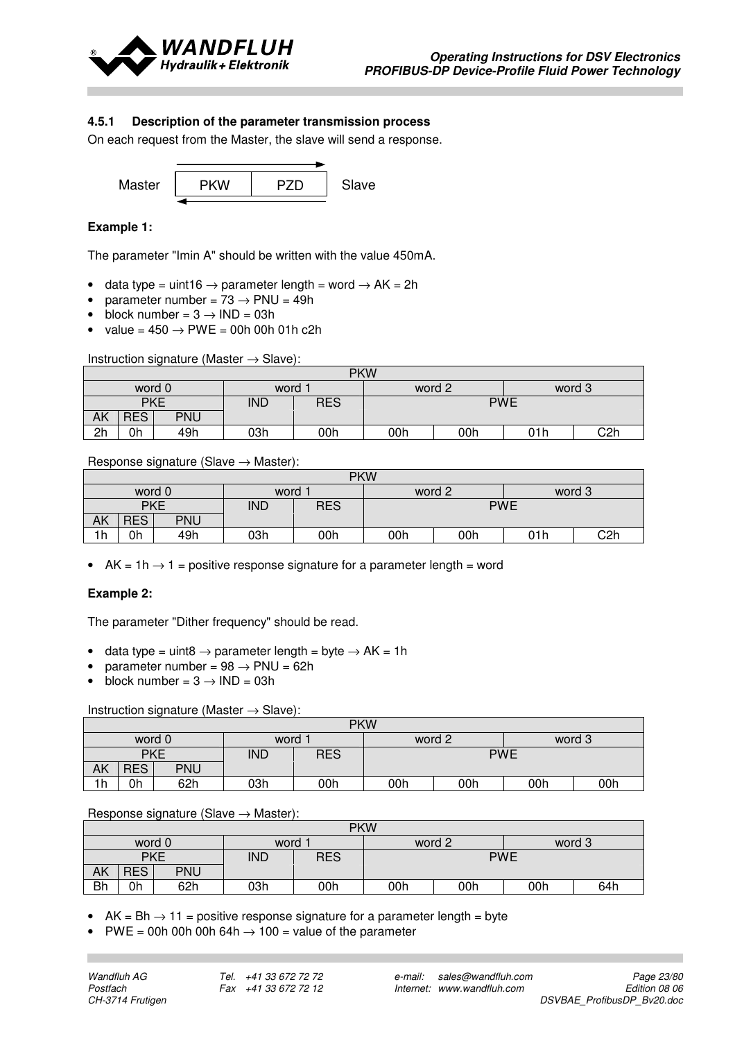### 4.5.1 Description of the parameter transmission process

On each request from the Master, the slave will send a response.

| Master | PKW | PZD | Slave |
|---|---|---|---|

**Example 1:**

The parameter "Imin A" should be written with the value 450mA.

- data type = uint16 → parameter length = word → AK = 2h
- parameter number = 73 → PNU = 49h
- block number = 3 → IND = 03h
- value = 450 → PWE = 00h 00h 01h c2h

Instruction signature (Master → Slave):

| PKW | | | | | | | | |
|---|---|---|---|---|---|---|---|---|
| word 0 | | | word 1 | | word 2 | | word 3 | |
| PKE | | | IND | RES | PWE | | | |
| AK | RES | PNU | | | | | | |
| 2h | 0h | 49h | 03h | 00h | 00h | 00h | 01h | C2h |

Response signature (Slave → Master):

| PKW | | | | | | | | |
|---|---|---|---|---|---|---|---|---|
| word 0 | | | word 1 | | word 2 | | word 3 | |
| PKE | | | IND | RES | PWE | | | |
| AK | RES | PNU | | | | | | |
| 1h | 0h | 49h | 03h | 00h | 00h | 00h | 01h | C2h |

- AK = 1h → 1 = positive response signature for a parameter length = word

**Example 2:**

The parameter "Dither frequency" should be read.

- data type = uint8 → parameter length = byte → AK = 1h
- parameter number = 98 → PNU = 62h
- block number = 3 → IND = 03h

Instruction signature (Master → Slave):

| PKW | | | | | | | | |
|---|---|---|---|---|---|---|---|---|
| word 0 | | | word 1 | | word 2 | | word 3 | |
| PKE | | | IND | RES | PWE | | | |
| AK | RES | PNU | | | | | | |
| 1h | 0h | 62h | 03h | 00h | 00h | 00h | 00h | 00h |

Response signature (Slave → Master):

| PKW | | | | | | | | |
|---|---|---|---|---|---|---|---|---|
| word 0 | | | word 1 | | word 2 | | word 3 | |
| PKE | | | IND | RES | PWE | | | |
| AK | RES | PNU | | | | | | |
| Bh | 0h | 62h | 03h | 00h | 00h | 00h | 00h | 64h |

- AK = Bh → 11 = positive response signature for a parameter length = byte
- PWE = 00h 00h 00h 64h → 100 = value of the parameter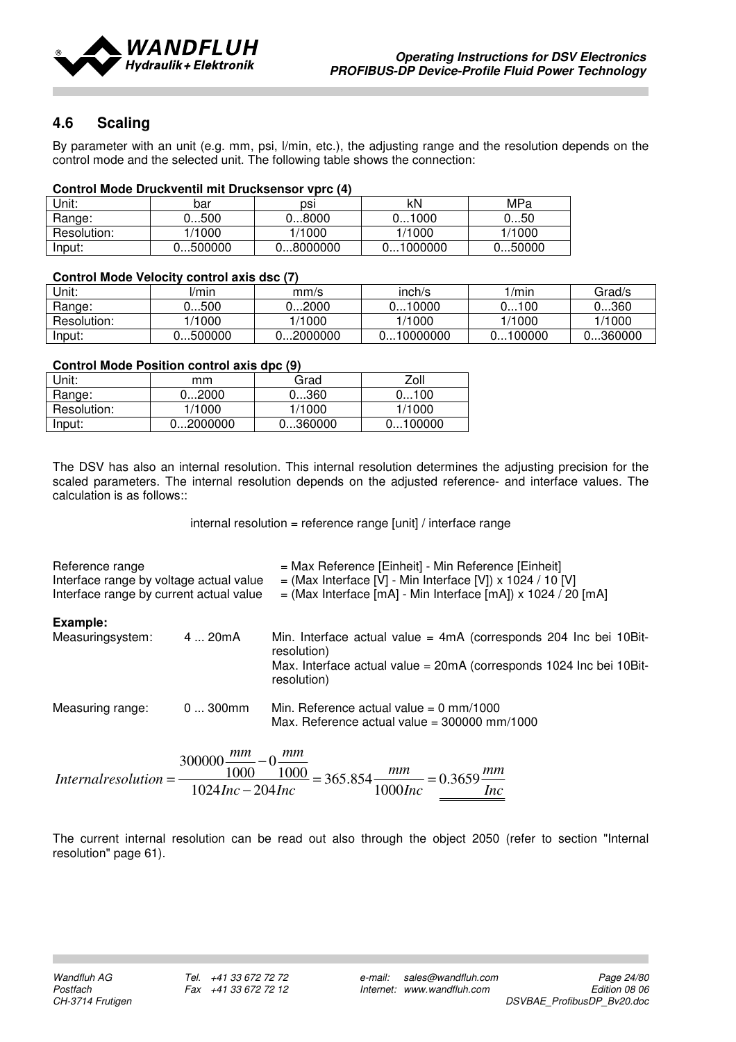## 4.6 Scaling

By parameter with an unit (e.g. mm, psi, l/min, etc.), the adjusting range and the resolution depends on the control mode and the selected unit. The following table shows the connection:

**Control Mode Druckventil mit Drucksensor vprc (4)**

| Unit: | bar | psi | kN | MPa |
|---|---|---|---|---|
| Range: | 0...500 | 0...8000 | 0...1000 | 0...50 |
| Resolution: | 1/1000 | 1/1000 | 1/1000 | 1/1000 |
| Input: | 0...500000 | 0...8000000 | 0...1000000 | 0...50000 |

**Control Mode Velocity control axis dsc (7)**

| Unit: | l/min | mm/s | inch/s | 1/min | Grad/s |
|---|---|---|---|---|---|
| Range: | 0...500 | 0...2000 | 0...10000 | 0...100 | 0...360 |
| Resolution: | 1/1000 | 1/1000 | 1/1000 | 1/1000 | 1/1000 |
| Input: | 0...500000 | 0...2000000 | 0...10000000 | 0...100000 | 0...360000 |

**Control Mode Position control axis dpc (9)**

| Unit: | mm | Grad | Zoll |
|---|---|---|---|
| Range: | 0...2000 | 0...360 | 0...100 |
| Resolution: | 1/1000 | 1/1000 | 1/1000 |
| Input: | 0...2000000 | 0...360000 | 0...100000 |

The DSV has also an internal resolution. This internal resolution determines the adjusting precision for the scaled parameters. The internal resolution depends on the adjusted reference- and interface values. The calculation is as follows::

internal resolution = reference range [unit] / interface range

| | |
|---|---|
| Reference range | = Max Reference [Einheit] - Min Reference [Einheit] |
| Interface range by voltage actual value | = (Max Interface [V] - Min Interface [V]) x 1024 / 10 [V] |
| Interface range by current actual value | = (Max Interface [mA] - Min Interface [mA]) x 1024 / 20 [mA] |

**Example:**

| | | |
|---|---|---|
| Measuringsystem: | 4 ... 20mA | Min. Interface actual value = 4mA (corresponds 204 Inc bei 10Bit-resolution)<br>Max. Interface actual value = 20mA (corresponds 1024 Inc bei 10Bit-resolution) |
| Measuring range: | 0 ... 300mm | Min. Reference actual value = 0 mm/1000<br>Max. Reference actual value = 300000 mm/1000 |

$$Internalresolution = \frac{300000\frac{mm}{1000} - 0\frac{mm}{1000}}{1024Inc - 204Inc} = 365.854\frac{mm}{1000Inc} = \underline{\underline{0.3659\frac{mm}{Inc}}}$$

The current internal resolution can be read out also through the object 2050 (refer to section "Internal resolution" page 61).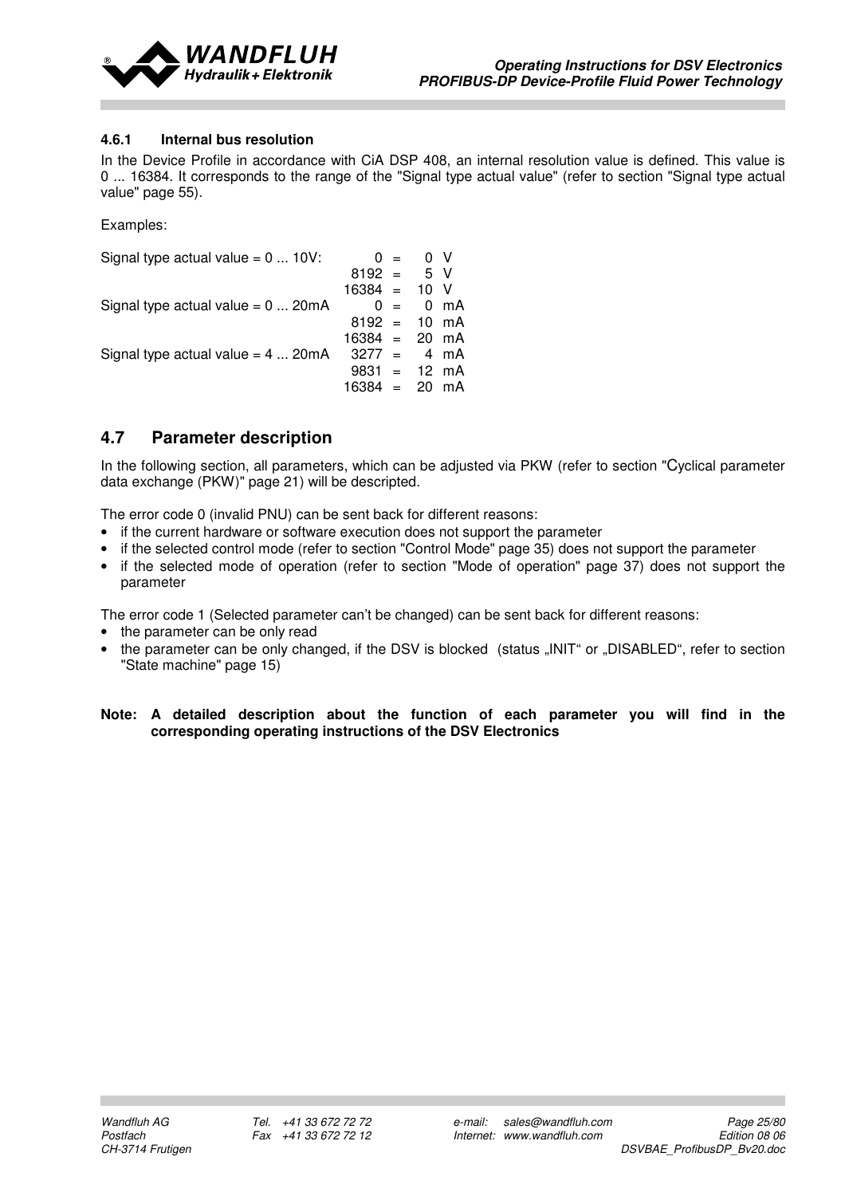### 4.6.1 Internal bus resolution

In the Device Profile in accordance with CiA DSP 408, an internal resolution value is defined. This value is 0 ... 16384. It corresponds to the range of the "Signal type actual value" (refer to section "Signal type actual value" page 55).

Examples:

| Signal type actual value | Internal value | | Signal |
|---|---|---|---|
| Signal type actual value = 0 ... 10V: | 0 | = | 0 V |
| | 8192 | = | 5 V |
| | 16384 | = | 10 V |
| Signal type actual value = 0 ... 20mA | 0 | = | 0 mA |
| | 8192 | = | 10 mA |
| | 16384 | = | 20 mA |
| Signal type actual value = 4 ... 20mA | 3277 | = | 4 mA |
| | 9831 | = | 12 mA |
| | 16384 | = | 20 mA |

## 4.7 Parameter description

In the following section, all parameters, which can be adjusted via PKW (refer to section "Cyclical parameter data exchange (PKW)" page 21) will be descripted.

The error code 0 (invalid PNU) can be sent back for different reasons:

- if the current hardware or software execution does not support the parameter
- if the selected control mode (refer to section "Control Mode" page 35) does not support the parameter
- if the selected mode of operation (refer to section "Mode of operation" page 37) does not support the parameter

The error code 1 (Selected parameter can't be changed) can be sent back for different reasons:

- the parameter can be only read
- the parameter can be only changed, if the DSV is blocked (status „INIT" or „DISABLED", refer to section "State machine" page 15)

**Note: A detailed description about the function of each parameter you will find in the corresponding operating instructions of the DSV Electronics**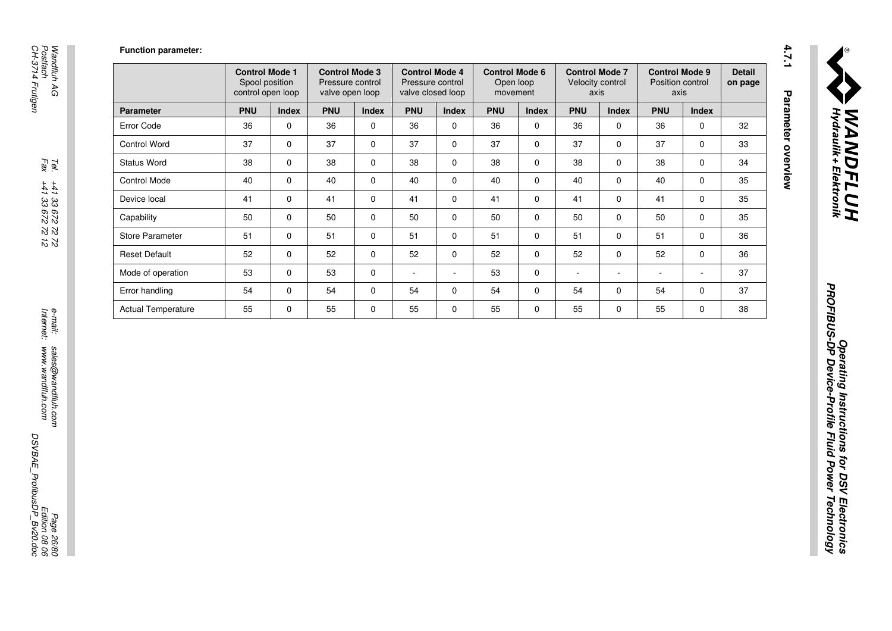### 4.7.1 Parameter overview

**Function parameter:**

| | Control Mode 1 Spool position control open loop | | Control Mode 3 Pressure control valve open loop | | Control Mode 4 Pressure control valve closed loop | | Control Mode 6 Open loop movement | | Control Mode 7 Velocity control axis | | Control Mode 9 Position control axis | | Detail on page |
|---|---|---|---|---|---|---|---|---|---|---|---|---|---|
| **Parameter** | **PNU** | **Index** | **PNU** | **Index** | **PNU** | **Index** | **PNU** | **Index** | **PNU** | **Index** | **PNU** | **Index** | |
| Error Code | 36 | 0 | 36 | 0 | 36 | 0 | 36 | 0 | 36 | 0 | 36 | 0 | 32 |
| Control Word | 37 | 0 | 37 | 0 | 37 | 0 | 37 | 0 | 37 | 0 | 37 | 0 | 33 |
| Status Word | 38 | 0 | 38 | 0 | 38 | 0 | 38 | 0 | 38 | 0 | 38 | 0 | 34 |
| Control Mode | 40 | 0 | 40 | 0 | 40 | 0 | 40 | 0 | 40 | 0 | 40 | 0 | 35 |
| Device local | 41 | 0 | 41 | 0 | 41 | 0 | 41 | 0 | 41 | 0 | 41 | 0 | 35 |
| Capability | 50 | 0 | 50 | 0 | 50 | 0 | 50 | 0 | 50 | 0 | 50 | 0 | 35 |
| Store Parameter | 51 | 0 | 51 | 0 | 51 | 0 | 51 | 0 | 51 | 0 | 51 | 0 | 36 |
| Reset Default | 52 | 0 | 52 | 0 | 52 | 0 | 52 | 0 | 52 | 0 | 52 | 0 | 36 |
| Mode of operation | 53 | 0 | 53 | 0 | - | - | 53 | 0 | - | - | - | - | 37 |
| Error handling | 54 | 0 | 54 | 0 | 54 | 0 | 54 | 0 | 54 | 0 | 54 | 0 | 37 |
| Actual Temperature | 55 | 0 | 55 | 0 | 55 | 0 | 55 | 0 | 55 | 0 | 55 | 0 | 38 |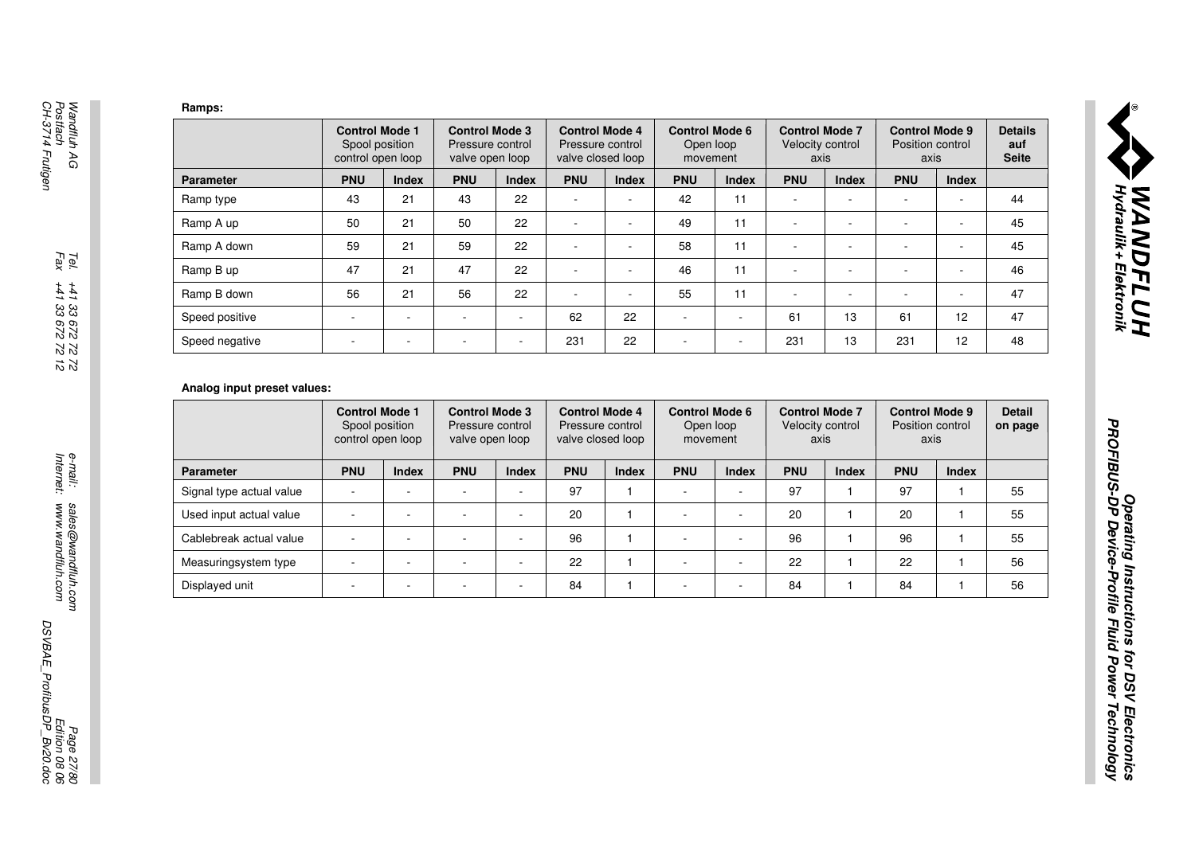**Ramps:**

| | Control Mode 1 Spool position control open loop | | Control Mode 3 Pressure control valve open loop | | Control Mode 4 Pressure control valve closed loop | | Control Mode 6 Open loop movement | | Control Mode 7 Velocity control axis | | Control Mode 9 Position control axis | | Details auf Seite |
|---|---|---|---|---|---|---|---|---|---|---|---|---|---|
| **Parameter** | **PNU** | **Index** | **PNU** | **Index** | **PNU** | **Index** | **PNU** | **Index** | **PNU** | **Index** | **PNU** | **Index** | |
| Ramp type | 43 | 21 | 43 | 22 | - | - | 42 | 11 | - | - | - | - | 44 |
| Ramp A up | 50 | 21 | 50 | 22 | - | - | 49 | 11 | - | - | - | - | 45 |
| Ramp A down | 59 | 21 | 59 | 22 | - | - | 58 | 11 | - | - | - | - | 45 |
| Ramp B up | 47 | 21 | 47 | 22 | - | - | 46 | 11 | - | - | - | - | 46 |
| Ramp B down | 56 | 21 | 56 | 22 | - | - | 55 | 11 | - | - | - | - | 47 |
| Speed positive | - | - | - | - | 62 | 22 | - | - | 61 | 13 | 61 | 12 | 47 |
| Speed negative | - | - | - | - | 231 | 22 | - | - | 231 | 13 | 231 | 12 | 48 |

**Analog input preset values:**

| | Control Mode 1 Spool position control open loop | | Control Mode 3 Pressure control valve open loop | | Control Mode 4 Pressure control valve closed loop | | Control Mode 6 Open loop movement | | Control Mode 7 Velocity control axis | | Control Mode 9 Position control axis | | Detail on page |
|---|---|---|---|---|---|---|---|---|---|---|---|---|---|
| **Parameter** | **PNU** | **Index** | **PNU** | **Index** | **PNU** | **Index** | **PNU** | **Index** | **PNU** | **Index** | **PNU** | **Index** | |
| Signal type actual value | - | - | - | - | 97 | 1 | - | - | 97 | 1 | 97 | 1 | 55 |
| Used input actual value | - | - | - | - | 20 | 1 | - | - | 20 | 1 | 20 | 1 | 55 |
| Cablebreak actual value | - | - | - | - | 96 | 1 | - | - | 96 | 1 | 96 | 1 | 55 |
| Measuringsystem type | - | - | - | - | 22 | 1 | - | - | 22 | 1 | 22 | 1 | 56 |
| Displayed unit | - | - | - | - | 84 | 1 | - | - | 84 | 1 | 84 | 1 | 56 |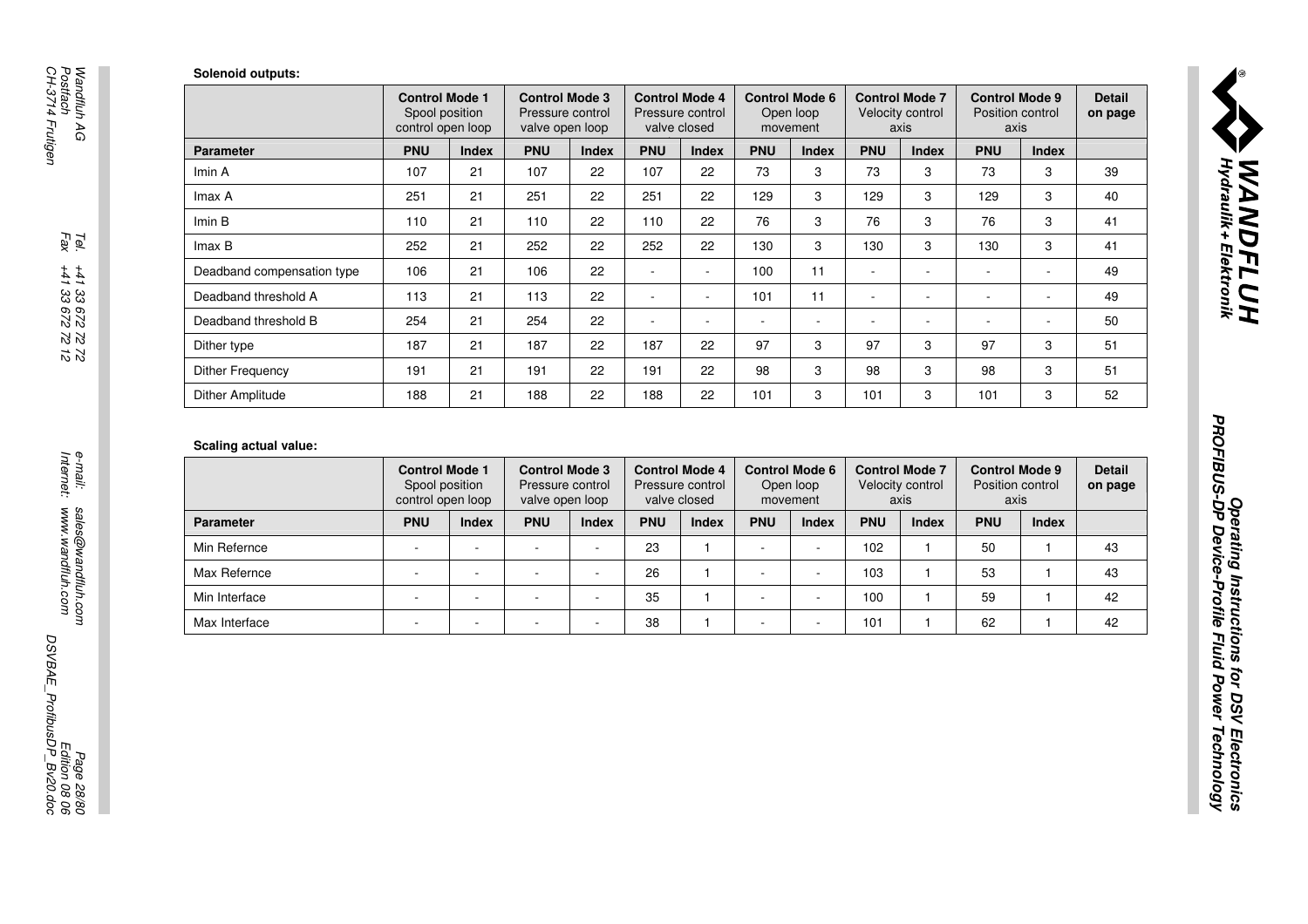**Solenoid outputs:**

| | Control Mode 1 Spool position control open loop | | Control Mode 3 Pressure control valve open loop | | Control Mode 4 Pressure control valve closed | | Control Mode 6 Open loop movement | | Control Mode 7 Velocity control axis | | Control Mode 9 Position control axis | | Detail on page |
|---|---|---|---|---|---|---|---|---|---|---|---|---|---|
| **Parameter** | **PNU** | **Index** | **PNU** | **Index** | **PNU** | **Index** | **PNU** | **Index** | **PNU** | **Index** | **PNU** | **Index** | |
| Imin A | 107 | 21 | 107 | 22 | 107 | 22 | 73 | 3 | 73 | 3 | 73 | 3 | 39 |
| Imax A | 251 | 21 | 251 | 22 | 251 | 22 | 129 | 3 | 129 | 3 | 129 | 3 | 40 |
| Imin B | 110 | 21 | 110 | 22 | 110 | 22 | 76 | 3 | 76 | 3 | 76 | 3 | 41 |
| Imax B | 252 | 21 | 252 | 22 | 252 | 22 | 130 | 3 | 130 | 3 | 130 | 3 | 41 |
| Deadband compensation type | 106 | 21 | 106 | 22 | - | - | 100 | 11 | - | - | - | - | 49 |
| Deadband threshold A | 113 | 21 | 113 | 22 | - | - | 101 | 11 | - | - | - | - | 49 |
| Deadband threshold B | 254 | 21 | 254 | 22 | - | - | - | - | - | - | - | - | 50 |
| Dither type | 187 | 21 | 187 | 22 | 187 | 22 | 97 | 3 | 97 | 3 | 97 | 3 | 51 |
| Dither Frequency | 191 | 21 | 191 | 22 | 191 | 22 | 98 | 3 | 98 | 3 | 98 | 3 | 51 |
| Dither Amplitude | 188 | 21 | 188 | 22 | 188 | 22 | 101 | 3 | 101 | 3 | 101 | 3 | 52 |

**Scaling actual value:**

| | Control Mode 1 Spool position control open loop | | Control Mode 3 Pressure control valve open loop | | Control Mode 4 Pressure control valve closed | | Control Mode 6 Open loop movement | | Control Mode 7 Velocity control axis | | Control Mode 9 Position control axis | | Detail on page |
|---|---|---|---|---|---|---|---|---|---|---|---|---|---|
| **Parameter** | **PNU** | **Index** | **PNU** | **Index** | **PNU** | **Index** | **PNU** | **Index** | **PNU** | **Index** | **PNU** | **Index** | |
| Min Refernce | - | - | - | - | 23 | 1 | - | - | 102 | 1 | 50 | 1 | 43 |
| Max Refernce | - | - | - | - | 26 | 1 | - | - | 103 | 1 | 53 | 1 | 43 |
| Min Interface | - | - | - | - | 35 | 1 | - | - | 100 | 1 | 59 | 1 | 42 |
| Max Interface | - | - | - | - | 38 | 1 | - | - | 101 | 1 | 62 | 1 | 42 |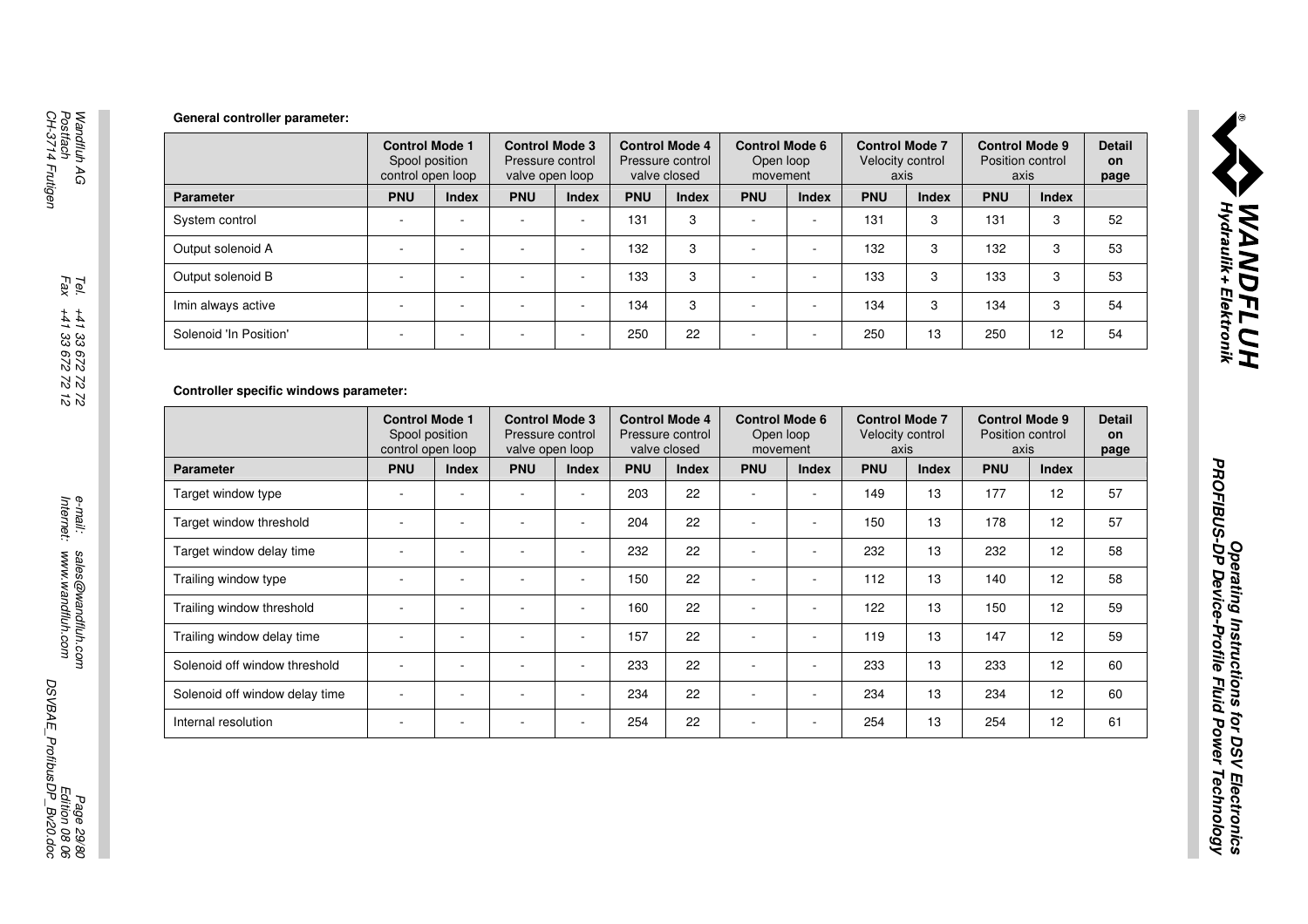**General controller parameter:**

| | Control Mode 1 Spool position control open loop | | Control Mode 3 Pressure control valve open loop | | Control Mode 4 Pressure control valve closed | | Control Mode 6 Open loop movement | | Control Mode 7 Velocity control axis | | Control Mode 9 Position control axis | | Detail on page |
|---|---|---|---|---|---|---|---|---|---|---|---|---|---|
| **Parameter** | **PNU** | **Index** | **PNU** | **Index** | **PNU** | **Index** | **PNU** | **Index** | **PNU** | **Index** | **PNU** | **Index** | |
| System control | - | - | - | - | 131 | 3 | - | - | 131 | 3 | 131 | 3 | 52 |
| Output solenoid A | - | - | - | - | 132 | 3 | - | - | 132 | 3 | 132 | 3 | 53 |
| Output solenoid B | - | - | - | - | 133 | 3 | - | - | 133 | 3 | 133 | 3 | 53 |
| Imin always active | - | - | - | - | 134 | 3 | - | - | 134 | 3 | 134 | 3 | 54 |
| Solenoid 'In Position' | - | - | - | - | 250 | 22 | - | - | 250 | 13 | 250 | 12 | 54 |

**Controller specific windows parameter:**

| | Control Mode 1 Spool position control open loop | | Control Mode 3 Pressure control valve open loop | | Control Mode 4 Pressure control valve closed | | Control Mode 6 Open loop movement | | Control Mode 7 Velocity control axis | | Control Mode 9 Position control axis | | Detail on page |
|---|---|---|---|---|---|---|---|---|---|---|---|---|---|
| **Parameter** | **PNU** | **Index** | **PNU** | **Index** | **PNU** | **Index** | **PNU** | **Index** | **PNU** | **Index** | **PNU** | **Index** | |
| Target window type | - | - | - | - | 203 | 22 | - | - | 149 | 13 | 177 | 12 | 57 |
| Target window threshold | - | - | - | - | 204 | 22 | - | - | 150 | 13 | 178 | 12 | 57 |
| Target window delay time | - | - | - | - | 232 | 22 | - | - | 232 | 13 | 232 | 12 | 58 |
| Trailing window type | - | - | - | - | 150 | 22 | - | - | 112 | 13 | 140 | 12 | 58 |
| Trailing window threshold | - | - | - | - | 160 | 22 | - | - | 122 | 13 | 150 | 12 | 59 |
| Trailing window delay time | - | - | - | - | 157 | 22 | - | - | 119 | 13 | 147 | 12 | 59 |
| Solenoid off window threshold | - | - | - | - | 233 | 22 | - | - | 233 | 13 | 233 | 12 | 60 |
| Solenoid off window delay time | - | - | - | - | 234 | 22 | - | - | 234 | 13 | 234 | 12 | 60 |
| Internal resolution | - | - | - | - | 254 | 22 | - | - | 254 | 13 | 254 | 12 | 61 |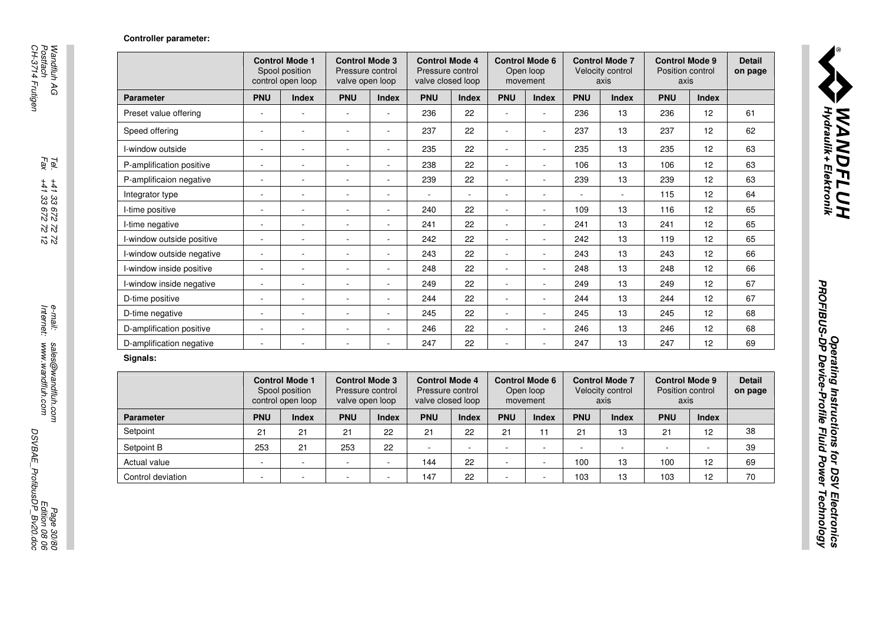**Controller parameter:**

| | Control Mode 1 Spool position control open loop | | Control Mode 3 Pressure control valve open loop | | Control Mode 4 Pressure control valve closed loop | | Control Mode 6 Open loop movement | | Control Mode 7 Velocity control axis | | Control Mode 9 Position control axis | | Detail on page |
|---|---|---|---|---|---|---|---|---|---|---|---|---|---|
| **Parameter** | **PNU** | **Index** | **PNU** | **Index** | **PNU** | **Index** | **PNU** | **Index** | **PNU** | **Index** | **PNU** | **Index** | |
| Preset value offering | - | - | - | - | 236 | 22 | - | - | 236 | 13 | 236 | 12 | 61 |
| Speed offering | - | - | - | - | 237 | 22 | - | - | 237 | 13 | 237 | 12 | 62 |
| I-window outside | - | - | - | - | 235 | 22 | - | - | 235 | 13 | 235 | 12 | 63 |
| P-amplification positive | - | - | - | - | 238 | 22 | - | - | 106 | 13 | 106 | 12 | 63 |
| P-amplificaion negative | - | - | - | - | 239 | 22 | - | - | 239 | 13 | 239 | 12 | 63 |
| Integrator type | - | - | - | - | - | - | - | - | - | - | 115 | 12 | 64 |
| I-time positive | - | - | - | - | 240 | 22 | - | - | 109 | 13 | 116 | 12 | 65 |
| I-time negative | - | - | - | - | 241 | 22 | - | - | 241 | 13 | 241 | 12 | 65 |
| I-window outside positive | - | - | - | - | 242 | 22 | - | - | 242 | 13 | 119 | 12 | 65 |
| I-window outside negative | - | - | - | - | 243 | 22 | - | - | 243 | 13 | 243 | 12 | 66 |
| I-window inside positive | - | - | - | - | 248 | 22 | - | - | 248 | 13 | 248 | 12 | 66 |
| I-window inside negative | - | - | - | - | 249 | 22 | - | - | 249 | 13 | 249 | 12 | 67 |
| D-time positive | - | - | - | - | 244 | 22 | - | - | 244 | 13 | 244 | 12 | 67 |
| D-time negative | - | - | - | - | 245 | 22 | - | - | 245 | 13 | 245 | 12 | 68 |
| D-amplification positive | - | - | - | - | 246 | 22 | - | - | 246 | 13 | 246 | 12 | 68 |
| D-amplification negative | - | - | - | - | 247 | 22 | - | - | 247 | 13 | 247 | 12 | 69 |

**Signals:**

| | Control Mode 1 Spool position control open loop | | Control Mode 3 Pressure control valve open loop | | Control Mode 4 Pressure control valve closed loop | | Control Mode 6 Open loop movement | | Control Mode 7 Velocity control axis | | Control Mode 9 Position control axis | | Detail on page |
|---|---|---|---|---|---|---|---|---|---|---|---|---|---|
| **Parameter** | **PNU** | **Index** | **PNU** | **Index** | **PNU** | **Index** | **PNU** | **Index** | **PNU** | **Index** | **PNU** | **Index** | |
| Setpoint | 21 | 21 | 21 | 22 | 21 | 22 | 21 | 11 | 21 | 13 | 21 | 12 | 38 |
| Setpoint B | 253 | 21 | 253 | 22 | - | - | - | - | - | - | - | - | 39 |
| Actual value | - | - | - | - | 144 | 22 | - | - | 100 | 13 | 100 | 12 | 69 |
| Control deviation | - | - | - | - | 147 | 22 | - | - | 103 | 13 | 103 | 12 | 70 |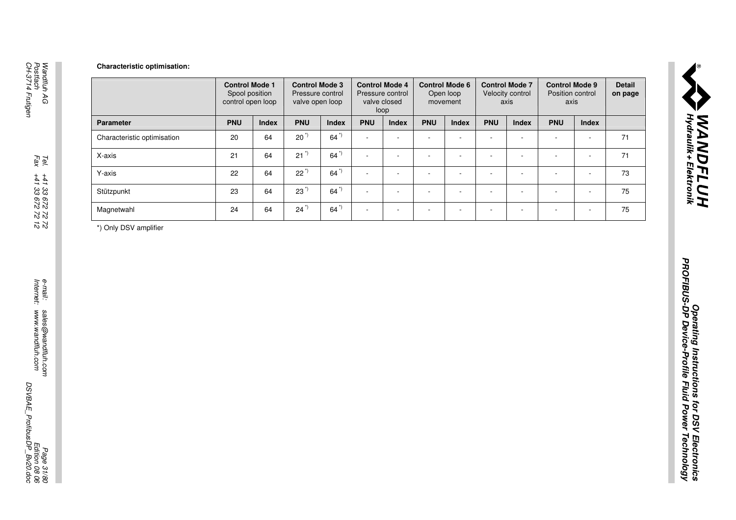**Characteristic optimisation:**

| | Control Mode 1 Spool position control open loop | | Control Mode 3 Pressure control valve open loop | | Control Mode 4 Pressure control valve closed loop | | Control Mode 6 Open loop movement | | Control Mode 7 Velocity control axis | | Control Mode 9 Position control axis | | Detail on page |
|---|---|---|---|---|---|---|---|---|---|---|---|---|---|
| **Parameter** | **PNU** | **Index** | **PNU** | **Index** | **PNU** | **Index** | **PNU** | **Index** | **PNU** | **Index** | **PNU** | **Index** | |
| Characteristic optimisation | 20 | 64 | 20 *) | 64 *) | - | - | - | - | - | - | - | - | 71 |
| X-axis | 21 | 64 | 21 *) | 64 *) | - | - | - | - | - | - | - | - | 71 |
| Y-axis | 22 | 64 | 22 *) | 64 *) | - | - | - | - | - | - | - | - | 73 |
| Stützpunkt | 23 | 64 | 23 *) | 64 *) | - | - | - | - | - | - | - | - | 75 |
| Magnetwahl | 24 | 64 | 24 *) | 64 *) | - | - | - | - | - | - | - | - | 75 |

*) Only DSV amplifier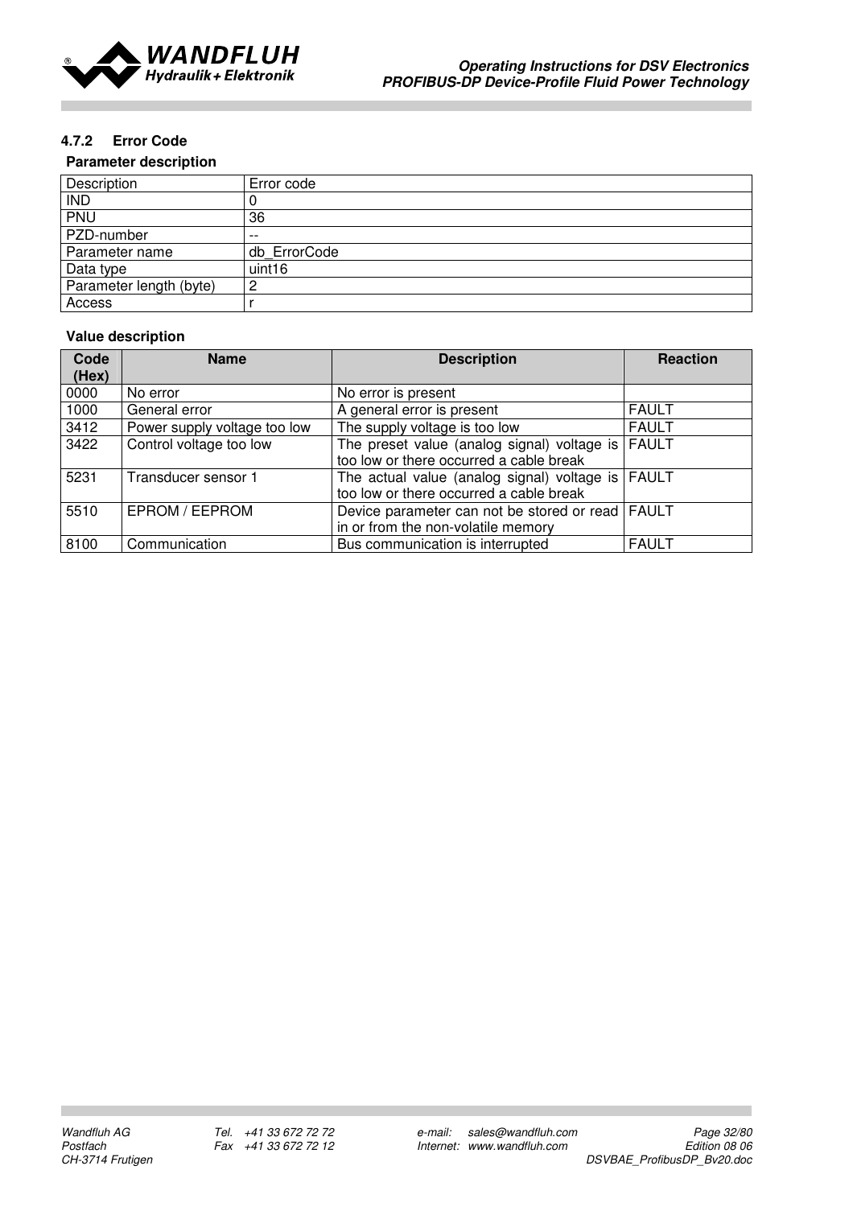### 4.7.2 Error Code

**Parameter description**

| Description | Error code |
|---|---|
| IND | 0 |
| PNU | 36 |
| PZD-number | -- |
| Parameter name | db_ErrorCode |
| Data type | uint16 |
| Parameter length (byte) | 2 |
| Access | r |

**Value description**

| Code (Hex) | Name | Description | Reaction |
|---|---|---|---|
| 0000 | No error | No error is present | |
| 1000 | General error | A general error is present | FAULT |
| 3412 | Power supply voltage too low | The supply voltage is too low | FAULT |
| 3422 | Control voltage too low | The preset value (analog signal) voltage is too low or there occurred a cable break | FAULT |
| 5231 | Transducer sensor 1 | The actual value (analog signal) voltage is too low or there occurred a cable break | FAULT |
| 5510 | EPROM / EEPROM | Device parameter can not be stored or read in or from the non-volatile memory | FAULT |
| 8100 | Communication | Bus communication is interrupted | FAULT |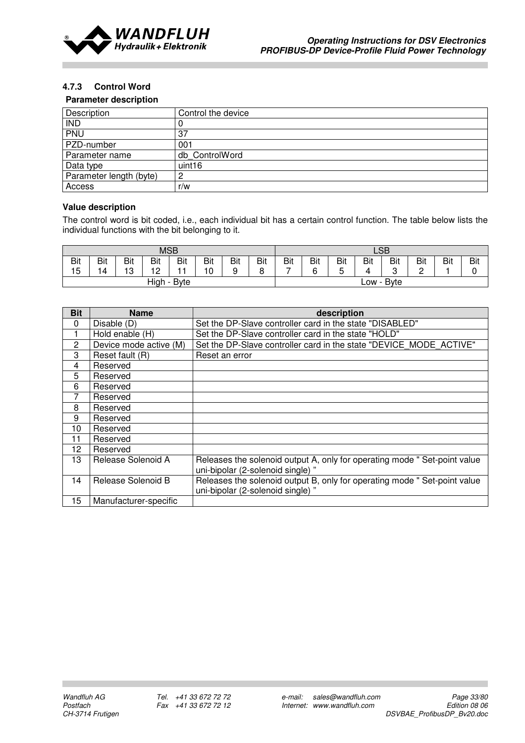### 4.7.3 Control Word

**Parameter description**

| Description | Control the device |
|---|---|
| IND | 0 |
| PNU | 37 |
| PZD-number | 001 |
| Parameter name | db_ControlWord |
| Data type | uint16 |
| Parameter length (byte) | 2 |
| Access | r/w |

**Value description**

The control word is bit coded, i.e., each individual bit has a certain control function. The table below lists the individual functions with the bit belonging to it.

| MSB | | | | | | | | LSB | | | | | | | |
|---|---|---|---|---|---|---|---|---|---|---|---|---|---|---|---|
| Bit 15 | Bit 14 | Bit 13 | Bit 12 | Bit 11 | Bit 10 | Bit 9 | Bit 8 | Bit 7 | Bit 6 | Bit 5 | Bit 4 | Bit 3 | Bit 2 | Bit 1 | Bit 0 |
| High - Byte | | | | | | | | Low - Byte | | | | | | | |

| Bit | Name | description |
|---|---|---|
| 0 | Disable (D) | Set the DP-Slave controller card in the state "DISABLED" |
| 1 | Hold enable (H) | Set the DP-Slave controller card in the state "HOLD" |
| 2 | Device mode active (M) | Set the DP-Slave controller card in the state "DEVICE_MODE_ACTIVE" |
| 3 | Reset fault (R) | Reset an error |
| 4 | Reserved | |
| 5 | Reserved | |
| 6 | Reserved | |
| 7 | Reserved | |
| 8 | Reserved | |
| 9 | Reserved | |
| 10 | Reserved | |
| 11 | Reserved | |
| 12 | Reserved | |
| 13 | Release Solenoid A | Releases the solenoid output A, only for operating mode " Set-point value uni-bipolar (2-solenoid single) " |
| 14 | Release Solenoid B | Releases the solenoid output B, only for operating mode " Set-point value uni-bipolar (2-solenoid single) " |
| 15 | Manufacturer-specific | |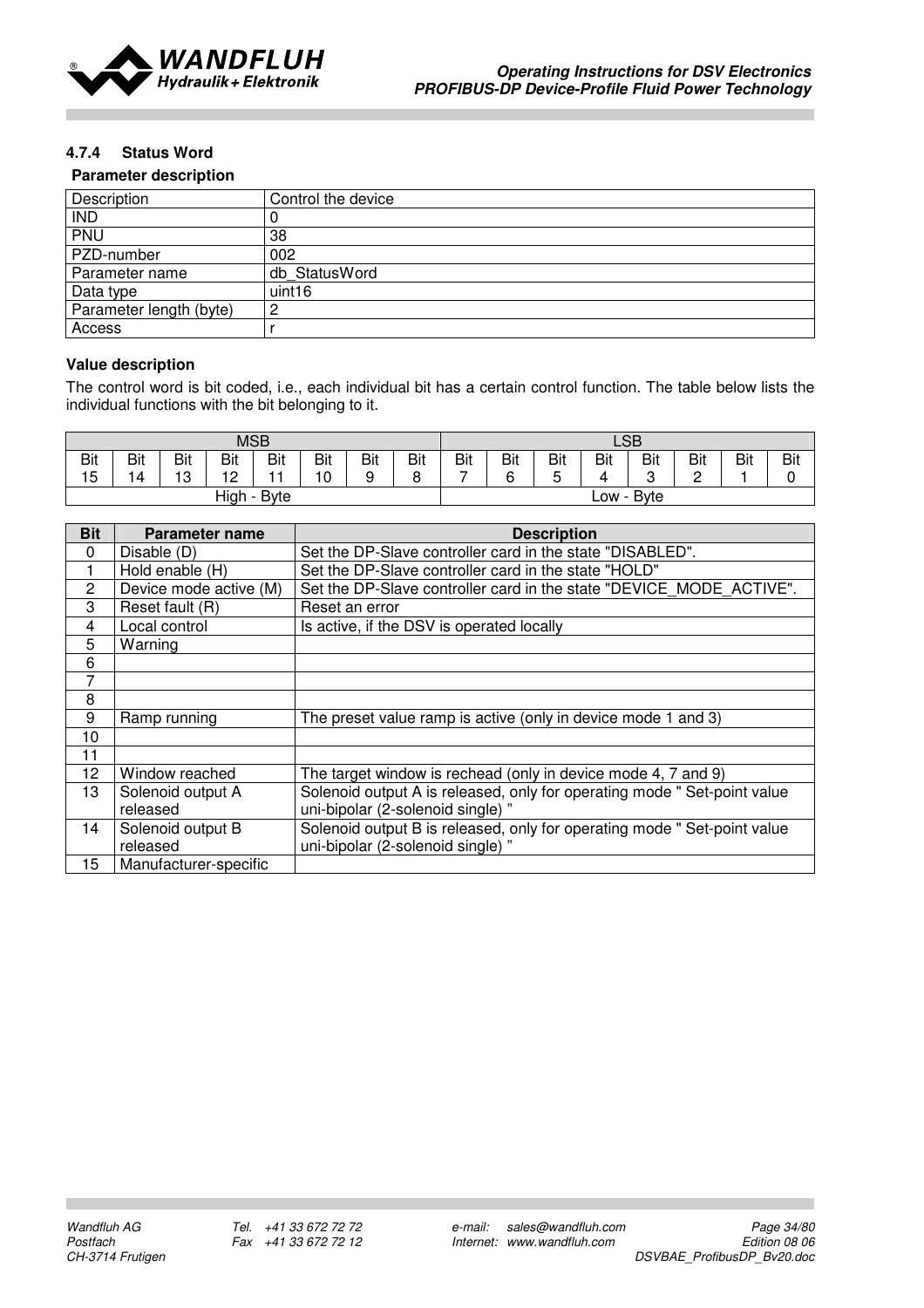### 4.7.4 Status Word

**Parameter description**

| Description | Control the device |
|---|---|
| IND | 0 |
| PNU | 38 |
| PZD-number | 002 |
| Parameter name | db_StatusWord |
| Data type | uint16 |
| Parameter length (byte) | 2 |
| Access | r |

**Value description**

The control word is bit coded, i.e., each individual bit has a certain control function. The table below lists the individual functions with the bit belonging to it.

| MSB | | | | | | | | LSB | | | | | | | |
|---|---|---|---|---|---|---|---|---|---|---|---|---|---|---|---|
| Bit 15 | Bit 14 | Bit 13 | Bit 12 | Bit 11 | Bit 10 | Bit 9 | Bit 8 | Bit 7 | Bit 6 | Bit 5 | Bit 4 | Bit 3 | Bit 2 | Bit 1 | Bit 0 |
| High - Byte | | | | | | | | Low - Byte | | | | | | | |

| Bit | Parameter name | Description |
|---|---|---|
| 0 | Disable (D) | Set the DP-Slave controller card in the state "DISABLED". |
| 1 | Hold enable (H) | Set the DP-Slave controller card in the state "HOLD" |
| 2 | Device mode active (M) | Set the DP-Slave controller card in the state "DEVICE_MODE_ACTIVE". |
| 3 | Reset fault (R) | Reset an error |
| 4 | Local control | Is active, if the DSV is operated locally |
| 5 | Warning | |
| 6 | | |
| 7 | | |
| 8 | | |
| 9 | Ramp running | The preset value ramp is active (only in device mode 1 and 3) |
| 10 | | |
| 11 | | |
| 12 | Window reached | The target window is rechead (only in device mode 4, 7 and 9) |
| 13 | Solenoid output A released | Solenoid output A is released, only for operating mode " Set-point value uni-bipolar (2-solenoid single) " |
| 14 | Solenoid output B released | Solenoid output B is released, only for operating mode " Set-point value uni-bipolar (2-solenoid single) " |
| 15 | Manufacturer-specific | |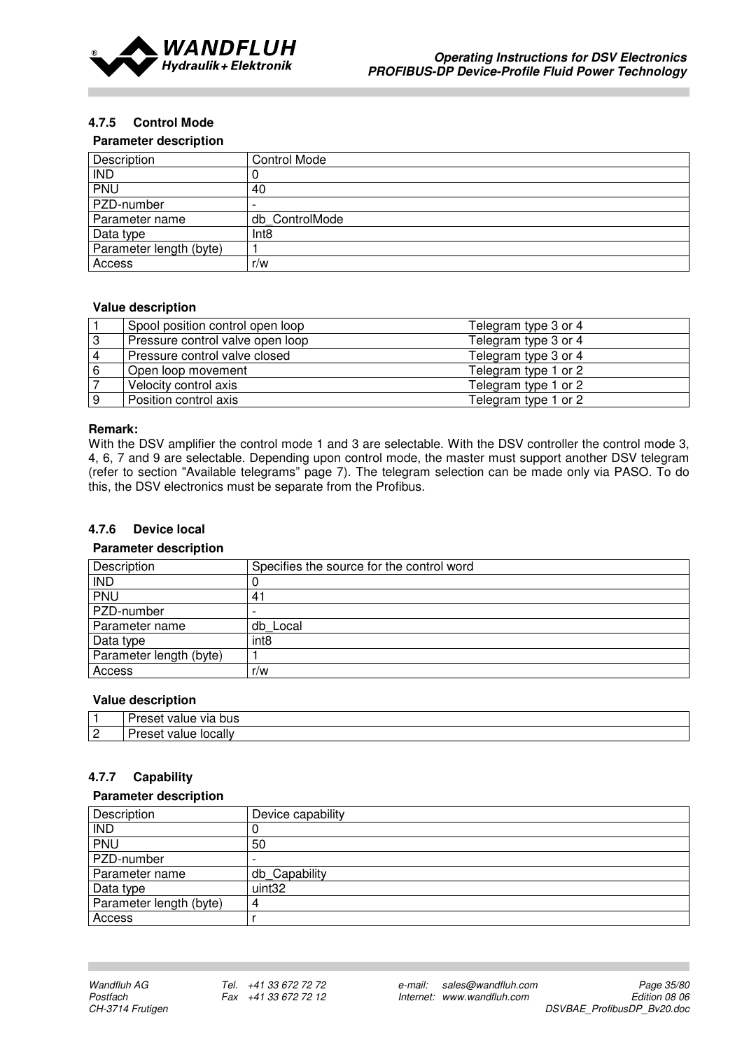#### 4.7.5 Control Mode

**Parameter description**

| Description | Control Mode |
|---|---|
| IND | 0 |
| PNU | 40 |
| PZD-number | - |
| Parameter name | db_ControlMode |
| Data type | Int8 |
| Parameter length (byte) | 1 |
| Access | r/w |

**Value description**

| | | |
|---|---|---|
| 1 | Spool position control open loop | Telegram type 3 or 4 |
| 3 | Pressure control valve open loop | Telegram type 3 or 4 |
| 4 | Pressure control valve closed | Telegram type 3 or 4 |
| 6 | Open loop movement | Telegram type 1 or 2 |
| 7 | Velocity control axis | Telegram type 1 or 2 |
| 9 | Position control axis | Telegram type 1 or 2 |

**Remark:**
With the DSV amplifier the control mode 1 and 3 are selectable. With the DSV controller the control mode 3, 4, 6, 7 and 9 are selectable. Depending upon control mode, the master must support another DSV telegram (refer to section "Available telegrams" page 7). The telegram selection can be made only via PASO. To do this, the DSV electronics must be separate from the Profibus.

#### 4.7.6 Device local

**Parameter description**

| Description | Specifies the source for the control word |
|---|---|
| IND | 0 |
| PNU | 41 |
| PZD-number | - |
| Parameter name | db_Local |
| Data type | int8 |
| Parameter length (byte) | 1 |
| Access | r/w |

**Value description**

| | |
|---|---|
| 1 | Preset value via bus |
| 2 | Preset value locally |

#### 4.7.7 Capability

**Parameter description**

| Description | Device capability |
|---|---|
| IND | 0 |
| PNU | 50 |
| PZD-number | - |
| Parameter name | db_Capability |
| Data type | uint32 |
| Parameter length (byte) | 4 |
| Access | r |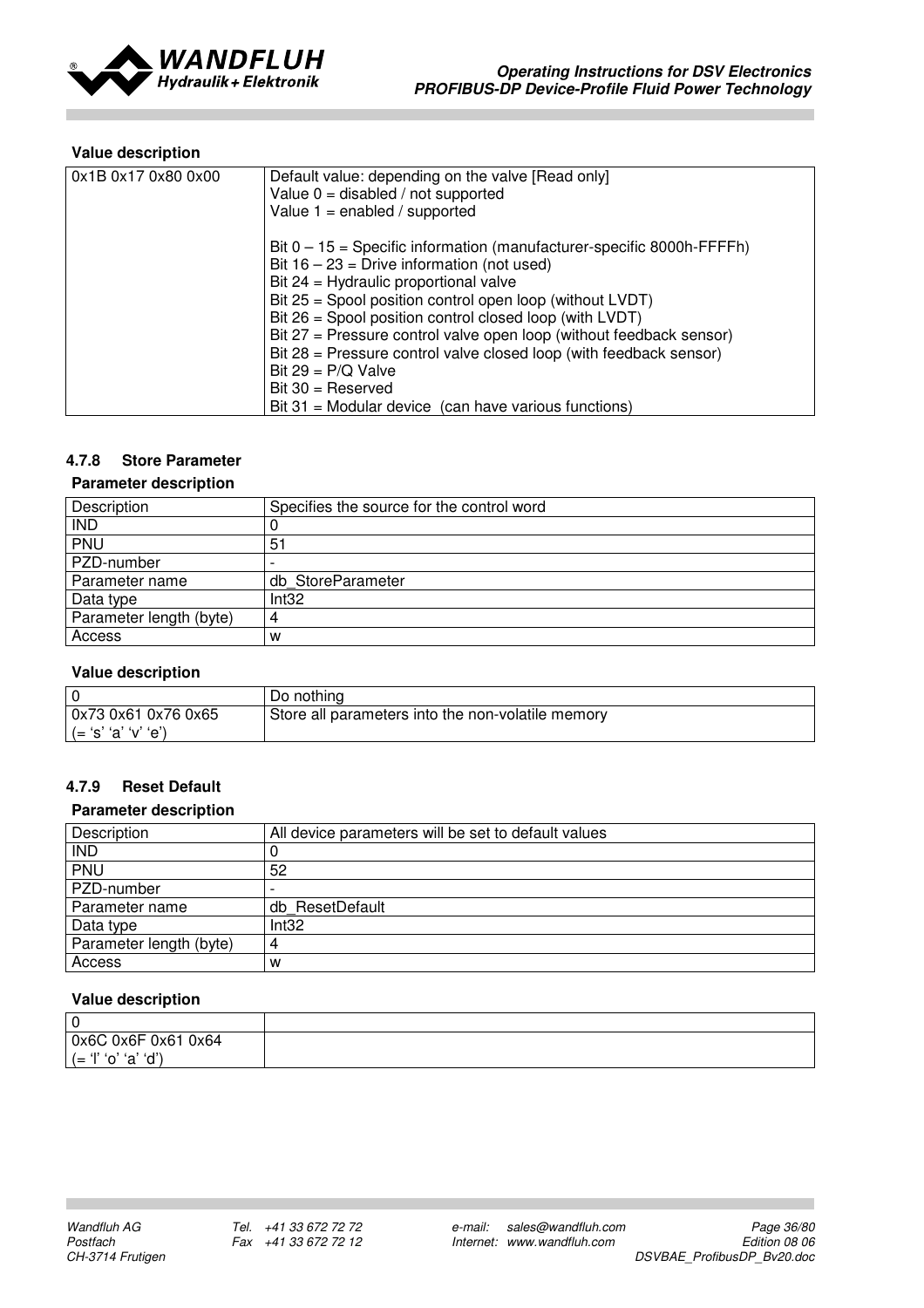**Value description**

| 0x1B 0x17 0x80 0x00 | Default value: depending on the valve [Read only]<br>Value 0 = disabled / not supported<br>Value 1 = enabled / supported<br><br>Bit 0 – 15 = Specific information (manufacturer-specific 8000h-FFFFh)<br>Bit 16 – 23 = Drive information (not used)<br>Bit 24 = Hydraulic proportional valve<br>Bit 25 = Spool position control open loop (without LVDT)<br>Bit 26 = Spool position control closed loop (with LVDT)<br>Bit 27 = Pressure control valve open loop (without feedback sensor)<br>Bit 28 = Pressure control valve closed loop (with feedback sensor)<br>Bit 29 = P/Q Valve<br>Bit 30 = Reserved<br>Bit 31 = Modular device (can have various functions) |
|---|---|

### 4.7.8 Store Parameter

**Parameter description**

| Description | Specifies the source for the control word |
|---|---|
| IND | 0 |
| PNU | 51 |
| PZD-number | - |
| Parameter name | db_StoreParameter |
| Data type | Int32 |
| Parameter length (byte) | 4 |
| Access | w |

**Value description**

| 0 | Do nothing |
|---|---|
| 0x73 0x61 0x76 0x65<br>(= 's' 'a' 'v' 'e') | Store all parameters into the non-volatile memory |

### 4.7.9 Reset Default

**Parameter description**

| Description | All device parameters will be set to default values |
|---|---|
| IND | 0 |
| PNU | 52 |
| PZD-number | - |
| Parameter name | db_ResetDefault |
| Data type | Int32 |
| Parameter length (byte) | 4 |
| Access | w |

**Value description**

| 0 | |
|---|---|
| 0x6C 0x6F 0x61 0x64<br>(= 'l' 'o' 'a' 'd') | |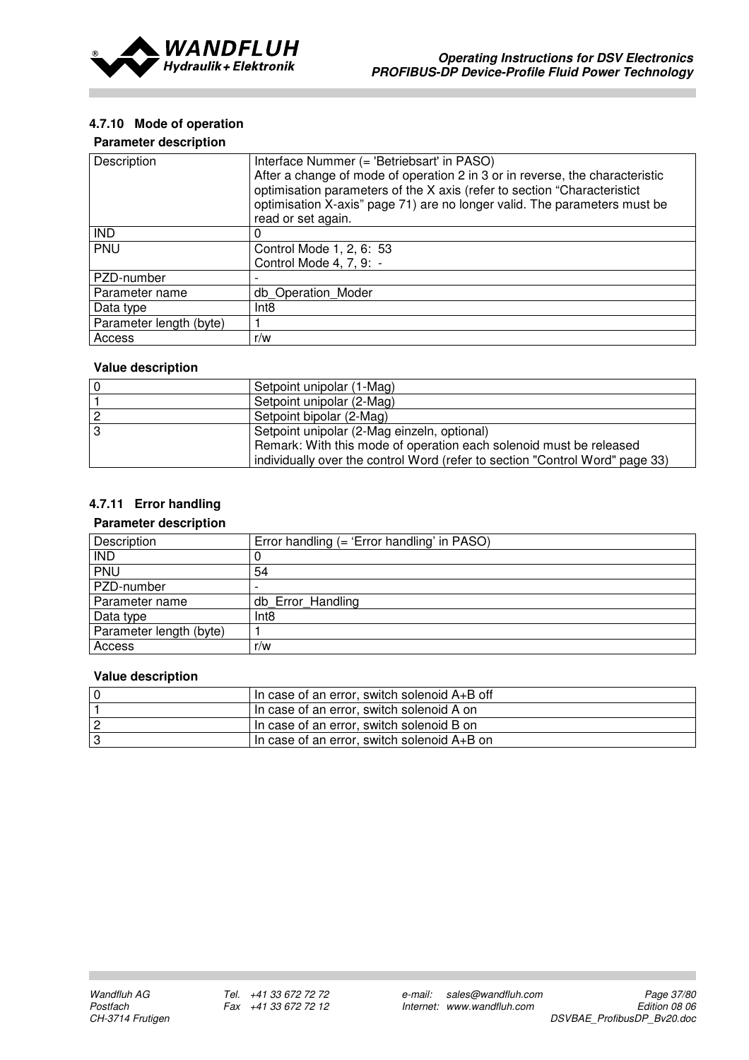#### 4.7.10 Mode of operation

**Parameter description**

| Description | Interface Nummer (= 'Betriebsart' in PASO)<br>After a change of mode of operation 2 in 3 or in reverse, the characteristic optimisation parameters of the X axis (refer to section "Characteristict optimisation X-axis" page 71) are no longer valid. The parameters must be read or set again. |
|---|---|
| IND | 0 |
| PNU | Control Mode 1, 2, 6: 53<br>Control Mode 4, 7, 9: - |
| PZD-number | - |
| Parameter name | db_Operation_Moder |
| Data type | Int8 |
| Parameter length (byte) | 1 |
| Access | r/w |

**Value description**

| 0 | Setpoint unipolar (1-Mag) |
|---|---|
| 1 | Setpoint unipolar (2-Mag) |
| 2 | Setpoint bipolar (2-Mag) |
| 3 | Setpoint unipolar (2-Mag einzeln, optional)<br>Remark: With this mode of operation each solenoid must be released individually over the control Word (refer to section "Control Word" page 33) |

#### 4.7.11 Error handling

**Parameter description**

| Description | Error handling (= 'Error handling' in PASO) |
|---|---|
| IND | 0 |
| PNU | 54 |
| PZD-number | - |
| Parameter name | db_Error_Handling |
| Data type | Int8 |
| Parameter length (byte) | 1 |
| Access | r/w |

**Value description**

| 0 | In case of an error, switch solenoid A+B off |
|---|---|
| 1 | In case of an error, switch solenoid A on |
| 2 | In case of an error, switch solenoid B on |
| 3 | In case of an error, switch solenoid A+B on |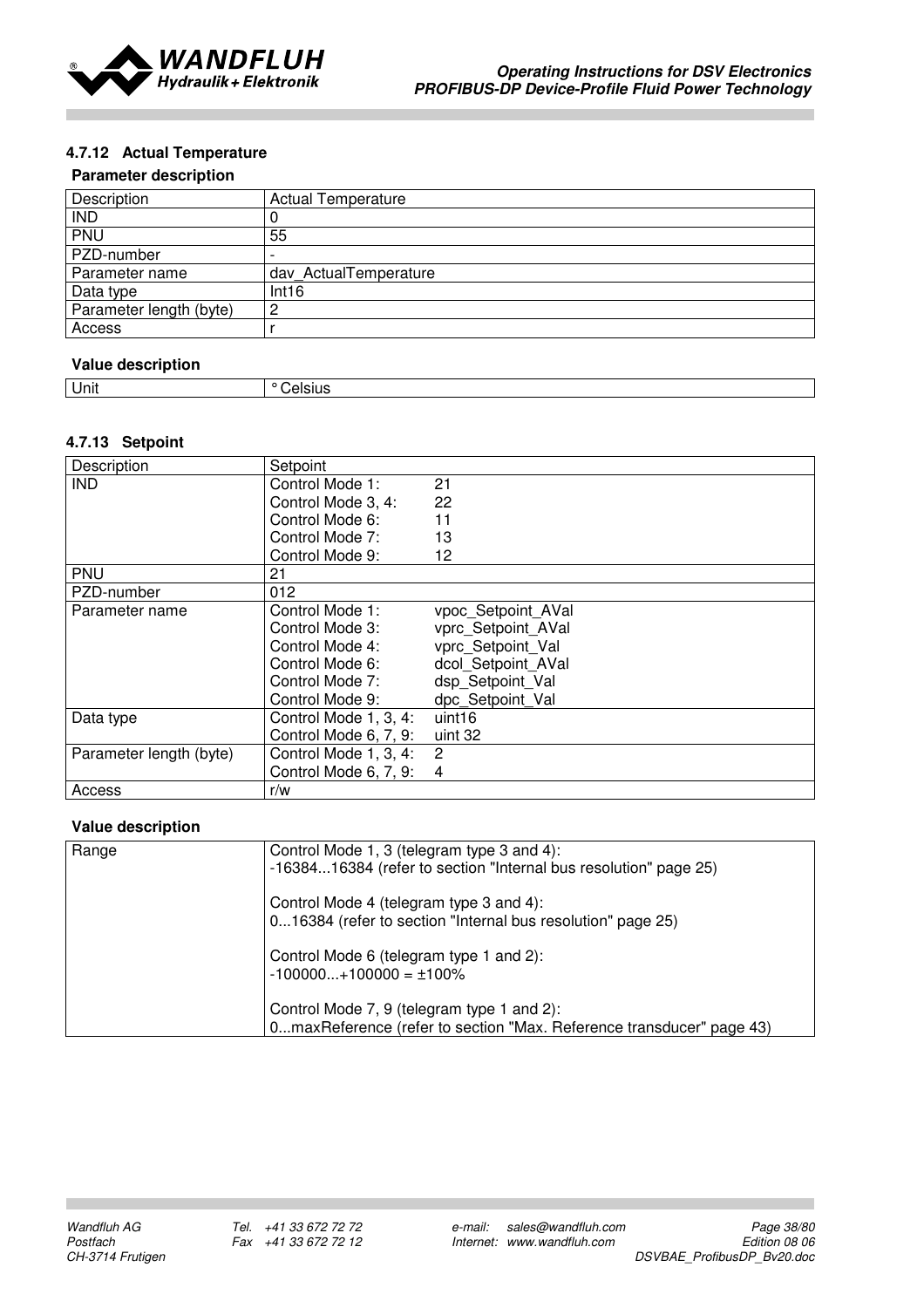### 4.7.12 Actual Temperature

**Parameter description**

| Description | Actual Temperature |
|---|---|
| IND | 0 |
| PNU | 55 |
| PZD-number | - |
| Parameter name | dav_ActualTemperature |
| Data type | Int16 |
| Parameter length (byte) | 2 |
| Access | r |

**Value description**

| Unit | ° Celsius |
|---|---|

### 4.7.13 Setpoint

| Description | Setpoint |
|---|---|
| IND | Control Mode 1: 21<br>Control Mode 3, 4: 22<br>Control Mode 6: 11<br>Control Mode 7: 13<br>Control Mode 9: 12 |
| PNU | 21 |
| PZD-number | 012 |
| Parameter name | Control Mode 1: vpoc_Setpoint_AVal<br>Control Mode 3: vprc_Setpoint_AVal<br>Control Mode 4: vprc_Setpoint_Val<br>Control Mode 6: dcol_Setpoint_AVal<br>Control Mode 7: dsp_Setpoint_Val<br>Control Mode 9: dpc_Setpoint_Val |
| Data type | Control Mode 1, 3, 4: uint16<br>Control Mode 6, 7, 9: uint 32 |
| Parameter length (byte) | Control Mode 1, 3, 4: 2<br>Control Mode 6, 7, 9: 4 |
| Access | r/w |

**Value description**

| Range | Control Mode 1, 3 (telegram type 3 and 4):<br>-16384...16384 (refer to section "Internal bus resolution" page 25)<br><br>Control Mode 4 (telegram type 3 and 4):<br>0...16384 (refer to section "Internal bus resolution" page 25)<br><br>Control Mode 6 (telegram type 1 and 2):<br>-100000...+100000 = ±100%<br><br>Control Mode 7, 9 (telegram type 1 and 2):<br>0...maxReference (refer to section "Max. Reference transducer" page 43) |
|---|---|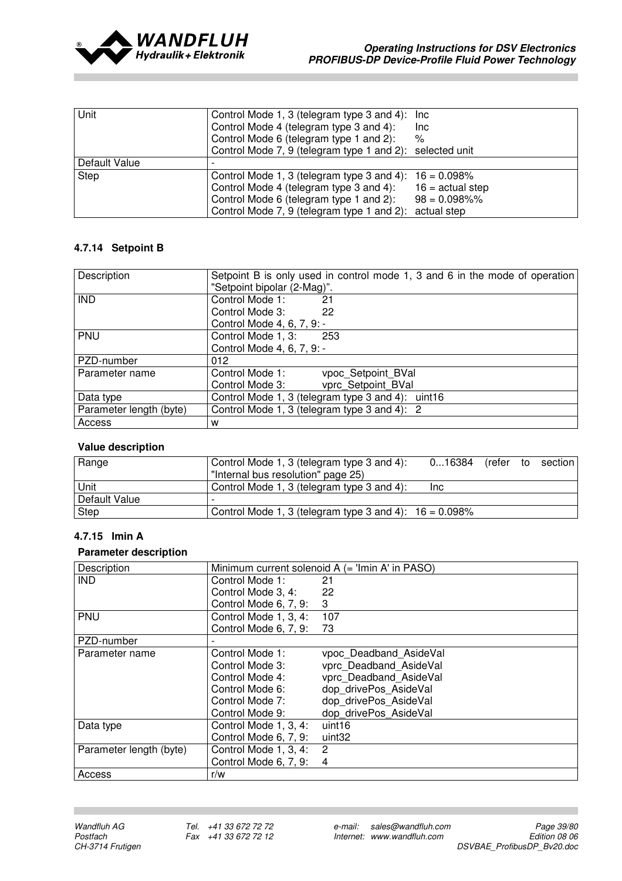| | |
|---|---|
| Unit | Control Mode 1, 3 (telegram type 3 and 4): Inc<br>Control Mode 4 (telegram type 3 and 4): Inc<br>Control Mode 6 (telegram type 1 and 2): %<br>Control Mode 7, 9 (telegram type 1 and 2): selected unit |
| Default Value | - |
| Step | Control Mode 1, 3 (telegram type 3 and 4): 16 = 0.098%<br>Control Mode 4 (telegram type 3 and 4): 16 = actual step<br>Control Mode 6 (telegram type 1 and 2): 98 = 0.098%%<br>Control Mode 7, 9 (telegram type 1 and 2): actual step |

### 4.7.14 Setpoint B

| | |
|---|---|
| Description | Setpoint B is only used in control mode 1, 3 and 6 in the mode of operation "Setpoint bipolar (2-Mag)". |
| IND | Control Mode 1: 21<br>Control Mode 3: 22<br>Control Mode 4, 6, 7, 9: - |
| PNU | Control Mode 1, 3: 253<br>Control Mode 4, 6, 7, 9: - |
| PZD-number | 012 |
| Parameter name | Control Mode 1: vpoc_Setpoint_BVal<br>Control Mode 3: vprc_Setpoint_BVal |
| Data type | Control Mode 1, 3 (telegram type 3 and 4): uint16 |
| Parameter length (byte) | Control Mode 1, 3 (telegram type 3 and 4): 2 |
| Access | w |

**Value description**

| | |
|---|---|
| Range | Control Mode 1, 3 (telegram type 3 and 4): 0...16384 (refer to section "Internal bus resolution" page 25) |
| Unit | Control Mode 1, 3 (telegram type 3 and 4): Inc |
| Default Value | - |
| Step | Control Mode 1, 3 (telegram type 3 and 4): 16 = 0.098% |

### 4.7.15 Imin A

**Parameter description**

| | |
|---|---|
| Description | Minimum current solenoid A (= 'Imin A' in PASO) |
| IND | Control Mode 1: 21<br>Control Mode 3, 4: 22<br>Control Mode 6, 7, 9: 3 |
| PNU | Control Mode 1, 3, 4: 107<br>Control Mode 6, 7, 9: 73 |
| PZD-number | - |
| Parameter name | Control Mode 1: vpoc_Deadband_AsideVal<br>Control Mode 3: vprc_Deadband_AsideVal<br>Control Mode 4: vprc_Deadband_AsideVal<br>Control Mode 6: dop_drivePos_AsideVal<br>Control Mode 7: dop_drivePos_AsideVal<br>Control Mode 9: dop_drivePos_AsideVal |
| Data type | Control Mode 1, 3, 4: uint16<br>Control Mode 6, 7, 9: uint32 |
| Parameter length (byte) | Control Mode 1, 3, 4: 2<br>Control Mode 6, 7, 9: 4 |
| Access | r/w |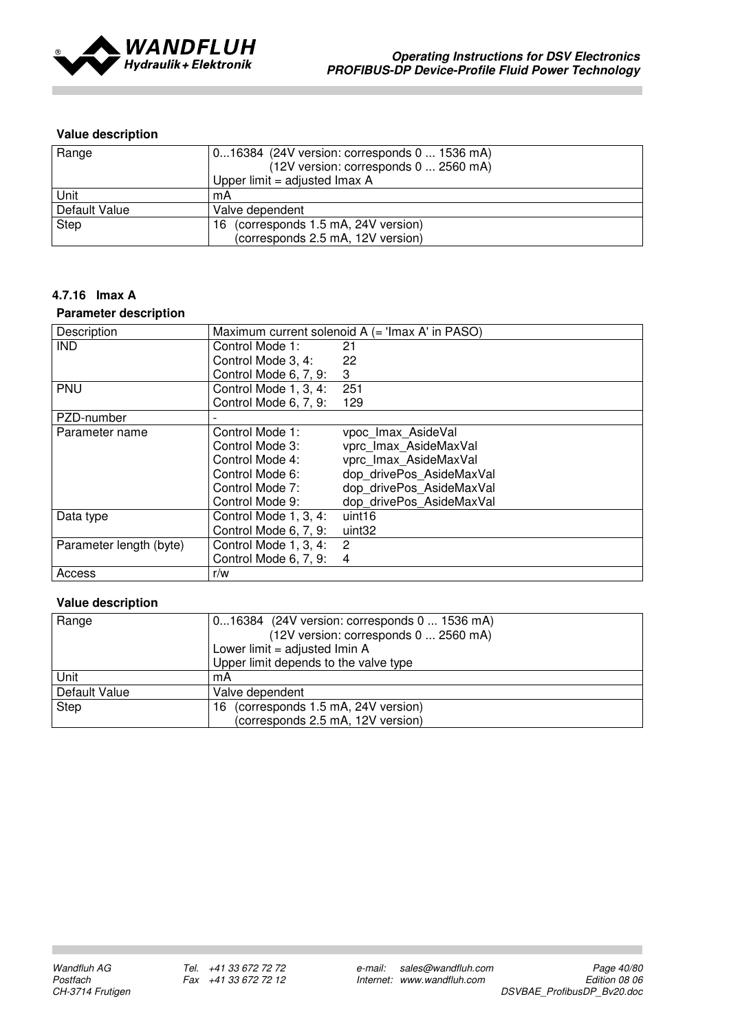**Value description**

| Range | 0...16384 (24V version: corresponds 0 ... 1536 mA)<br>(12V version: corresponds 0 ... 2560 mA)<br>Upper limit = adjusted Imax A |
|---|---|
| Unit | mA |
| Default Value | Valve dependent |
| Step | 16 (corresponds 1.5 mA, 24V version)<br>(corresponds 2.5 mA, 12V version) |

#### 4.7.16 Imax A

**Parameter description**

| Description | Maximum current solenoid A (= 'Imax A' in PASO) |
|---|---|
| IND | Control Mode 1: 21<br>Control Mode 3, 4: 22<br>Control Mode 6, 7, 9: 3 |
| PNU | Control Mode 1, 3, 4: 251<br>Control Mode 6, 7, 9: 129 |
| PZD-number | - |
| Parameter name | Control Mode 1: vpoc_Imax_AsideVal<br>Control Mode 3: vprc_Imax_AsideMaxVal<br>Control Mode 4: vprc_Imax_AsideMaxVal<br>Control Mode 6: dop_drivePos_AsideMaxVal<br>Control Mode 7: dop_drivePos_AsideMaxVal<br>Control Mode 9: dop_drivePos_AsideMaxVal |
| Data type | Control Mode 1, 3, 4: uint16<br>Control Mode 6, 7, 9: uint32 |
| Parameter length (byte) | Control Mode 1, 3, 4: 2<br>Control Mode 6, 7, 9: 4 |
| Access | r/w |

**Value description**

| Range | 0...16384 (24V version: corresponds 0 ... 1536 mA)<br>(12V version: corresponds 0 ... 2560 mA)<br>Lower limit = adjusted Imin A<br>Upper limit depends to the valve type |
|---|---|
| Unit | mA |
| Default Value | Valve dependent |
| Step | 16 (corresponds 1.5 mA, 24V version)<br>(corresponds 2.5 mA, 12V version) |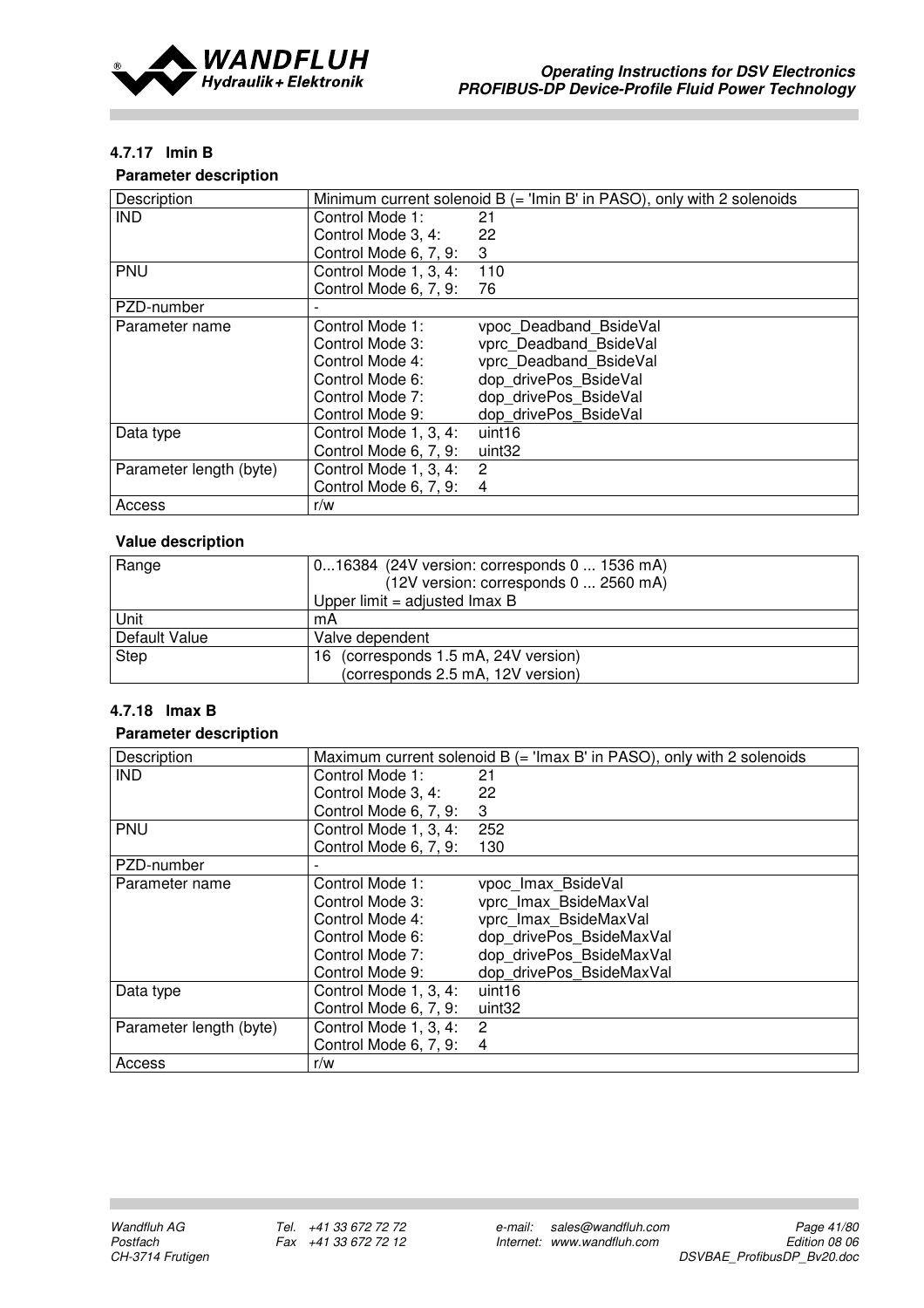#### 4.7.17 Imin B

**Parameter description**

| Description | Minimum current solenoid B (= 'Imin B' in PASO), only with 2 solenoids |
|---|---|
| IND | Control Mode 1: 21<br>Control Mode 3, 4: 22<br>Control Mode 6, 7, 9: 3 |
| PNU | Control Mode 1, 3, 4: 110<br>Control Mode 6, 7, 9: 76 |
| PZD-number | - |
| Parameter name | Control Mode 1: vpoc_Deadband_BsideVal<br>Control Mode 3: vprc_Deadband_BsideVal<br>Control Mode 4: vprc_Deadband_BsideVal<br>Control Mode 6: dop_drivePos_BsideVal<br>Control Mode 7: dop_drivePos_BsideVal<br>Control Mode 9: dop_drivePos_BsideVal |
| Data type | Control Mode 1, 3, 4: uint16<br>Control Mode 6, 7, 9: uint32 |
| Parameter length (byte) | Control Mode 1, 3, 4: 2<br>Control Mode 6, 7, 9: 4 |
| Access | r/w |

**Value description**

| Range | 0...16384 (24V version: corresponds 0 ... 1536 mA)<br>(12V version: corresponds 0 ... 2560 mA)<br>Upper limit = adjusted Imax B |
|---|---|
| Unit | mA |
| Default Value | Valve dependent |
| Step | 16 (corresponds 1.5 mA, 24V version)<br>(corresponds 2.5 mA, 12V version) |

#### 4.7.18 Imax B

**Parameter description**

| Description | Maximum current solenoid B (= 'Imax B' in PASO), only with 2 solenoids |
|---|---|
| IND | Control Mode 1: 21<br>Control Mode 3, 4: 22<br>Control Mode 6, 7, 9: 3 |
| PNU | Control Mode 1, 3, 4: 252<br>Control Mode 6, 7, 9: 130 |
| PZD-number | - |
| Parameter name | Control Mode 1: vpoc_Imax_BsideVal<br>Control Mode 3: vprc_Imax_BsideMaxVal<br>Control Mode 4: vprc_Imax_BsideMaxVal<br>Control Mode 6: dop_drivePos_BsideMaxVal<br>Control Mode 7: dop_drivePos_BsideMaxVal<br>Control Mode 9: dop_drivePos_BsideMaxVal |
| Data type | Control Mode 1, 3, 4: uint16<br>Control Mode 6, 7, 9: uint32 |
| Parameter length (byte) | Control Mode 1, 3, 4: 2<br>Control Mode 6, 7, 9: 4 |
| Access | r/w |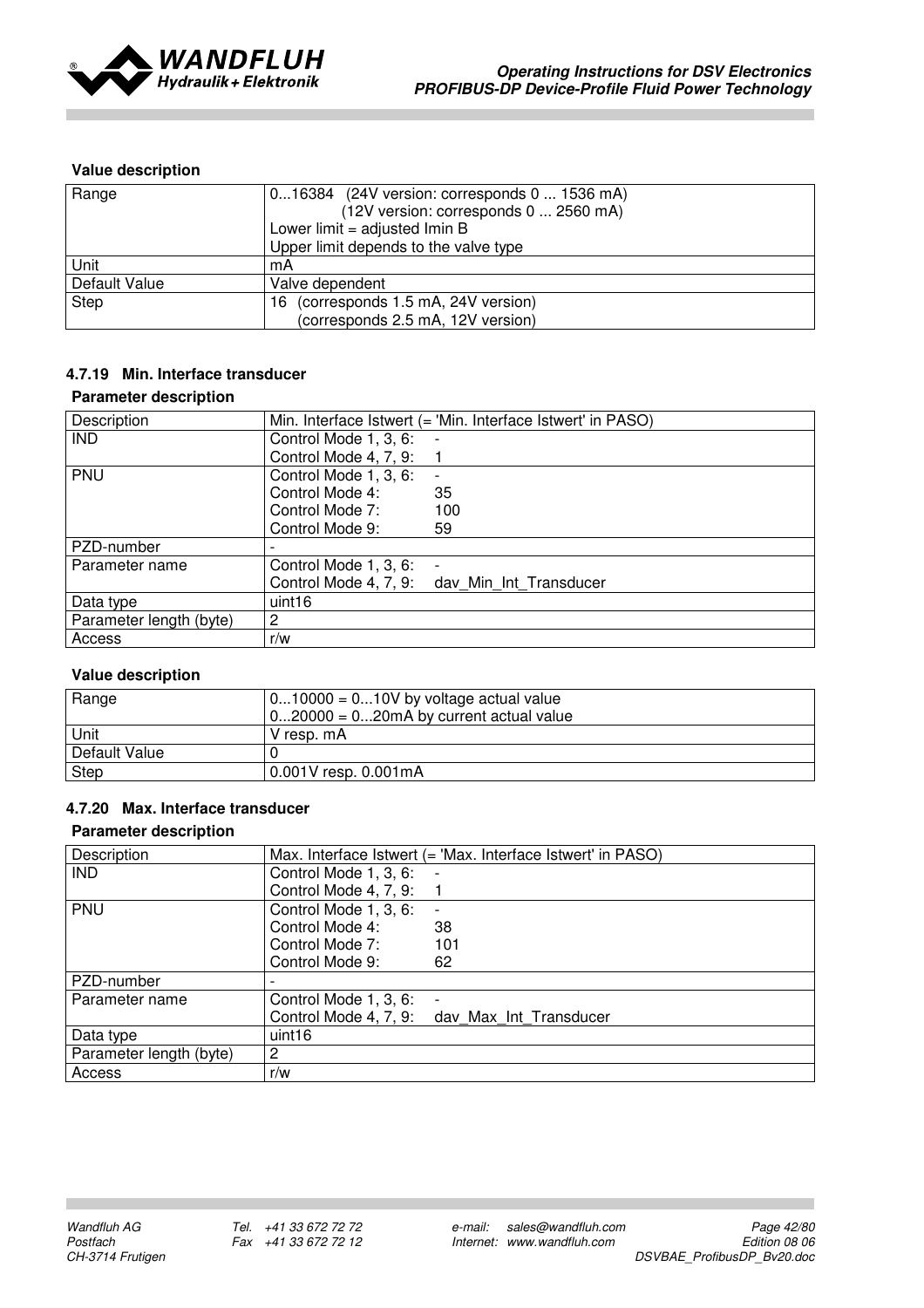**Value description**

| Range | 0...16384 (24V version: corresponds 0 ... 1536 mA)<br>(12V version: corresponds 0 ... 2560 mA)<br>Lower limit = adjusted Imin B<br>Upper limit depends to the valve type |
|---|---|
| Unit | mA |
| Default Value | Valve dependent |
| Step | 16 (corresponds 1.5 mA, 24V version)<br>(corresponds 2.5 mA, 12V version) |

### 4.7.19 Min. Interface transducer

**Parameter description**

| Description | Min. Interface Istwert (= 'Min. Interface Istwert' in PASO) |
|---|---|
| IND | Control Mode 1, 3, 6: -<br>Control Mode 4, 7, 9: 1 |
| PNU | Control Mode 1, 3, 6: -<br>Control Mode 4: 35<br>Control Mode 7: 100<br>Control Mode 9: 59 |
| PZD-number | - |
| Parameter name | Control Mode 1, 3, 6: -<br>Control Mode 4, 7, 9: dav_Min_Int_Transducer |
| Data type | uint16 |
| Parameter length (byte) | 2 |
| Access | r/w |

**Value description**

| Range | 0...10000 = 0...10V by voltage actual value<br>0...20000 = 0...20mA by current actual value |
|---|---|
| Unit | V resp. mA |
| Default Value | 0 |
| Step | 0.001V resp. 0.001mA |

### 4.7.20 Max. Interface transducer

**Parameter description**

| Description | Max. Interface Istwert (= 'Max. Interface Istwert' in PASO) |
|---|---|
| IND | Control Mode 1, 3, 6: -<br>Control Mode 4, 7, 9: 1 |
| PNU | Control Mode 1, 3, 6: -<br>Control Mode 4: 38<br>Control Mode 7: 101<br>Control Mode 9: 62 |
| PZD-number | - |
| Parameter name | Control Mode 1, 3, 6: -<br>Control Mode 4, 7, 9: dav_Max_Int_Transducer |
| Data type | uint16 |
| Parameter length (byte) | 2 |
| Access | r/w |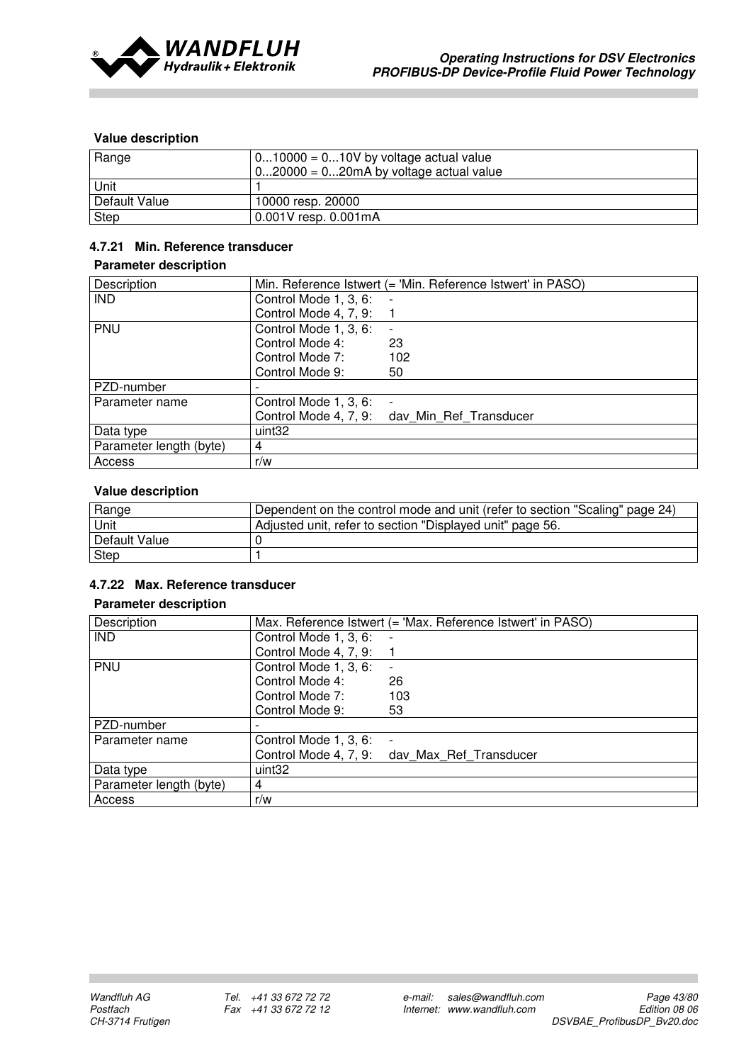**Value description**

| Range | 0...10000 = 0...10V by voltage actual value<br>0...20000 = 0...20mA by voltage actual value |
|---|---|
| Unit | 1 |
| Default Value | 10000 resp. 20000 |
| Step | 0.001V resp. 0.001mA |

### 4.7.21 Min. Reference transducer

**Parameter description**

| Description | Min. Reference Istwert (= 'Min. Reference Istwert' in PASO) |
|---|---|
| IND | Control Mode 1, 3, 6: -<br>Control Mode 4, 7, 9: 1 |
| PNU | Control Mode 1, 3, 6: -<br>Control Mode 4: 23<br>Control Mode 7: 102<br>Control Mode 9: 50 |
| PZD-number | - |
| Parameter name | Control Mode 1, 3, 6: -<br>Control Mode 4, 7, 9: dav_Min_Ref_Transducer |
| Data type | uint32 |
| Parameter length (byte) | 4 |
| Access | r/w |

**Value description**

| Range | Dependent on the control mode and unit (refer to section "Scaling" page 24) |
|---|---|
| Unit | Adjusted unit, refer to section "Displayed unit" page 56. |
| Default Value | 0 |
| Step | 1 |

### 4.7.22 Max. Reference transducer

**Parameter description**

| Description | Max. Reference Istwert (= 'Max. Reference Istwert' in PASO) |
|---|---|
| IND | Control Mode 1, 3, 6: -<br>Control Mode 4, 7, 9: 1 |
| PNU | Control Mode 1, 3, 6: -<br>Control Mode 4: 26<br>Control Mode 7: 103<br>Control Mode 9: 53 |
| PZD-number | - |
| Parameter name | Control Mode 1, 3, 6: -<br>Control Mode 4, 7, 9: dav_Max_Ref_Transducer |
| Data type | uint32 |
| Parameter length (byte) | 4 |
| Access | r/w |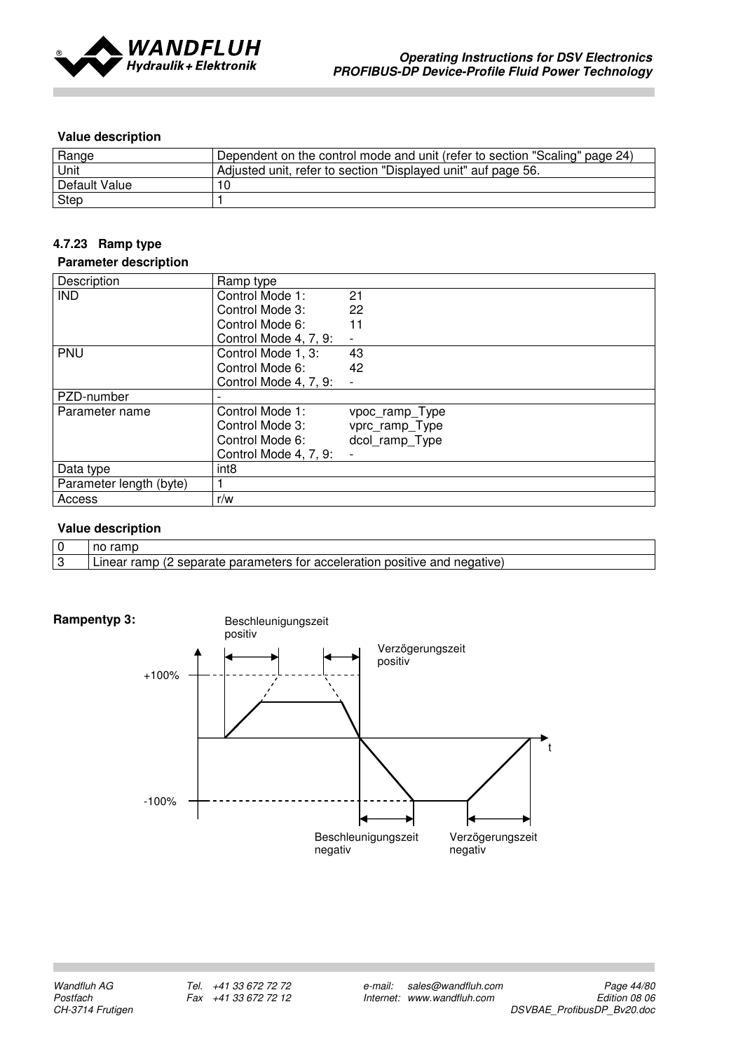**Value description**

| Range | Dependent on the control mode and unit (refer to section "Scaling" page 24) |
|---|---|
| Unit | Adjusted unit, refer to section "Displayed unit" auf page 56. |
| Default Value | 10 |
| Step | 1 |

### 4.7.23 Ramp type

**Parameter description**

| Description | Ramp type | |
|---|---|---|
| IND | Control Mode 1: | 21 |
| | Control Mode 3: | 22 |
| | Control Mode 6: | 11 |
| | Control Mode 4, 7, 9: | - |
| PNU | Control Mode 1, 3: | 43 |
| | Control Mode 6: | 42 |
| | Control Mode 4, 7, 9: | - |
| PZD-number | - | |
| Parameter name | Control Mode 1: | vpoc_ramp_Type |
| | Control Mode 3: | vprc_ramp_Type |
| | Control Mode 6: | dcol_ramp_Type |
| | Control Mode 4, 7, 9: | - |
| Data type | int8 | |
| Parameter length (byte) | 1 | |
| Access | r/w | |

**Value description**

| 0 | no ramp |
|---|---|
| 3 | Linear ramp (2 separate parameters for acceleration positive and negative) |

**Rampentyp 3:**

Beschleunigungszeit positiv

Verzögerungszeit positiv

+100%

-100%

t

Beschleunigungszeit negativ

Verzögerungszeit negativ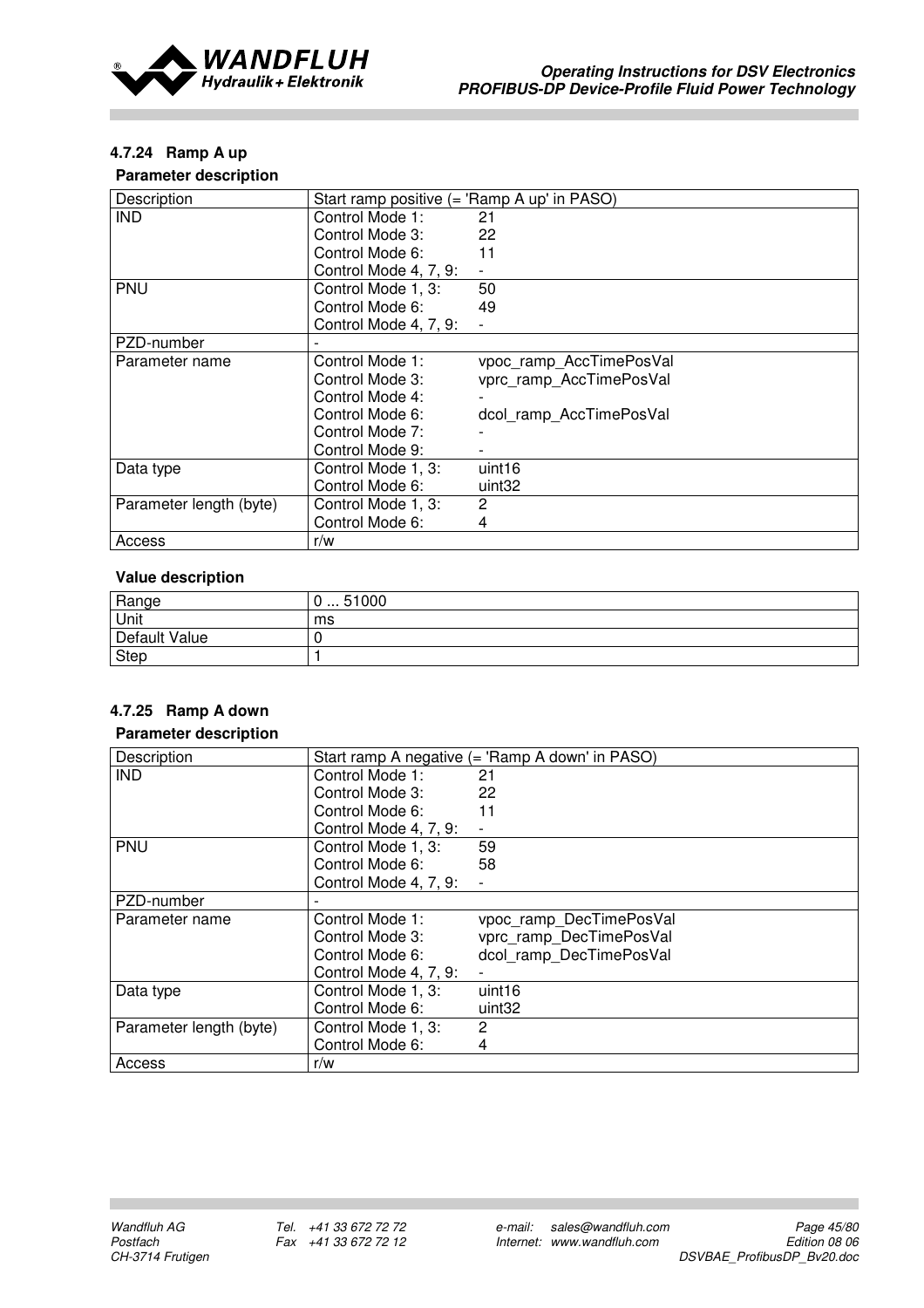#### 4.7.24 Ramp A up

**Parameter description**

| Description | Start ramp positive (= 'Ramp A up' in PASO) |
|---|---|
| IND | Control Mode 1: 21<br>Control Mode 3: 22<br>Control Mode 6: 11<br>Control Mode 4, 7, 9: - |
| PNU | Control Mode 1, 3: 50<br>Control Mode 6: 49<br>Control Mode 4, 7, 9: - |
| PZD-number | - |
| Parameter name | Control Mode 1: vpoc_ramp_AccTimePosVal<br>Control Mode 3: vprc_ramp_AccTimePosVal<br>Control Mode 4: -<br>Control Mode 6: dcol_ramp_AccTimePosVal<br>Control Mode 7: -<br>Control Mode 9: - |
| Data type | Control Mode 1, 3: uint16<br>Control Mode 6: uint32 |
| Parameter length (byte) | Control Mode 1, 3: 2<br>Control Mode 6: 4 |
| Access | r/w |

**Value description**

| Range | 0 ... 51000 |
|---|---|
| Unit | ms |
| Default Value | 0 |
| Step | 1 |

#### 4.7.25 Ramp A down

**Parameter description**

| Description | Start ramp A negative (= 'Ramp A down' in PASO) |
|---|---|
| IND | Control Mode 1: 21<br>Control Mode 3: 22<br>Control Mode 6: 11<br>Control Mode 4, 7, 9: - |
| PNU | Control Mode 1, 3: 59<br>Control Mode 6: 58<br>Control Mode 4, 7, 9: - |
| PZD-number | - |
| Parameter name | Control Mode 1: vpoc_ramp_DecTimePosVal<br>Control Mode 3: vprc_ramp_DecTimePosVal<br>Control Mode 6: dcol_ramp_DecTimePosVal<br>Control Mode 4, 7, 9: - |
| Data type | Control Mode 1, 3: uint16<br>Control Mode 6: uint32 |
| Parameter length (byte) | Control Mode 1, 3: 2<br>Control Mode 6: 4 |
| Access | r/w |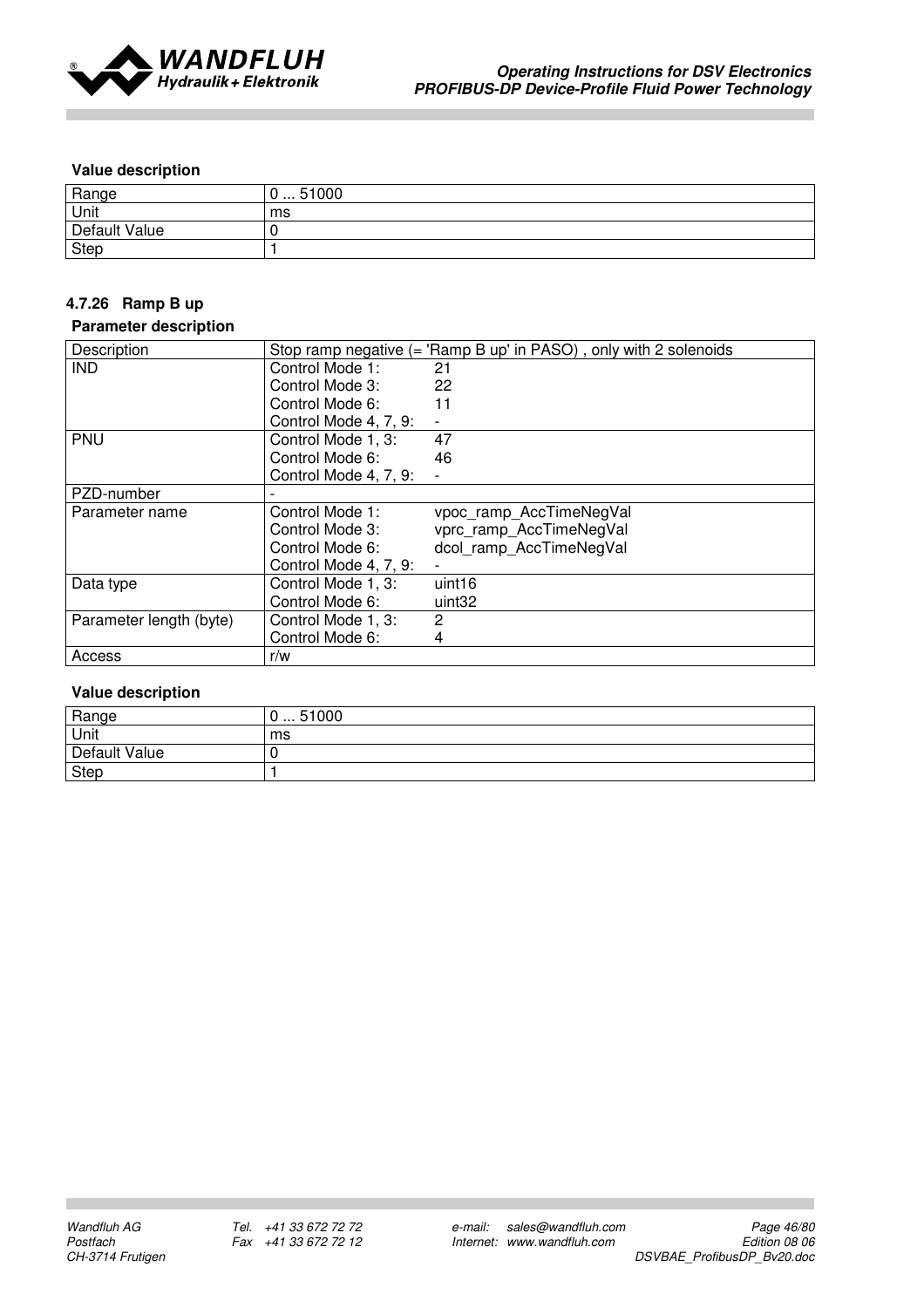**Value description**

| Range | 0 ... 51000 |
|---|---|
| Unit | ms |
| Default Value | 0 |
| Step | 1 |

#### 4.7.26 Ramp B up

**Parameter description**

| Description | Stop ramp negative (= 'Ramp B up' in PASO) , only with 2 solenoids |
|---|---|
| IND | Control Mode 1: 21<br>Control Mode 3: 22<br>Control Mode 6: 11<br>Control Mode 4, 7, 9: - |
| PNU | Control Mode 1, 3: 47<br>Control Mode 6: 46<br>Control Mode 4, 7, 9: - |
| PZD-number | - |
| Parameter name | Control Mode 1: vpoc_ramp_AccTimeNegVal<br>Control Mode 3: vprc_ramp_AccTimeNegVal<br>Control Mode 6: dcol_ramp_AccTimeNegVal<br>Control Mode 4, 7, 9: - |
| Data type | Control Mode 1, 3: uint16<br>Control Mode 6: uint32 |
| Parameter length (byte) | Control Mode 1, 3: 2<br>Control Mode 6: 4 |
| Access | r/w |

**Value description**

| Range | 0 ... 51000 |
|---|---|
| Unit | ms |
| Default Value | 0 |
| Step | 1 |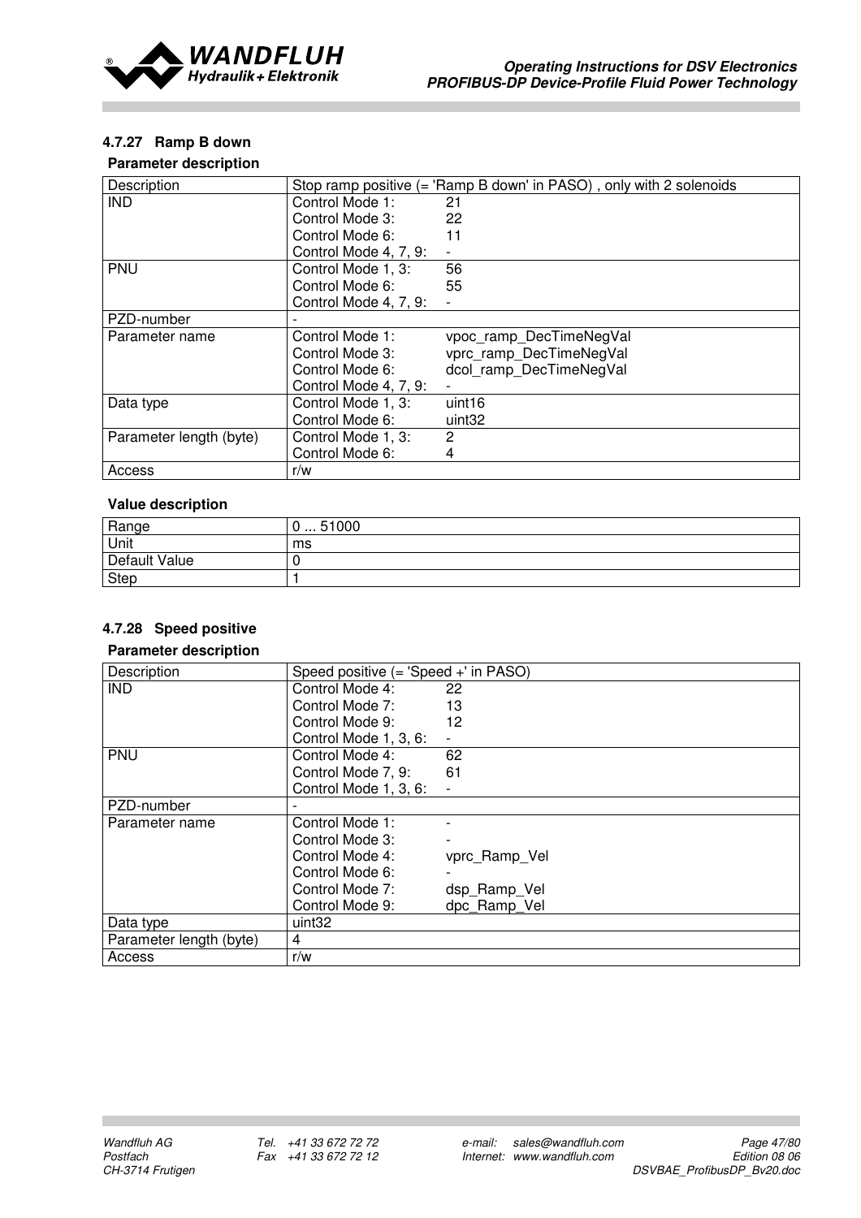### 4.7.27 Ramp B down

**Parameter description**

| Description | Stop ramp positive (= 'Ramp B down' in PASO) , only with 2 solenoids | |
|---|---|---|
| IND | Control Mode 1:<br>Control Mode 3:<br>Control Mode 6:<br>Control Mode 4, 7, 9: | 21<br>22<br>11<br>- |
| PNU | Control Mode 1, 3:<br>Control Mode 6:<br>Control Mode 4, 7, 9: | 56<br>55<br>- |
| PZD-number | - | |
| Parameter name | Control Mode 1:<br>Control Mode 3:<br>Control Mode 6:<br>Control Mode 4, 7, 9: | vpoc_ramp_DecTimeNegVal<br>vprc_ramp_DecTimeNegVal<br>dcol_ramp_DecTimeNegVal<br>- |
| Data type | Control Mode 1, 3:<br>Control Mode 6: | uint16<br>uint32 |
| Parameter length (byte) | Control Mode 1, 3:<br>Control Mode 6: | 2<br>4 |
| Access | r/w | |

**Value description**

| Range | 0 ... 51000 |
|---|---|
| Unit | ms |
| Default Value | 0 |
| Step | 1 |

### 4.7.28 Speed positive

**Parameter description**

| Description | Speed positive (= 'Speed +' in PASO) | |
|---|---|---|
| IND | Control Mode 4:<br>Control Mode 7:<br>Control Mode 9:<br>Control Mode 1, 3, 6: | 22<br>13<br>12<br>- |
| PNU | Control Mode 4:<br>Control Mode 7, 9:<br>Control Mode 1, 3, 6: | 62<br>61<br>- |
| PZD-number | - | |
| Parameter name | Control Mode 1:<br>Control Mode 3:<br>Control Mode 4:<br>Control Mode 6:<br>Control Mode 7:<br>Control Mode 9: | -<br>-<br>vprc_Ramp_Vel<br>-<br>dsp_Ramp_Vel<br>dpc_Ramp_Vel |
| Data type | uint32 | |
| Parameter length (byte) | 4 | |
| Access | r/w | |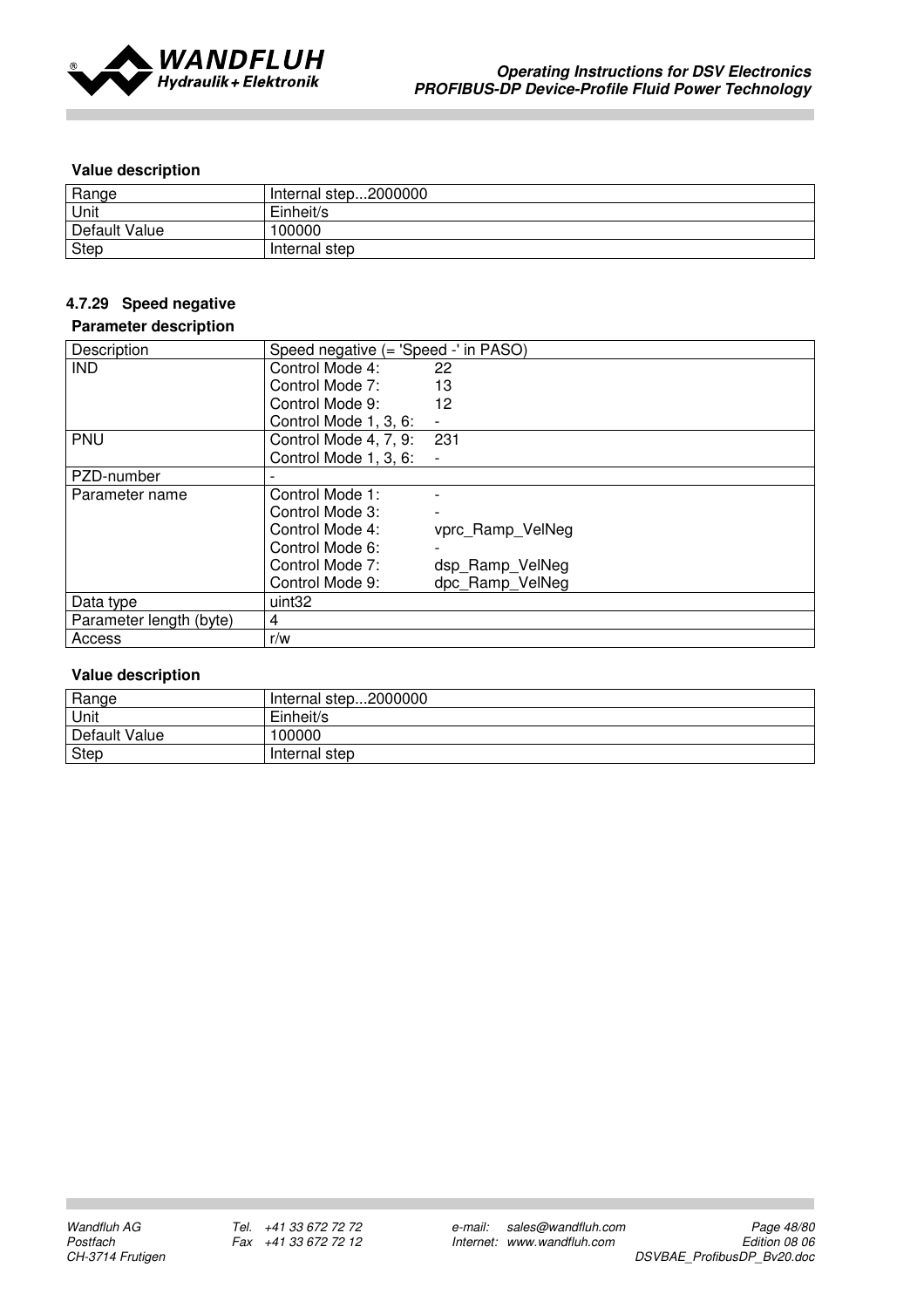**Value description**

| Range | Internal step...2000000 |
|---|---|
| Unit | Einheit/s |
| Default Value | 100000 |
| Step | Internal step |

#### 4.7.29 Speed negative

**Parameter description**

| Description | Speed negative (= 'Speed -' in PASO) |
|---|---|
| IND | Control Mode 4: 22<br>Control Mode 7: 13<br>Control Mode 9: 12<br>Control Mode 1, 3, 6: - |
| PNU | Control Mode 4, 7, 9: 231<br>Control Mode 1, 3, 6: - |
| PZD-number | - |
| Parameter name | Control Mode 1: -<br>Control Mode 3: -<br>Control Mode 4: vprc_Ramp_VelNeg<br>Control Mode 6: -<br>Control Mode 7: dsp_Ramp_VelNeg<br>Control Mode 9: dpc_Ramp_VelNeg |
| Data type | uint32 |
| Parameter length (byte) | 4 |
| Access | r/w |

**Value description**

| Range | Internal step...2000000 |
|---|---|
| Unit | Einheit/s |
| Default Value | 100000 |
| Step | Internal step |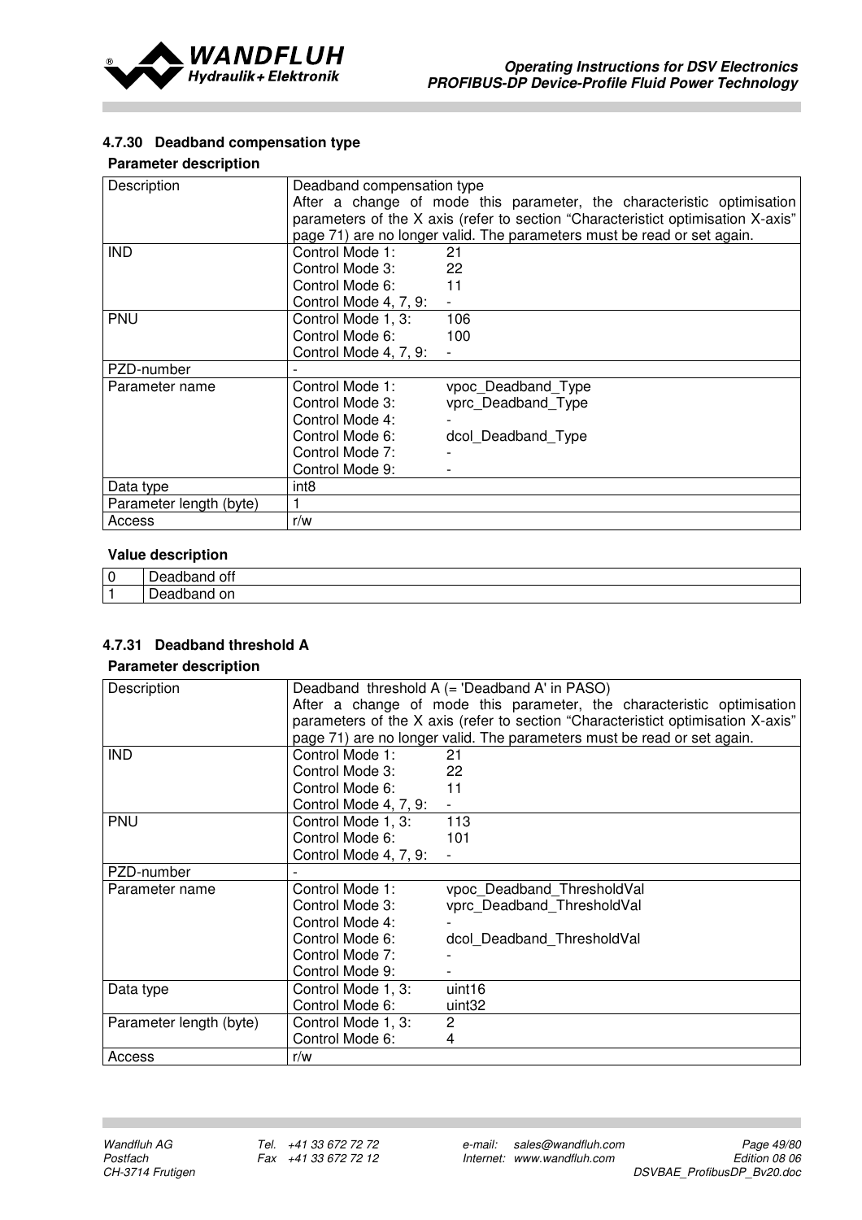#### 4.7.30 Deadband compensation type

**Parameter description**

| | |
|---|---|
| Description | Deadband compensation type<br>After a change of mode this parameter, the characteristic optimisation parameters of the X axis (refer to section "Characteristict optimisation X-axis" page 71) are no longer valid. The parameters must be read or set again. |
| IND | Control Mode 1: 21<br>Control Mode 3: 22<br>Control Mode 6: 11<br>Control Mode 4, 7, 9: - |
| PNU | Control Mode 1, 3: 106<br>Control Mode 6: 100<br>Control Mode 4, 7, 9: - |
| PZD-number | - |
| Parameter name | Control Mode 1: vpoc_Deadband_Type<br>Control Mode 3: vprc_Deadband_Type<br>Control Mode 4: -<br>Control Mode 6: dcol_Deadband_Type<br>Control Mode 7: -<br>Control Mode 9: - |
| Data type | int8 |
| Parameter length (byte) | 1 |
| Access | r/w |

**Value description**

| | |
|---|---|
| 0 | Deadband off |
| 1 | Deadband on |

#### 4.7.31 Deadband threshold A

**Parameter description**

| | |
|---|---|
| Description | Deadband threshold A (= 'Deadband A' in PASO)<br>After a change of mode this parameter, the characteristic optimisation parameters of the X axis (refer to section "Characteristict optimisation X-axis" page 71) are no longer valid. The parameters must be read or set again. |
| IND | Control Mode 1: 21<br>Control Mode 3: 22<br>Control Mode 6: 11<br>Control Mode 4, 7, 9: - |
| PNU | Control Mode 1, 3: 113<br>Control Mode 6: 101<br>Control Mode 4, 7, 9: - |
| PZD-number | - |
| Parameter name | Control Mode 1: vpoc_Deadband_ThresholdVal<br>Control Mode 3: vprc_Deadband_ThresholdVal<br>Control Mode 4: -<br>Control Mode 6: dcol_Deadband_ThresholdVal<br>Control Mode 7: -<br>Control Mode 9: - |
| Data type | Control Mode 1, 3: uint16<br>Control Mode 6: uint32 |
| Parameter length (byte) | Control Mode 1, 3: 2<br>Control Mode 6: 4 |
| Access | r/w |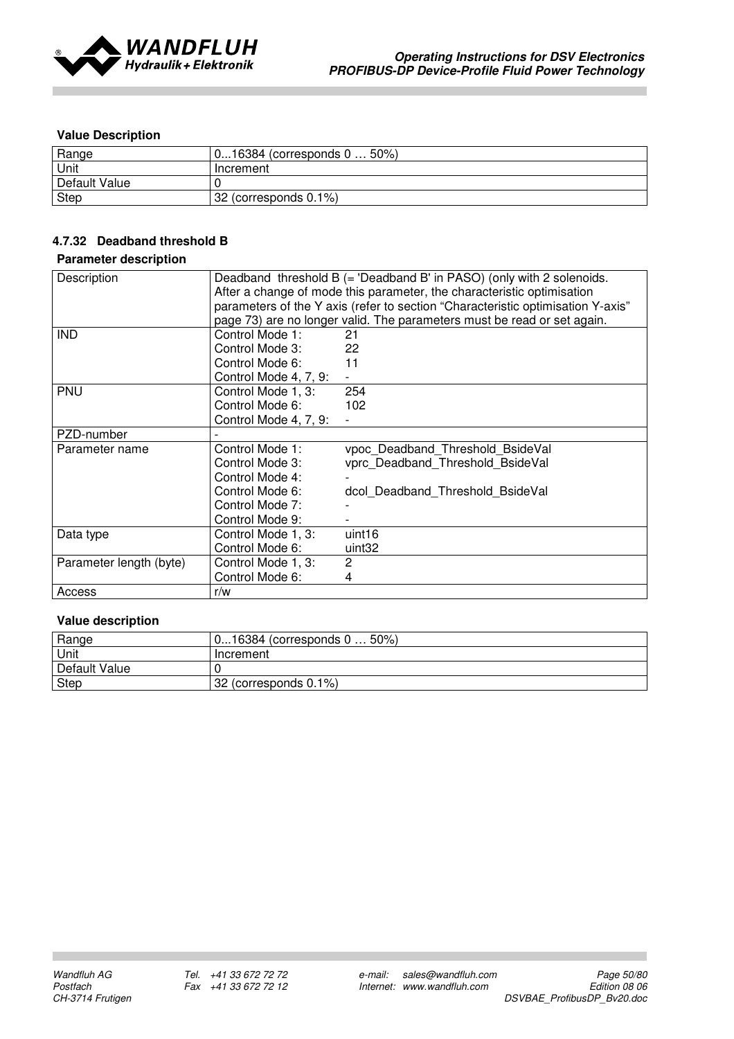**Value Description**

| Range | 0...16384 (corresponds 0 … 50%) |
|---|---|
| Unit | Increment |
| Default Value | 0 |
| Step | 32 (corresponds 0.1%) |

### 4.7.32 Deadband threshold B

**Parameter description**

| Description | Deadband threshold B (= 'Deadband B' in PASO) (only with 2 solenoids. After a change of mode this parameter, the characteristic optimisation parameters of the Y axis (refer to section "Characteristic optimisation Y-axis" page 73) are no longer valid. The parameters must be read or set again. |
|---|---|
| IND | Control Mode 1: 21<br>Control Mode 3: 22<br>Control Mode 6: 11<br>Control Mode 4, 7, 9: - |
| PNU | Control Mode 1, 3: 254<br>Control Mode 6: 102<br>Control Mode 4, 7, 9: - |
| PZD-number | - |
| Parameter name | Control Mode 1: vpoc_Deadband_Threshold_BsideVal<br>Control Mode 3: vprc_Deadband_Threshold_BsideVal<br>Control Mode 4: -<br>Control Mode 6: dcol_Deadband_Threshold_BsideVal<br>Control Mode 7: -<br>Control Mode 9: - |
| Data type | Control Mode 1, 3: uint16<br>Control Mode 6: uint32 |
| Parameter length (byte) | Control Mode 1, 3: 2<br>Control Mode 6: 4 |
| Access | r/w |

**Value description**

| Range | 0...16384 (corresponds 0 … 50%) |
|---|---|
| Unit | Increment |
| Default Value | 0 |
| Step | 32 (corresponds 0.1%) |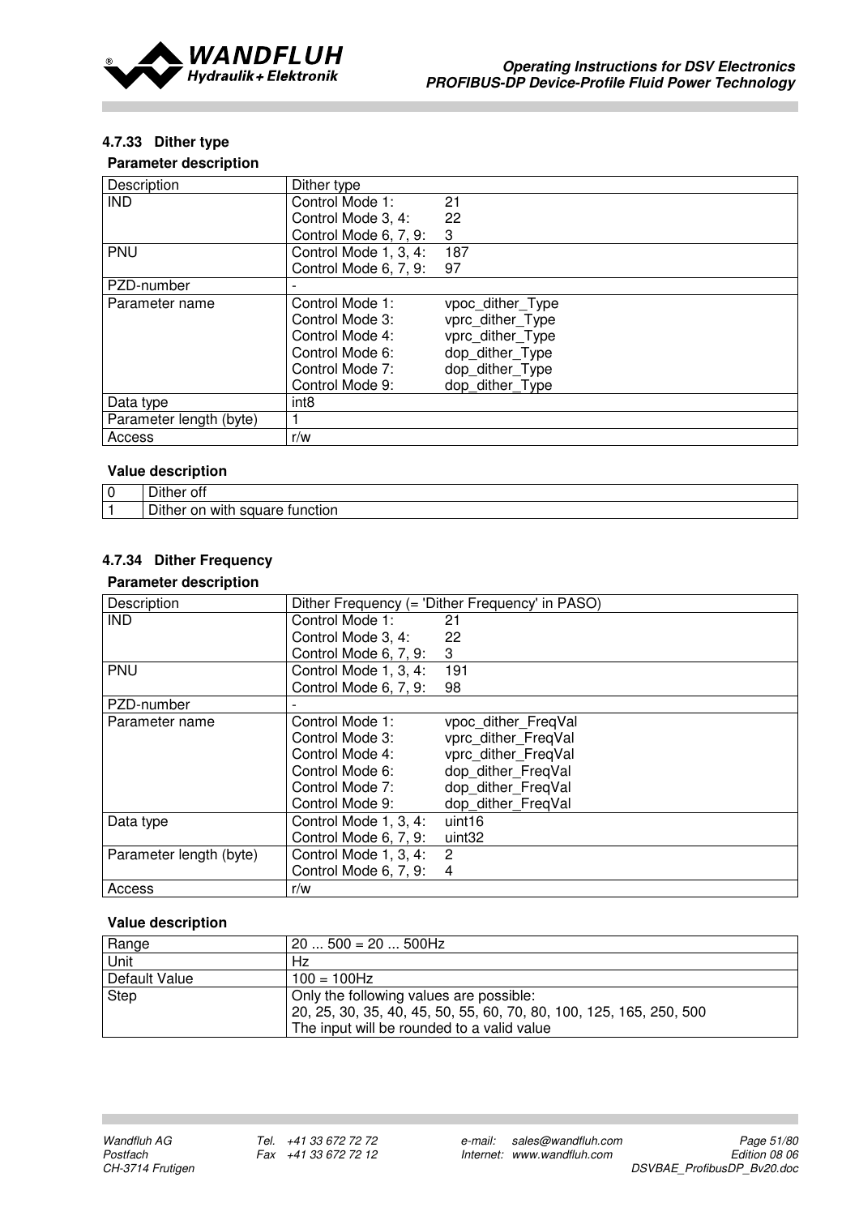#### 4.7.33 Dither type

**Parameter description**

| Description | Dither type |
|---|---|
| IND | Control Mode 1: 21<br>Control Mode 3, 4: 22<br>Control Mode 6, 7, 9: 3 |
| PNU | Control Mode 1, 3, 4: 187<br>Control Mode 6, 7, 9: 97 |
| PZD-number | - |
| Parameter name | Control Mode 1: vpoc_dither_Type<br>Control Mode 3: vprc_dither_Type<br>Control Mode 4: vprc_dither_Type<br>Control Mode 6: dop_dither_Type<br>Control Mode 7: dop_dither_Type<br>Control Mode 9: dop_dither_Type |
| Data type | int8 |
| Parameter length (byte) | 1 |
| Access | r/w |

**Value description**

| | |
|---|---|
| 0 | Dither off |
| 1 | Dither on with square function |

#### 4.7.34 Dither Frequency

**Parameter description**

| Description | Dither Frequency (= 'Dither Frequency' in PASO) |
|---|---|
| IND | Control Mode 1: 21<br>Control Mode 3, 4: 22<br>Control Mode 6, 7, 9: 3 |
| PNU | Control Mode 1, 3, 4: 191<br>Control Mode 6, 7, 9: 98 |
| PZD-number | - |
| Parameter name | Control Mode 1: vpoc_dither_FreqVal<br>Control Mode 3: vprc_dither_FreqVal<br>Control Mode 4: vprc_dither_FreqVal<br>Control Mode 6: dop_dither_FreqVal<br>Control Mode 7: dop_dither_FreqVal<br>Control Mode 9: dop_dither_FreqVal |
| Data type | Control Mode 1, 3, 4: uint16<br>Control Mode 6, 7, 9: uint32 |
| Parameter length (byte) | Control Mode 1, 3, 4: 2<br>Control Mode 6, 7, 9: 4 |
| Access | r/w |

**Value description**

| | |
|---|---|
| Range | 20 ... 500 = 20 ... 500Hz |
| Unit | Hz |
| Default Value | 100 = 100Hz |
| Step | Only the following values are possible:<br>20, 25, 30, 35, 40, 45, 50, 55, 60, 70, 80, 100, 125, 165, 250, 500<br>The input will be rounded to a valid value |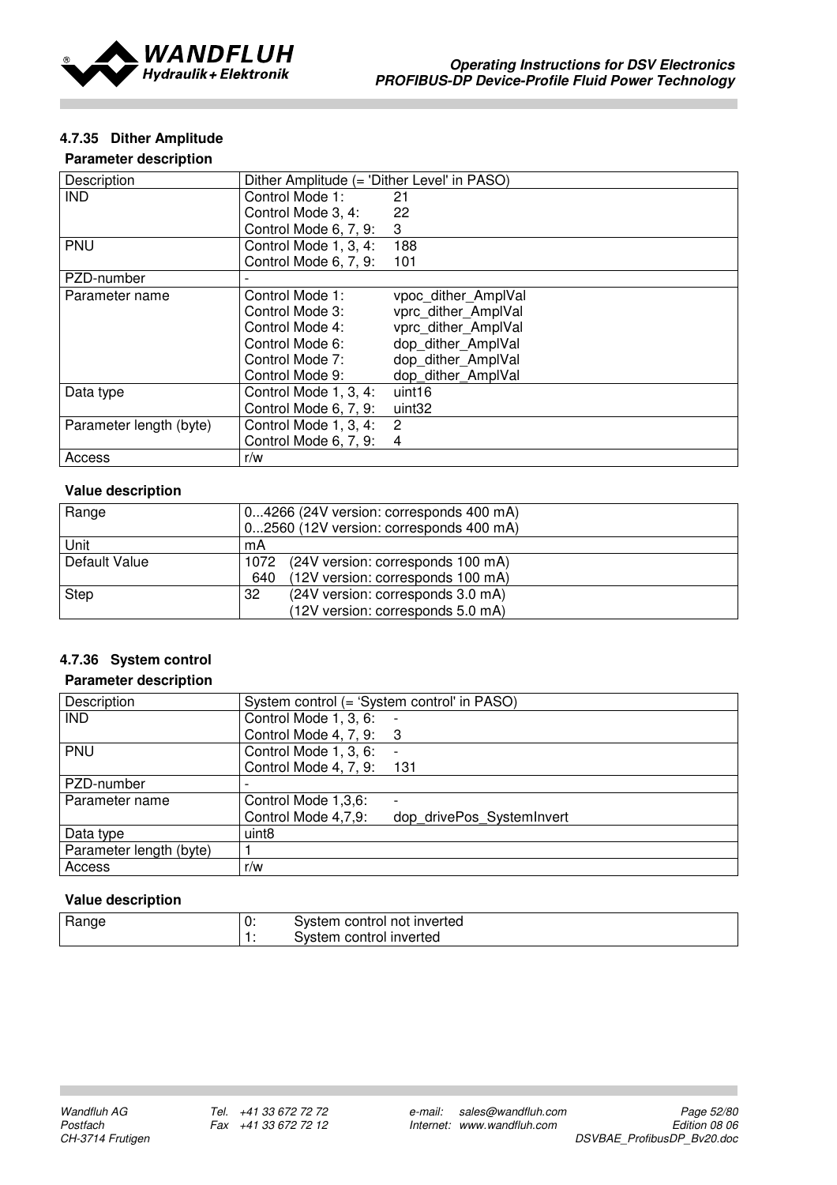#### 4.7.35 Dither Amplitude

**Parameter description**

| Description | Dither Amplitude (= 'Dither Level' in PASO) |
|---|---|
| IND | Control Mode 1: 21<br>Control Mode 3, 4: 22<br>Control Mode 6, 7, 9: 3 |
| PNU | Control Mode 1, 3, 4: 188<br>Control Mode 6, 7, 9: 101 |
| PZD-number | - |
| Parameter name | Control Mode 1: vpoc_dither_AmplVal<br>Control Mode 3: vprc_dither_AmplVal<br>Control Mode 4: vprc_dither_AmplVal<br>Control Mode 6: dop_dither_AmplVal<br>Control Mode 7: dop_dither_AmplVal<br>Control Mode 9: dop_dither_AmplVal |
| Data type | Control Mode 1, 3, 4: uint16<br>Control Mode 6, 7, 9: uint32 |
| Parameter length (byte) | Control Mode 1, 3, 4: 2<br>Control Mode 6, 7, 9: 4 |
| Access | r/w |

**Value description**

| Range | 0...4266 (24V version: corresponds 400 mA)<br>0...2560 (12V version: corresponds 400 mA) |
|---|---|
| Unit | mA |
| Default Value | 1072 (24V version: corresponds 100 mA)<br>640 (12V version: corresponds 100 mA) |
| Step | 32 (24V version: corresponds 3.0 mA)<br>(12V version: corresponds 5.0 mA) |

#### 4.7.36 System control

**Parameter description**

| Description | System control (= 'System control' in PASO) |
|---|---|
| IND | Control Mode 1, 3, 6: -<br>Control Mode 4, 7, 9: 3 |
| PNU | Control Mode 1, 3, 6: -<br>Control Mode 4, 7, 9: 131 |
| PZD-number | - |
| Parameter name | Control Mode 1,3,6: -<br>Control Mode 4,7,9: dop_drivePos_SystemInvert |
| Data type | uint8 |
| Parameter length (byte) | 1 |
| Access | r/w |

**Value description**

| Range | 0: System control not inverted<br>1: System control inverted |
|---|---|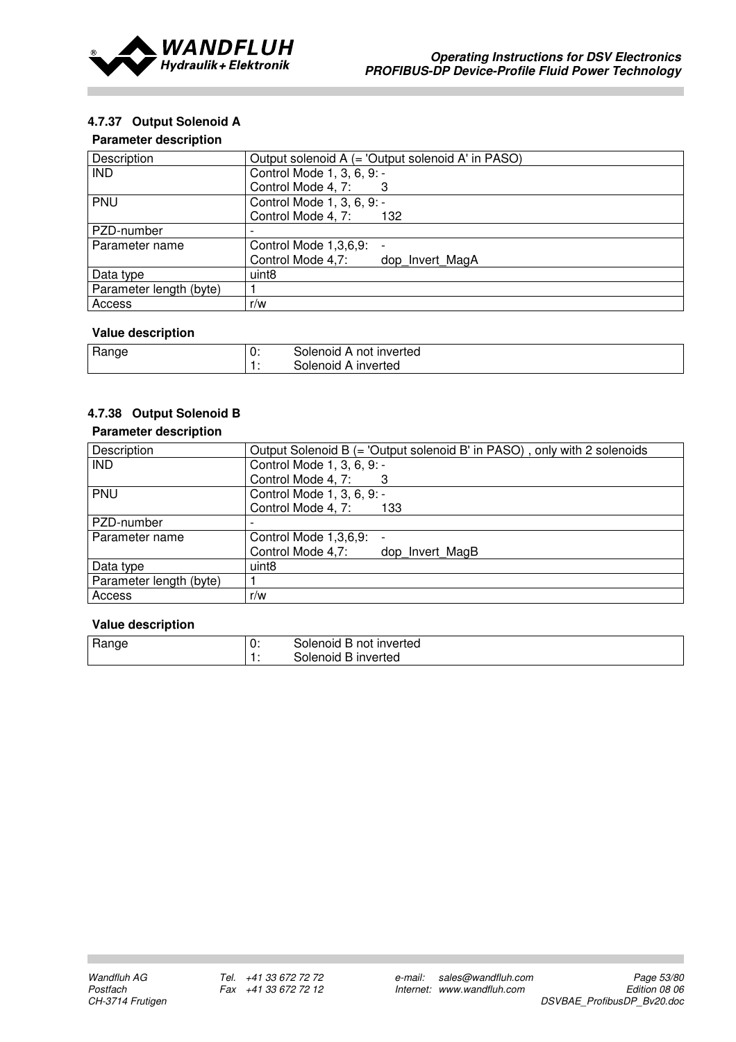#### 4.7.37 Output Solenoid A

**Parameter description**

| Description | Output solenoid A (= 'Output solenoid A' in PASO) |
|---|---|
| IND | Control Mode 1, 3, 6, 9: -<br>Control Mode 4, 7: 3 |
| PNU | Control Mode 1, 3, 6, 9: -<br>Control Mode 4, 7: 132 |
| PZD-number | - |
| Parameter name | Control Mode 1,3,6,9: -<br>Control Mode 4,7: dop_Invert_MagA |
| Data type | uint8 |
| Parameter length (byte) | 1 |
| Access | r/w |

**Value description**

| Range | 0:<br>1: | Solenoid A not inverted<br>Solenoid A inverted |
|---|---|---|

#### 4.7.38 Output Solenoid B

**Parameter description**

| Description | Output Solenoid B (= 'Output solenoid B' in PASO) , only with 2 solenoids |
|---|---|
| IND | Control Mode 1, 3, 6, 9: -<br>Control Mode 4, 7: 3 |
| PNU | Control Mode 1, 3, 6, 9: -<br>Control Mode 4, 7: 133 |
| PZD-number | - |
| Parameter name | Control Mode 1,3,6,9: -<br>Control Mode 4,7: dop_Invert_MagB |
| Data type | uint8 |
| Parameter length (byte) | 1 |
| Access | r/w |

**Value description**

| Range | 0:<br>1: | Solenoid B not inverted<br>Solenoid B inverted |
|---|---|---|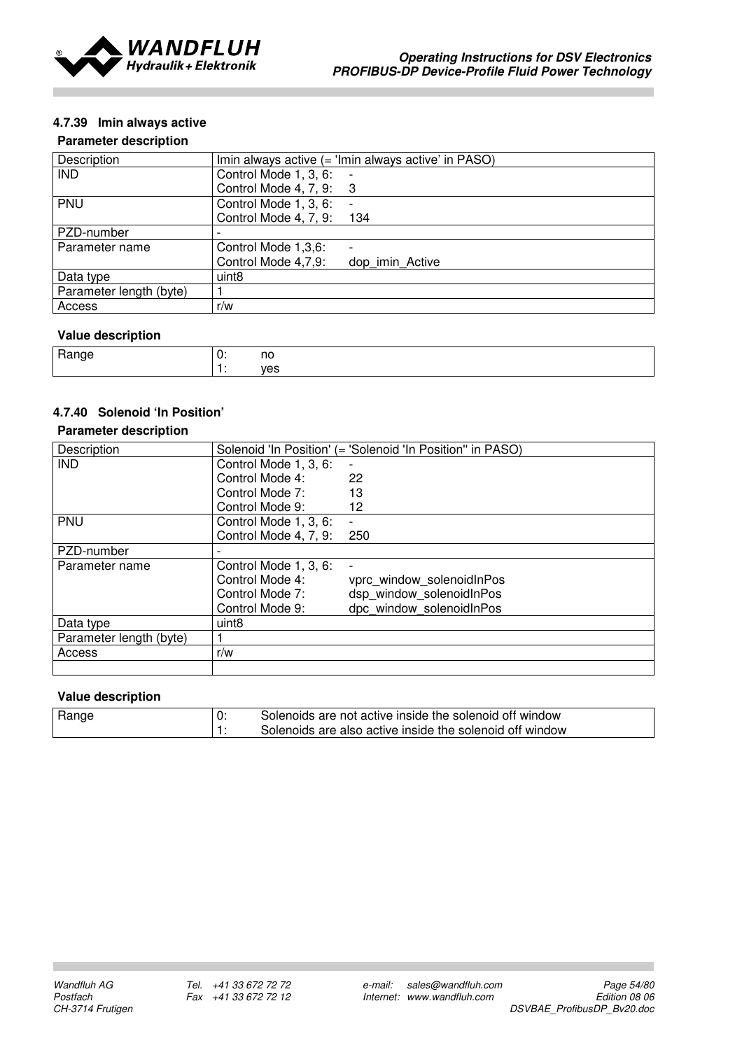#### 4.7.39 Imin always active

**Parameter description**

| Description | Imin always active (= 'Imin always active' in PASO) |
|---|---|
| IND | Control Mode 1, 3, 6: -<br>Control Mode 4, 7, 9: 3 |
| PNU | Control Mode 1, 3, 6: -<br>Control Mode 4, 7, 9: 134 |
| PZD-number | - |
| Parameter name | Control Mode 1,3,6: -<br>Control Mode 4,7,9: dop_imin_Active |
| Data type | uint8 |
| Parameter length (byte) | 1 |
| Access | r/w |

**Value description**

| Range | 0: | no |
|---|---|---|
| | 1: | yes |

#### 4.7.40 Solenoid 'In Position'

**Parameter description**

| Description | Solenoid 'In Position' (= 'Solenoid 'In Position'' in PASO) |
|---|---|
| IND | Control Mode 1, 3, 6: -<br>Control Mode 4: 22<br>Control Mode 7: 13<br>Control Mode 9: 12 |
| PNU | Control Mode 1, 3, 6: -<br>Control Mode 4, 7, 9: 250 |
| PZD-number | - |
| Parameter name | Control Mode 1, 3, 6: -<br>Control Mode 4: vprc_window_solenoidInPos<br>Control Mode 7: dsp_window_solenoidInPos<br>Control Mode 9: dpc_window_solenoidInPos |
| Data type | uint8 |
| Parameter length (byte) | 1 |
| Access | r/w |
| | |

**Value description**

| Range | 0: | Solenoids are not active inside the solenoid off window |
|---|---|---|
| | 1: | Solenoids are also active inside the solenoid off window |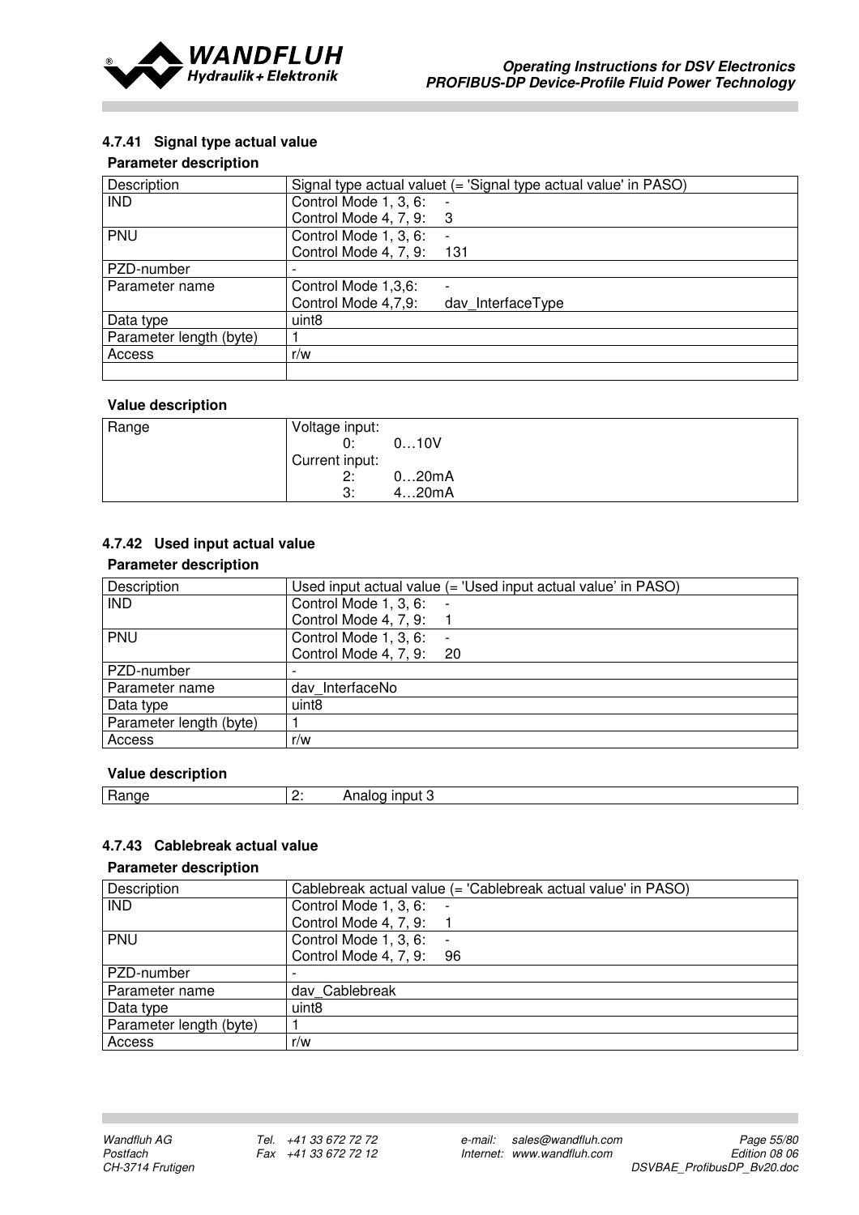#### 4.7.41 Signal type actual value

**Parameter description**

| Description | Signal type actual valuet (= 'Signal type actual value' in PASO) |
|---|---|
| IND | Control Mode 1, 3, 6: -<br>Control Mode 4, 7, 9: 3 |
| PNU | Control Mode 1, 3, 6: -<br>Control Mode 4, 7, 9: 131 |
| PZD-number | - |
| Parameter name | Control Mode 1,3,6: -<br>Control Mode 4,7,9: dav_InterfaceType |
| Data type | uint8 |
| Parameter length (byte) | 1 |
| Access | r/w |
| | |

**Value description**

| Range | Voltage input:<br>0: 0…10V<br>Current input:<br>2: 0…20mA<br>3: 4…20mA |
|---|---|

#### 4.7.42 Used input actual value

**Parameter description**

| Description | Used input actual value (= 'Used input actual value' in PASO) |
|---|---|
| IND | Control Mode 1, 3, 6: -<br>Control Mode 4, 7, 9: 1 |
| PNU | Control Mode 1, 3, 6: -<br>Control Mode 4, 7, 9: 20 |
| PZD-number | - |
| Parameter name | dav_InterfaceNo |
| Data type | uint8 |
| Parameter length (byte) | 1 |
| Access | r/w |

**Value description**

| Range | 2: Analog input 3 |
|---|---|

#### 4.7.43 Cablebreak actual value

**Parameter description**

| Description | Cablebreak actual value (= 'Cablebreak actual value' in PASO) |
|---|---|
| IND | Control Mode 1, 3, 6: -<br>Control Mode 4, 7, 9: 1 |
| PNU | Control Mode 1, 3, 6: -<br>Control Mode 4, 7, 9: 96 |
| PZD-number | - |
| Parameter name | dav_Cablebreak |
| Data type | uint8 |
| Parameter length (byte) | 1 |
| Access | r/w |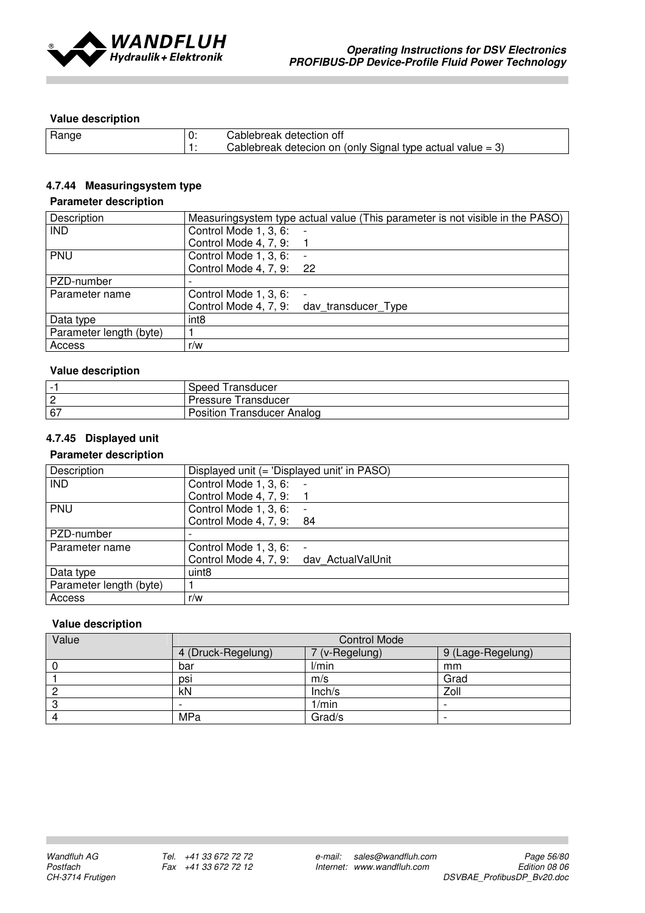**Value description**

| Range | 0: Cablebreak detection off<br>1: Cablebreak detecion on (only Signal type actual value = 3) |
|---|---|

### 4.7.44 Measuringsystem type

**Parameter description**

| Description | Measuringsystem type actual value (This parameter is not visible in the PASO) |
|---|---|
| IND | Control Mode 1, 3, 6: -<br>Control Mode 4, 7, 9: 1 |
| PNU | Control Mode 1, 3, 6: -<br>Control Mode 4, 7, 9: 22 |
| PZD-number | - |
| Parameter name | Control Mode 1, 3, 6: -<br>Control Mode 4, 7, 9: dav_transducer_Type |
| Data type | int8 |
| Parameter length (byte) | 1 |
| Access | r/w |

**Value description**

| -1 | Speed Transducer |
|---|---|
| 2 | Pressure Transducer |
| 67 | Position Transducer Analog |

### 4.7.45 Displayed unit

**Parameter description**

| Description | Displayed unit (= 'Displayed unit' in PASO) |
|---|---|
| IND | Control Mode 1, 3, 6: -<br>Control Mode 4, 7, 9: 1 |
| PNU | Control Mode 1, 3, 6: -<br>Control Mode 4, 7, 9: 84 |
| PZD-number | - |
| Parameter name | Control Mode 1, 3, 6: -<br>Control Mode 4, 7, 9: dav_ActualValUnit |
| Data type | uint8 |
| Parameter length (byte) | 1 |
| Access | r/w |

**Value description**

| Value | Control Mode | | |
|---|---|---|---|
| | 4 (Druck-Regelung) | 7 (v-Regelung) | 9 (Lage-Regelung) |
| 0 | bar | l/min | mm |
| 1 | psi | m/s | Grad |
| 2 | kN | Inch/s | Zoll |
| 3 | - | 1/min | - |
| 4 | MPa | Grad/s | - |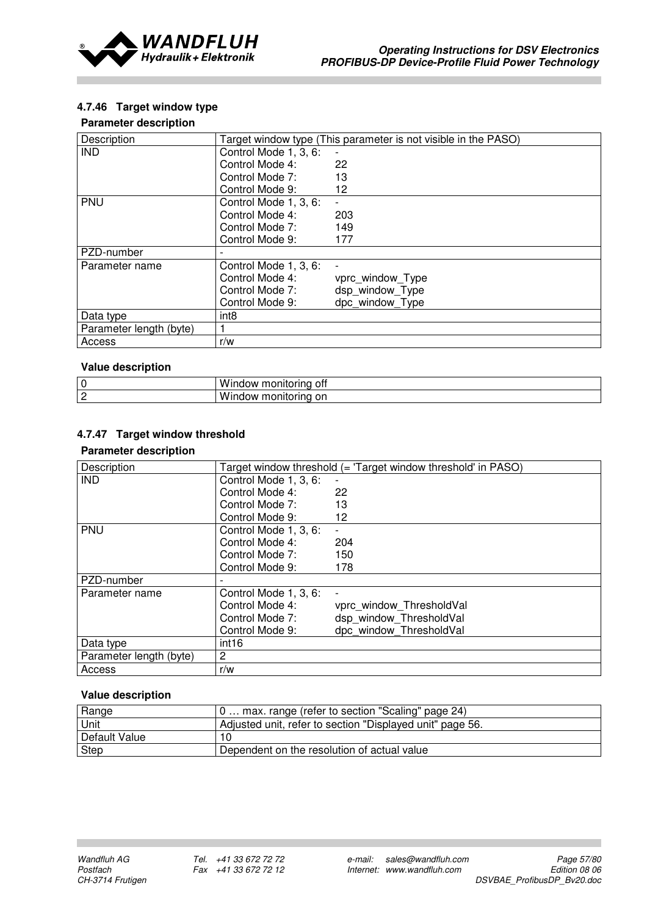#### 4.7.46 Target window type

**Parameter description**

| Description | Target window type (This parameter is not visible in the PASO) |
|---|---|
| IND | Control Mode 1, 3, 6: - <br> Control Mode 4: 22 <br> Control Mode 7: 13 <br> Control Mode 9: 12 |
| PNU | Control Mode 1, 3, 6: - <br> Control Mode 4: 203 <br> Control Mode 7: 149 <br> Control Mode 9: 177 |
| PZD-number | - |
| Parameter name | Control Mode 1, 3, 6: - <br> Control Mode 4: vprc_window_Type <br> Control Mode 7: dsp_window_Type <br> Control Mode 9: dpc_window_Type |
| Data type | int8 |
| Parameter length (byte) | 1 |
| Access | r/w |

**Value description**

| | |
|---|---|
| 0 | Window monitoring off |
| 2 | Window monitoring on |

#### 4.7.47 Target window threshold

**Parameter description**

| Description | Target window threshold (= 'Target window threshold' in PASO) |
|---|---|
| IND | Control Mode 1, 3, 6: - <br> Control Mode 4: 22 <br> Control Mode 7: 13 <br> Control Mode 9: 12 |
| PNU | Control Mode 1, 3, 6: - <br> Control Mode 4: 204 <br> Control Mode 7: 150 <br> Control Mode 9: 178 |
| PZD-number | - |
| Parameter name | Control Mode 1, 3, 6: - <br> Control Mode 4: vprc_window_ThresholdVal <br> Control Mode 7: dsp_window_ThresholdVal <br> Control Mode 9: dpc_window_ThresholdVal |
| Data type | int16 |
| Parameter length (byte) | 2 |
| Access | r/w |

**Value description**

| | |
|---|---|
| Range | 0 … max. range (refer to section "Scaling" page 24) |
| Unit | Adjusted unit, refer to section "Displayed unit" page 56. |
| Default Value | 10 |
| Step | Dependent on the resolution of actual value |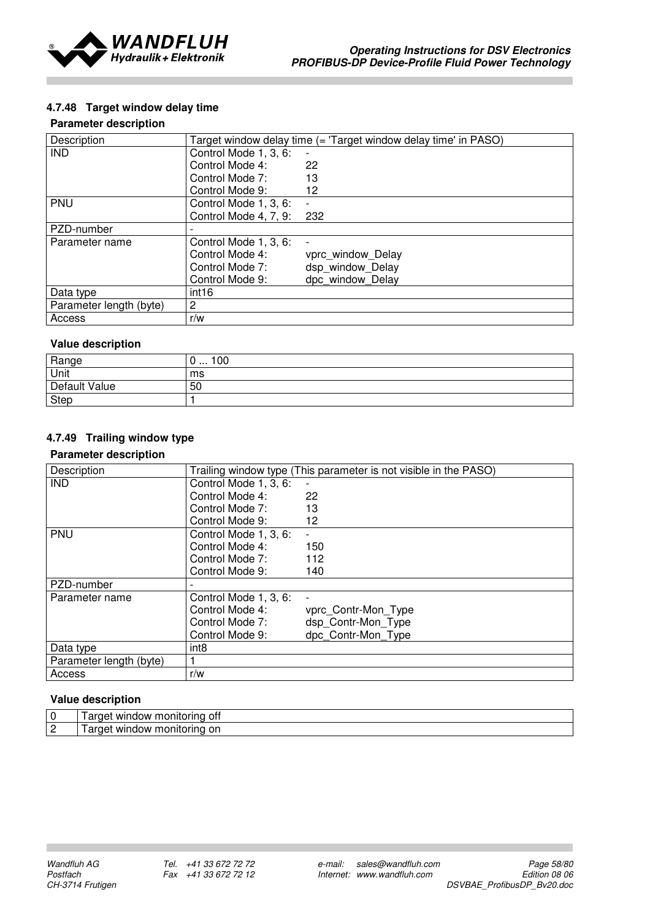#### 4.7.48 Target window delay time

**Parameter description**

| Description | Target window delay time (= 'Target window delay time' in PASO) |
|---|---|
| IND | Control Mode 1, 3, 6: -<br>Control Mode 4: 22<br>Control Mode 7: 13<br>Control Mode 9: 12 |
| PNU | Control Mode 1, 3, 6: -<br>Control Mode 4, 7, 9: 232 |
| PZD-number | - |
| Parameter name | Control Mode 1, 3, 6: -<br>Control Mode 4: vprc_window_Delay<br>Control Mode 7: dsp_window_Delay<br>Control Mode 9: dpc_window_Delay |
| Data type | int16 |
| Parameter length (byte) | 2 |
| Access | r/w |

**Value description**

| Range | 0 ... 100 |
|---|---|
| Unit | ms |
| Default Value | 50 |
| Step | 1 |

#### 4.7.49 Trailing window type

**Parameter description**

| Description | Trailing window type (This parameter is not visible in the PASO) |
|---|---|
| IND | Control Mode 1, 3, 6: -<br>Control Mode 4: 22<br>Control Mode 7: 13<br>Control Mode 9: 12 |
| PNU | Control Mode 1, 3, 6: -<br>Control Mode 4: 150<br>Control Mode 7: 112<br>Control Mode 9: 140 |
| PZD-number | - |
| Parameter name | Control Mode 1, 3, 6: -<br>Control Mode 4: vprc_Contr-Mon_Type<br>Control Mode 7: dsp_Contr-Mon_Type<br>Control Mode 9: dpc_Contr-Mon_Type |
| Data type | int8 |
| Parameter length (byte) | 1 |
| Access | r/w |

**Value description**

| 0 | Target window monitoring off |
|---|---|
| 2 | Target window monitoring on |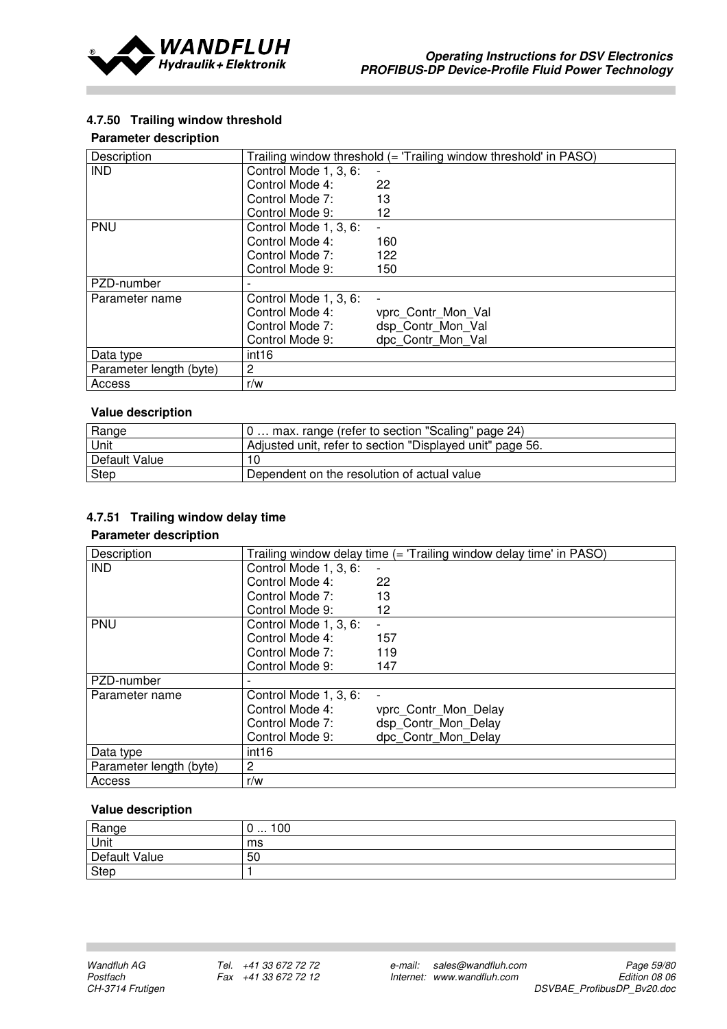### 4.7.50 Trailing window threshold

**Parameter description**

| Description | Trailing window threshold (= 'Trailing window threshold' in PASO) |
|---|---|
| IND | Control Mode 1, 3, 6: -<br>Control Mode 4: 22<br>Control Mode 7: 13<br>Control Mode 9: 12 |
| PNU | Control Mode 1, 3, 6: -<br>Control Mode 4: 160<br>Control Mode 7: 122<br>Control Mode 9: 150 |
| PZD-number | - |
| Parameter name | Control Mode 1, 3, 6: -<br>Control Mode 4: vprc_Contr_Mon_Val<br>Control Mode 7: dsp_Contr_Mon_Val<br>Control Mode 9: dpc_Contr_Mon_Val |
| Data type | int16 |
| Parameter length (byte) | 2 |
| Access | r/w |

**Value description**

| Range | 0 … max. range (refer to section "Scaling" page 24) |
|---|---|
| Unit | Adjusted unit, refer to section "Displayed unit" page 56. |
| Default Value | 10 |
| Step | Dependent on the resolution of actual value |

### 4.7.51 Trailing window delay time

**Parameter description**

| Description | Trailing window delay time (= 'Trailing window delay time' in PASO) |
|---|---|
| IND | Control Mode 1, 3, 6: -<br>Control Mode 4: 22<br>Control Mode 7: 13<br>Control Mode 9: 12 |
| PNU | Control Mode 1, 3, 6: -<br>Control Mode 4: 157<br>Control Mode 7: 119<br>Control Mode 9: 147 |
| PZD-number | - |
| Parameter name | Control Mode 1, 3, 6: -<br>Control Mode 4: vprc_Contr_Mon_Delay<br>Control Mode 7: dsp_Contr_Mon_Delay<br>Control Mode 9: dpc_Contr_Mon_Delay |
| Data type | int16 |
| Parameter length (byte) | 2 |
| Access | r/w |

**Value description**

| Range | 0 ... 100 |
|---|---|
| Unit | ms |
| Default Value | 50 |
| Step | 1 |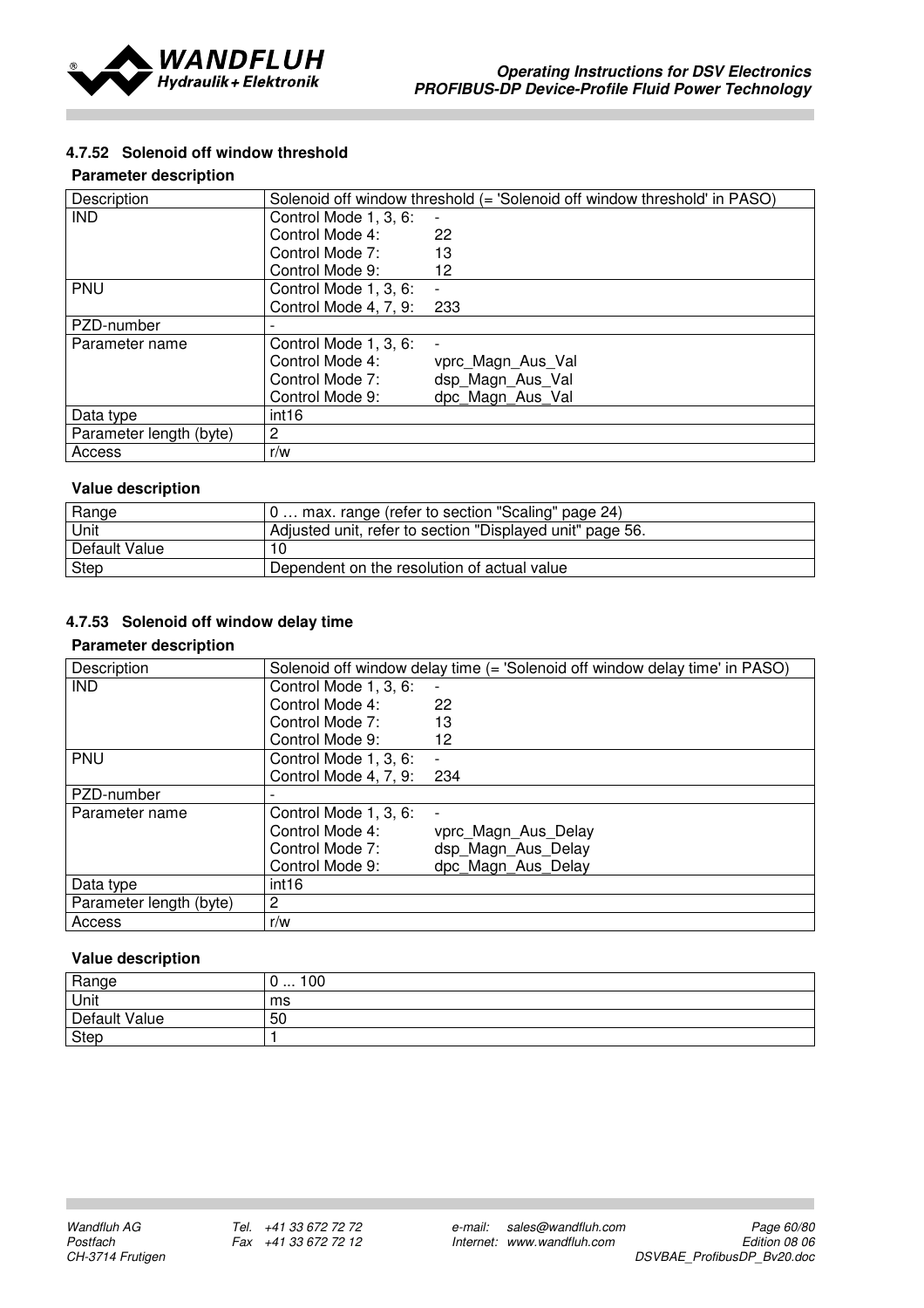#### 4.7.52 Solenoid off window threshold

**Parameter description**

| Description | Solenoid off window threshold (= 'Solenoid off window threshold' in PASO) |
|---|---|
| IND | Control Mode 1, 3, 6: -<br>Control Mode 4: 22<br>Control Mode 7: 13<br>Control Mode 9: 12 |
| PNU | Control Mode 1, 3, 6: -<br>Control Mode 4, 7, 9: 233 |
| PZD-number | - |
| Parameter name | Control Mode 1, 3, 6: -<br>Control Mode 4: vprc_Magn_Aus_Val<br>Control Mode 7: dsp_Magn_Aus_Val<br>Control Mode 9: dpc_Magn_Aus_Val |
| Data type | int16 |
| Parameter length (byte) | 2 |
| Access | r/w |

**Value description**

| Range | 0 … max. range (refer to section "Scaling" page 24) |
|---|---|
| Unit | Adjusted unit, refer to section "Displayed unit" page 56. |
| Default Value | 10 |
| Step | Dependent on the resolution of actual value |

#### 4.7.53 Solenoid off window delay time

**Parameter description**

| Description | Solenoid off window delay time (= 'Solenoid off window delay time' in PASO) |
|---|---|
| IND | Control Mode 1, 3, 6: -<br>Control Mode 4: 22<br>Control Mode 7: 13<br>Control Mode 9: 12 |
| PNU | Control Mode 1, 3, 6: -<br>Control Mode 4, 7, 9: 234 |
| PZD-number | - |
| Parameter name | Control Mode 1, 3, 6: -<br>Control Mode 4: vprc_Magn_Aus_Delay<br>Control Mode 7: dsp_Magn_Aus_Delay<br>Control Mode 9: dpc_Magn_Aus_Delay |
| Data type | int16 |
| Parameter length (byte) | 2 |
| Access | r/w |

**Value description**

| Range | 0 ... 100 |
|---|---|
| Unit | ms |
| Default Value | 50 |
| Step | 1 |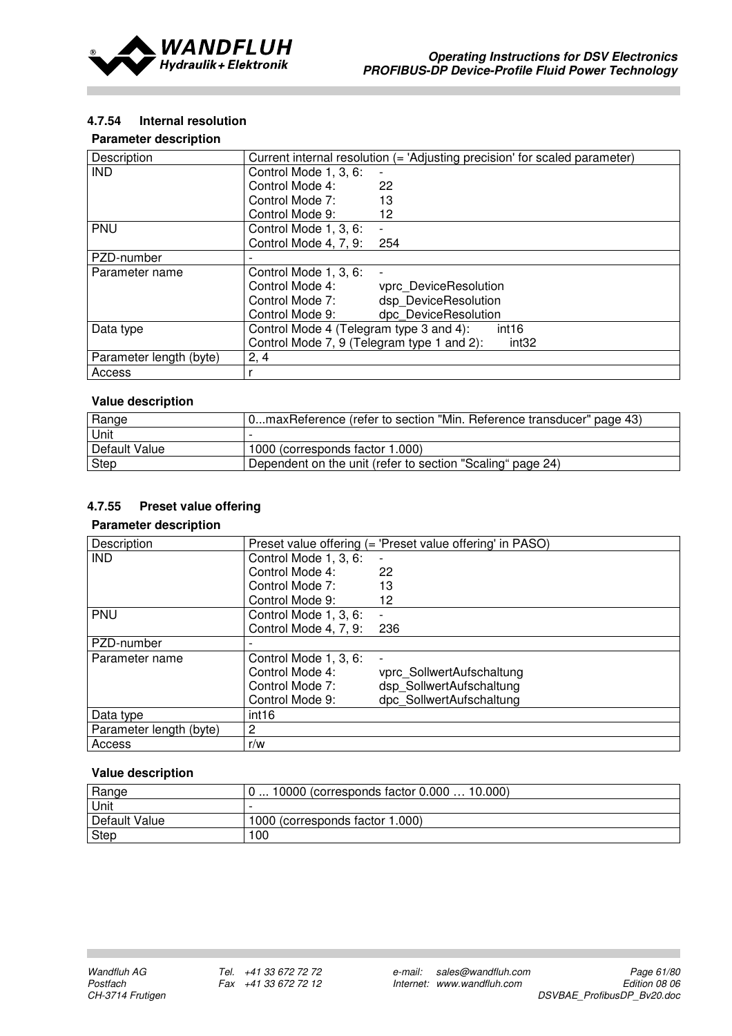### 4.7.54 Internal resolution

**Parameter description**

| Description | Current internal resolution (= 'Adjusting precision' for scaled parameter) |
|---|---|
| IND | Control Mode 1, 3, 6: - <br> Control Mode 4: 22 <br> Control Mode 7: 13 <br> Control Mode 9: 12 |
| PNU | Control Mode 1, 3, 6: - <br> Control Mode 4, 7, 9: 254 |
| PZD-number | - |
| Parameter name | Control Mode 1, 3, 6: - <br> Control Mode 4: vprc_DeviceResolution <br> Control Mode 7: dsp_DeviceResolution <br> Control Mode 9: dpc_DeviceResolution |
| Data type | Control Mode 4 (Telegram type 3 and 4): int16 <br> Control Mode 7, 9 (Telegram type 1 and 2): int32 |
| Parameter length (byte) | 2, 4 |
| Access | r |

**Value description**

| Range | 0...maxReference (refer to section "Min. Reference transducer" page 43) |
|---|---|
| Unit | - |
| Default Value | 1000 (corresponds factor 1.000) |
| Step | Dependent on the unit (refer to section "Scaling" page 24) |

### 4.7.55 Preset value offering

**Parameter description**

| Description | Preset value offering (= 'Preset value offering' in PASO) |
|---|---|
| IND | Control Mode 1, 3, 6: - <br> Control Mode 4: 22 <br> Control Mode 7: 13 <br> Control Mode 9: 12 |
| PNU | Control Mode 1, 3, 6: - <br> Control Mode 4, 7, 9: 236 |
| PZD-number | - |
| Parameter name | Control Mode 1, 3, 6: - <br> Control Mode 4: vprc_SollwertAufschaltung <br> Control Mode 7: dsp_SollwertAufschaltung <br> Control Mode 9: dpc_SollwertAufschaltung |
| Data type | int16 |
| Parameter length (byte) | 2 |
| Access | r/w |

**Value description**

| Range | 0 ... 10000 (corresponds factor 0.000 … 10.000) |
|---|---|
| Unit | - |
| Default Value | 1000 (corresponds factor 1.000) |
| Step | 100 |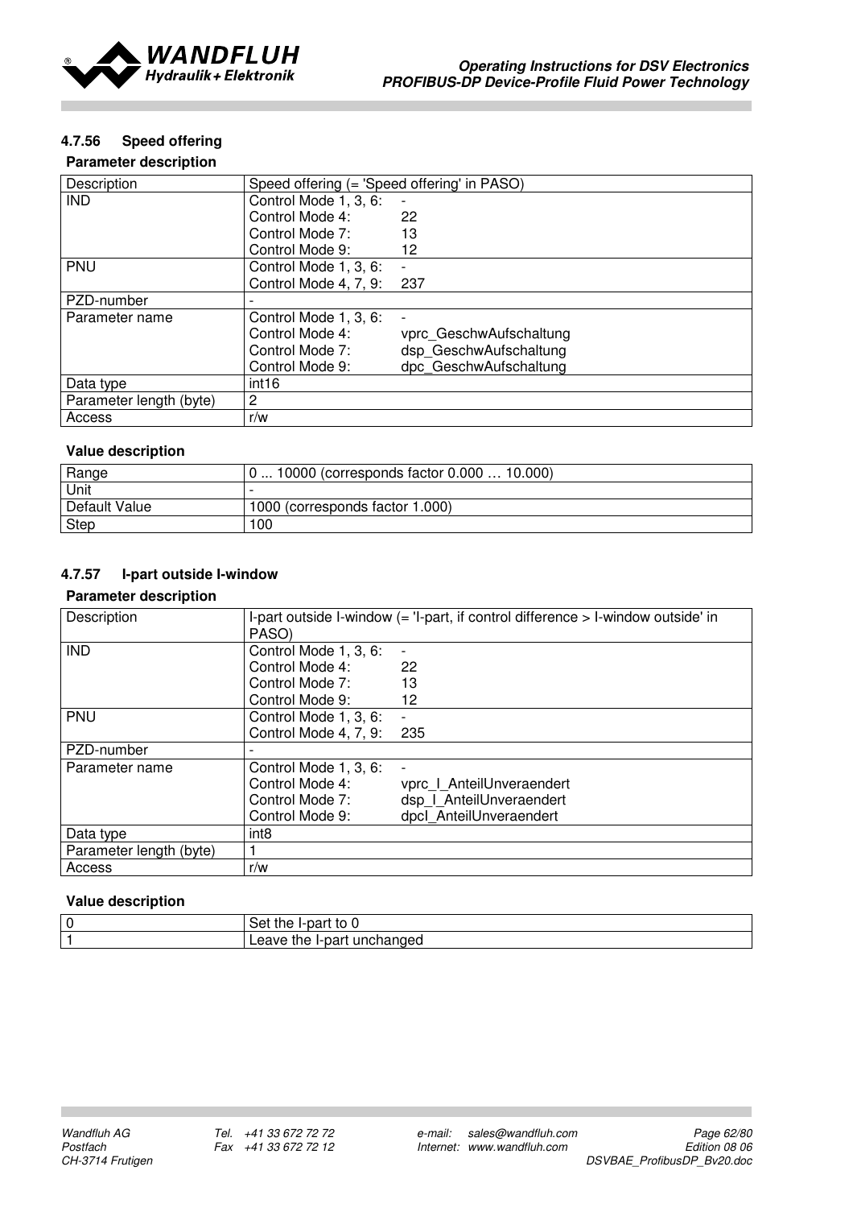### 4.7.56 Speed offering

**Parameter description**

| Description | Speed offering (= 'Speed offering' in PASO) |
|---|---|
| IND | Control Mode 1, 3, 6: - <br> Control Mode 4: 22 <br> Control Mode 7: 13 <br> Control Mode 9: 12 |
| PNU | Control Mode 1, 3, 6: - <br> Control Mode 4, 7, 9: 237 |
| PZD-number | - |
| Parameter name | Control Mode 1, 3, 6: - <br> Control Mode 4: vprc_GeschwAufschaltung <br> Control Mode 7: dsp_GeschwAufschaltung <br> Control Mode 9: dpc_GeschwAufschaltung |
| Data type | int16 |
| Parameter length (byte) | 2 |
| Access | r/w |

**Value description**

| Range | 0 ... 10000 (corresponds factor 0.000 … 10.000) |
|---|---|
| Unit | - |
| Default Value | 1000 (corresponds factor 1.000) |
| Step | 100 |

### 4.7.57 I-part outside I-window

**Parameter description**

| Description | I-part outside I-window (= 'I-part, if control difference > I-window outside' in PASO) |
|---|---|
| IND | Control Mode 1, 3, 6: - <br> Control Mode 4: 22 <br> Control Mode 7: 13 <br> Control Mode 9: 12 |
| PNU | Control Mode 1, 3, 6: - <br> Control Mode 4, 7, 9: 235 |
| PZD-number | - |
| Parameter name | Control Mode 1, 3, 6: - <br> Control Mode 4: vprc_I_AnteilUnveraendert <br> Control Mode 7: dsp_I_AnteilUnveraendert <br> Control Mode 9: dpcI_AnteilUnveraendert |
| Data type | int8 |
| Parameter length (byte) | 1 |
| Access | r/w |

**Value description**

| 0 | Set the I-part to 0 |
|---|---|
| 1 | Leave the I-part unchanged |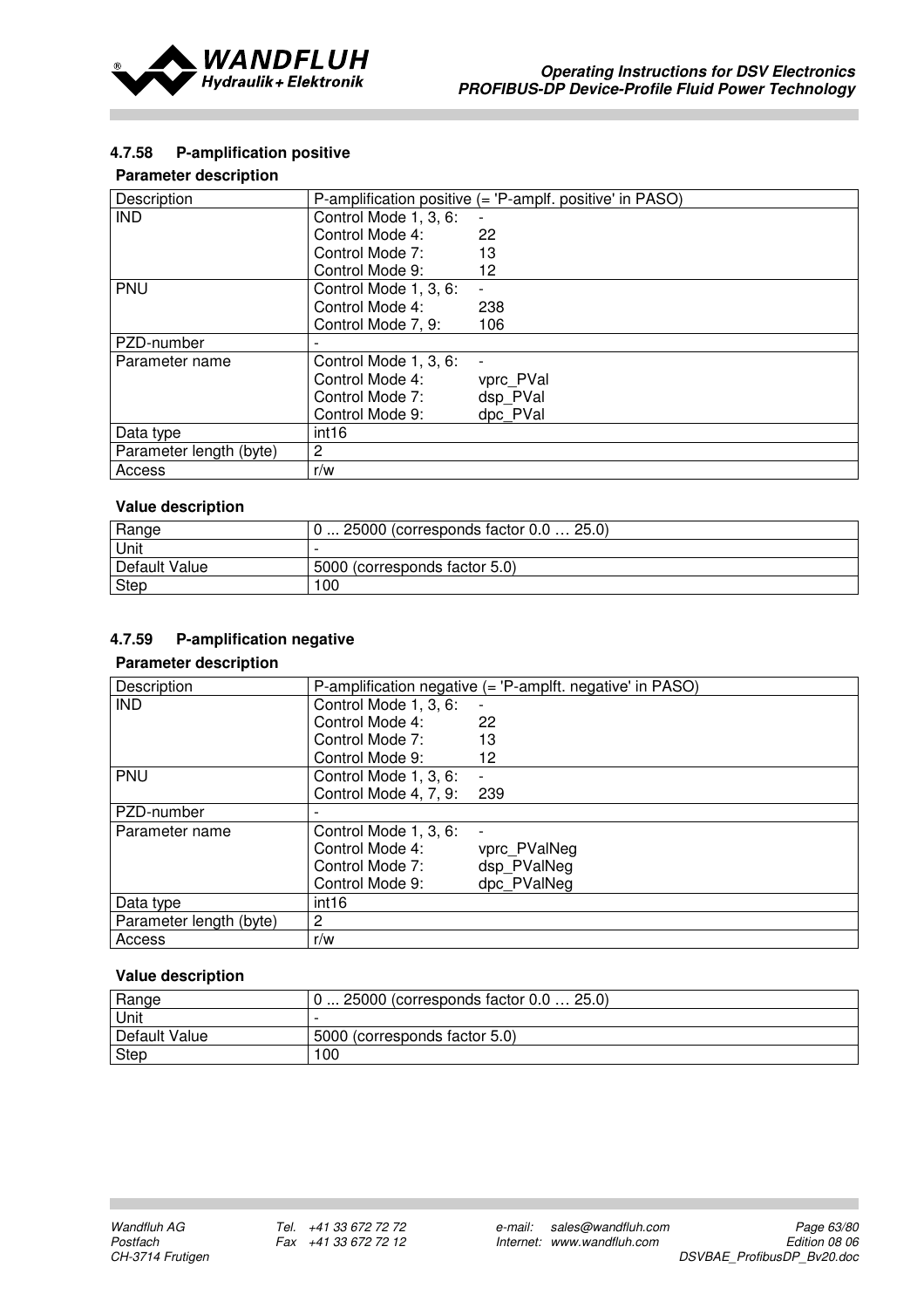### 4.7.58 P-amplification positive

**Parameter description**

| Description | P-amplification positive (= 'P-amplf. positive' in PASO) |
|---|---|
| IND | Control Mode 1, 3, 6: - <br> Control Mode 4: 22 <br> Control Mode 7: 13 <br> Control Mode 9: 12 |
| PNU | Control Mode 1, 3, 6: - <br> Control Mode 4: 238 <br> Control Mode 7, 9: 106 |
| PZD-number | - |
| Parameter name | Control Mode 1, 3, 6: - <br> Control Mode 4: vprc_PVal <br> Control Mode 7: dsp_PVal <br> Control Mode 9: dpc_PVal |
| Data type | int16 |
| Parameter length (byte) | 2 |
| Access | r/w |

**Value description**

| Range | 0 ... 25000 (corresponds factor 0.0 … 25.0) |
|---|---|
| Unit | - |
| Default Value | 5000 (corresponds factor 5.0) |
| Step | 100 |

### 4.7.59 P-amplification negative

**Parameter description**

| Description | P-amplification negative (= 'P-amplft. negative' in PASO) |
|---|---|
| IND | Control Mode 1, 3, 6: - <br> Control Mode 4: 22 <br> Control Mode 7: 13 <br> Control Mode 9: 12 |
| PNU | Control Mode 1, 3, 6: - <br> Control Mode 4, 7, 9: 239 |
| PZD-number | - |
| Parameter name | Control Mode 1, 3, 6: - <br> Control Mode 4: vprc_PValNeg <br> Control Mode 7: dsp_PValNeg <br> Control Mode 9: dpc_PValNeg |
| Data type | int16 |
| Parameter length (byte) | 2 |
| Access | r/w |

**Value description**

| Range | 0 ... 25000 (corresponds factor 0.0 … 25.0) |
|---|---|
| Unit | - |
| Default Value | 5000 (corresponds factor 5.0) |
| Step | 100 |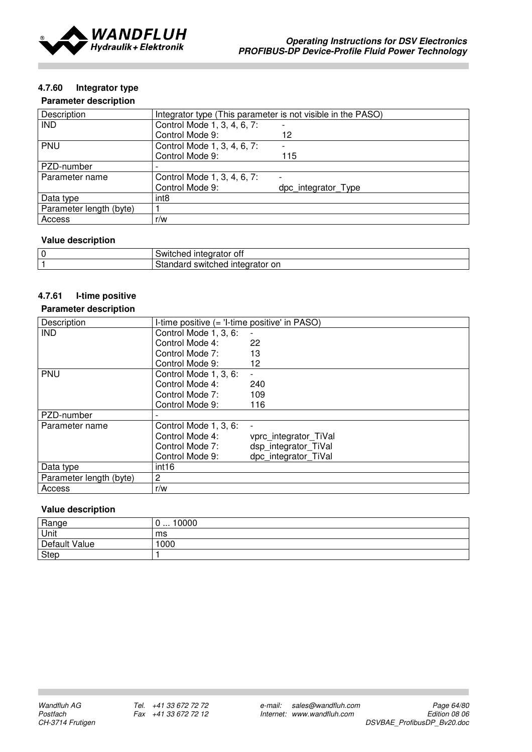### 4.7.60 Integrator type

**Parameter description**

| Description | Integrator type (This parameter is not visible in the PASO) |
|---|---|
| IND | Control Mode 1, 3, 4, 6, 7: - <br> Control Mode 9: 12 |
| PNU | Control Mode 1, 3, 4, 6, 7: - <br> Control Mode 9: 115 |
| PZD-number | - |
| Parameter name | Control Mode 1, 3, 4, 6, 7: - <br> Control Mode 9: dpc_integrator_Type |
| Data type | int8 |
| Parameter length (byte) | 1 |
| Access | r/w |

**Value description**

| 0 | Switched integrator off |
|---|---|
| 1 | Standard switched integrator on |

### 4.7.61 I-time positive

**Parameter description**

| Description | I-time positive (= 'I-time positive' in PASO) |
|---|---|
| IND | Control Mode 1, 3, 6: - <br> Control Mode 4: 22 <br> Control Mode 7: 13 <br> Control Mode 9: 12 |
| PNU | Control Mode 1, 3, 6: - <br> Control Mode 4: 240 <br> Control Mode 7: 109 <br> Control Mode 9: 116 |
| PZD-number | - |
| Parameter name | Control Mode 1, 3, 6: - <br> Control Mode 4: vprc_integrator_TiVal <br> Control Mode 7: dsp_integrator_TiVal <br> Control Mode 9: dpc_integrator_TiVal |
| Data type | int16 |
| Parameter length (byte) | 2 |
| Access | r/w |

**Value description**

| Range | 0 ... 10000 |
|---|---|
| Unit | ms |
| Default Value | 1000 |
| Step | 1 |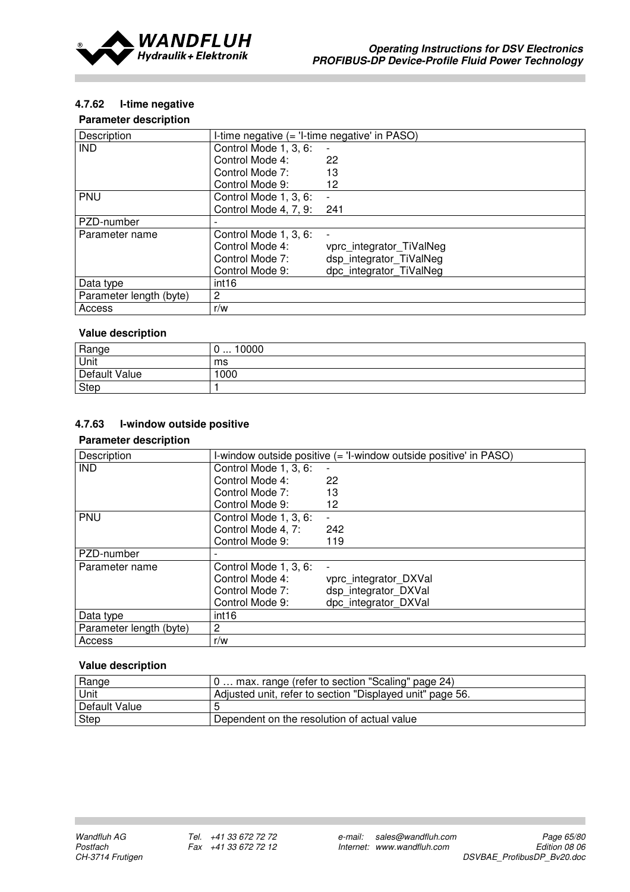### 4.7.62 I-time negative

**Parameter description**

| Description | I-time negative (= 'I-time negative' in PASO) |
|---|---|
| IND | Control Mode 1, 3, 6: - <br> Control Mode 4: 22 <br> Control Mode 7: 13 <br> Control Mode 9: 12 |
| PNU | Control Mode 1, 3, 6: - <br> Control Mode 4, 7, 9: 241 |
| PZD-number | - |
| Parameter name | Control Mode 1, 3, 6: - <br> Control Mode 4: vprc_integrator_TiValNeg <br> Control Mode 7: dsp_integrator_TiValNeg <br> Control Mode 9: dpc_integrator_TiValNeg |
| Data type | int16 |
| Parameter length (byte) | 2 |
| Access | r/w |

**Value description**

| Range | 0 ... 10000 |
|---|---|
| Unit | ms |
| Default Value | 1000 |
| Step | 1 |

### 4.7.63 I-window outside positive

**Parameter description**

| Description | I-window outside positive (= 'I-window outside positive' in PASO) |
|---|---|
| IND | Control Mode 1, 3, 6: - <br> Control Mode 4: 22 <br> Control Mode 7: 13 <br> Control Mode 9: 12 |
| PNU | Control Mode 1, 3, 6: - <br> Control Mode 4, 7: 242 <br> Control Mode 9: 119 |
| PZD-number | - |
| Parameter name | Control Mode 1, 3, 6: - <br> Control Mode 4: vprc_integrator_DXVal <br> Control Mode 7: dsp_integrator_DXVal <br> Control Mode 9: dpc_integrator_DXVal |
| Data type | int16 |
| Parameter length (byte) | 2 |
| Access | r/w |

**Value description**

| Range | 0 … max. range (refer to section "Scaling" page 24) |
|---|---|
| Unit | Adjusted unit, refer to section "Displayed unit" page 56. |
| Default Value | 5 |
| Step | Dependent on the resolution of actual value |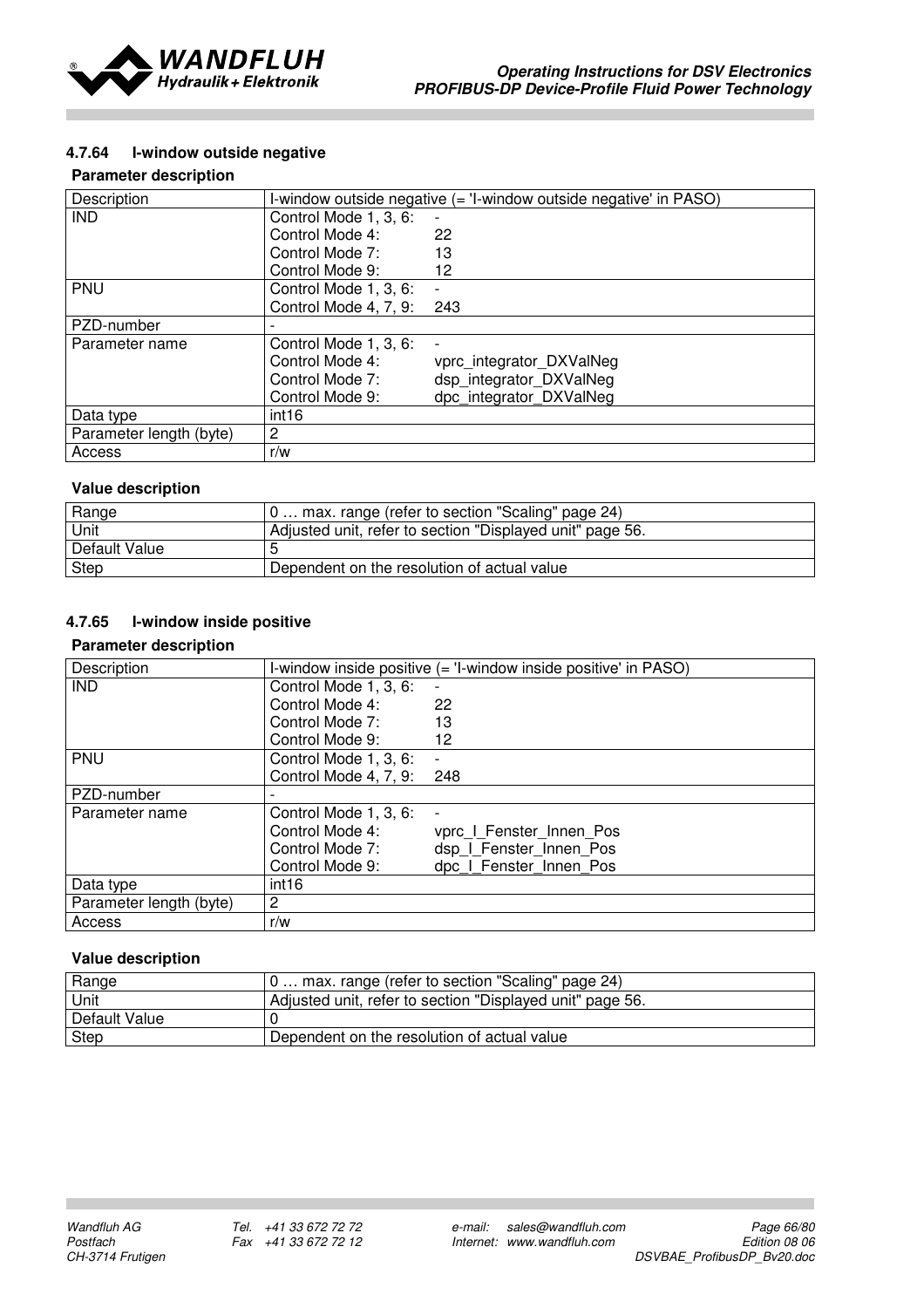### 4.7.64 I-window outside negative

**Parameter description**

| Description | I-window outside negative (= 'I-window outside negative' in PASO) |
|---|---|
| IND | Control Mode 1, 3, 6: -<br>Control Mode 4: 22<br>Control Mode 7: 13<br>Control Mode 9: 12 |
| PNU | Control Mode 1, 3, 6: -<br>Control Mode 4, 7, 9: 243 |
| PZD-number | - |
| Parameter name | Control Mode 1, 3, 6: -<br>Control Mode 4: vprc_integrator_DXValNeg<br>Control Mode 7: dsp_integrator_DXValNeg<br>Control Mode 9: dpc_integrator_DXValNeg |
| Data type | int16 |
| Parameter length (byte) | 2 |
| Access | r/w |

**Value description**

| Range | 0 … max. range (refer to section "Scaling" page 24) |
|---|---|
| Unit | Adjusted unit, refer to section "Displayed unit" page 56. |
| Default Value | 5 |
| Step | Dependent on the resolution of actual value |

### 4.7.65 I-window inside positive

**Parameter description**

| Description | I-window inside positive (= 'I-window inside positive' in PASO) |
|---|---|
| IND | Control Mode 1, 3, 6: -<br>Control Mode 4: 22<br>Control Mode 7: 13<br>Control Mode 9: 12 |
| PNU | Control Mode 1, 3, 6: -<br>Control Mode 4, 7, 9: 248 |
| PZD-number | - |
| Parameter name | Control Mode 1, 3, 6: -<br>Control Mode 4: vprc_I_Fenster_Innen_Pos<br>Control Mode 7: dsp_I_Fenster_Innen_Pos<br>Control Mode 9: dpc_I_Fenster_Innen_Pos |
| Data type | int16 |
| Parameter length (byte) | 2 |
| Access | r/w |

**Value description**

| Range | 0 … max. range (refer to section "Scaling" page 24) |
|---|---|
| Unit | Adjusted unit, refer to section "Displayed unit" page 56. |
| Default Value | 0 |
| Step | Dependent on the resolution of actual value |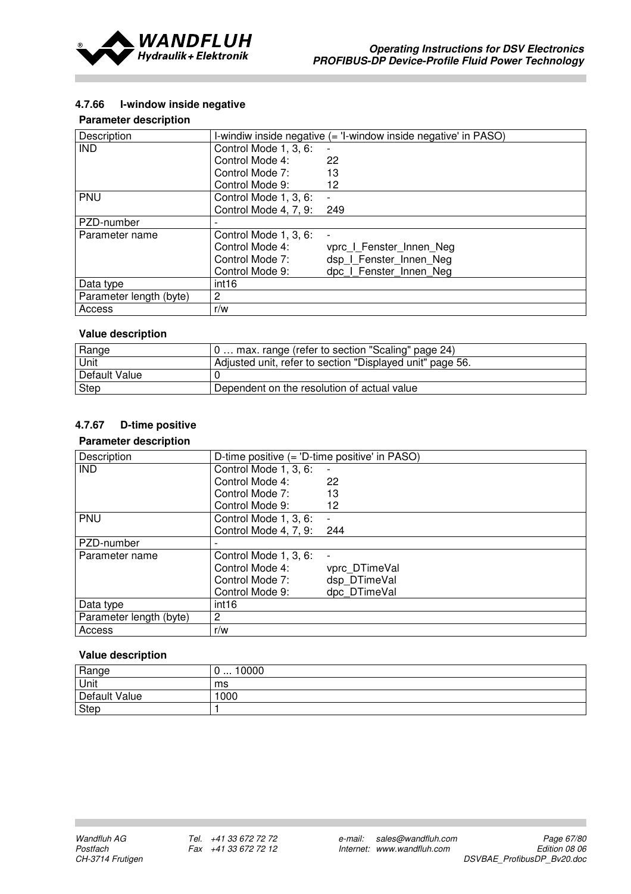### 4.7.66 I-window inside negative

**Parameter description**

| Description | I-windiw inside negative (= 'I-window inside negative' in PASO) |
|---|---|
| IND | Control Mode 1, 3, 6: - <br> Control Mode 4: 22 <br> Control Mode 7: 13 <br> Control Mode 9: 12 |
| PNU | Control Mode 1, 3, 6: - <br> Control Mode 4, 7, 9: 249 |
| PZD-number | - |
| Parameter name | Control Mode 1, 3, 6: - <br> Control Mode 4: vprc_I_Fenster_Innen_Neg <br> Control Mode 7: dsp_I_Fenster_Innen_Neg <br> Control Mode 9: dpc_I_Fenster_Innen_Neg |
| Data type | int16 |
| Parameter length (byte) | 2 |
| Access | r/w |

**Value description**

| Range | 0 … max. range (refer to section "Scaling" page 24) |
|---|---|
| Unit | Adjusted unit, refer to section "Displayed unit" page 56. |
| Default Value | 0 |
| Step | Dependent on the resolution of actual value |

### 4.7.67 D-time positive

**Parameter description**

| Description | D-time positive (= 'D-time positive' in PASO) |
|---|---|
| IND | Control Mode 1, 3, 6: - <br> Control Mode 4: 22 <br> Control Mode 7: 13 <br> Control Mode 9: 12 |
| PNU | Control Mode 1, 3, 6: - <br> Control Mode 4, 7, 9: 244 |
| PZD-number | - |
| Parameter name | Control Mode 1, 3, 6: - <br> Control Mode 4: vprc_DTimeVal <br> Control Mode 7: dsp_DTimeVal <br> Control Mode 9: dpc_DTimeVal |
| Data type | int16 |
| Parameter length (byte) | 2 |
| Access | r/w |

**Value description**

| Range | 0 ... 10000 |
|---|---|
| Unit | ms |
| Default Value | 1000 |
| Step | 1 |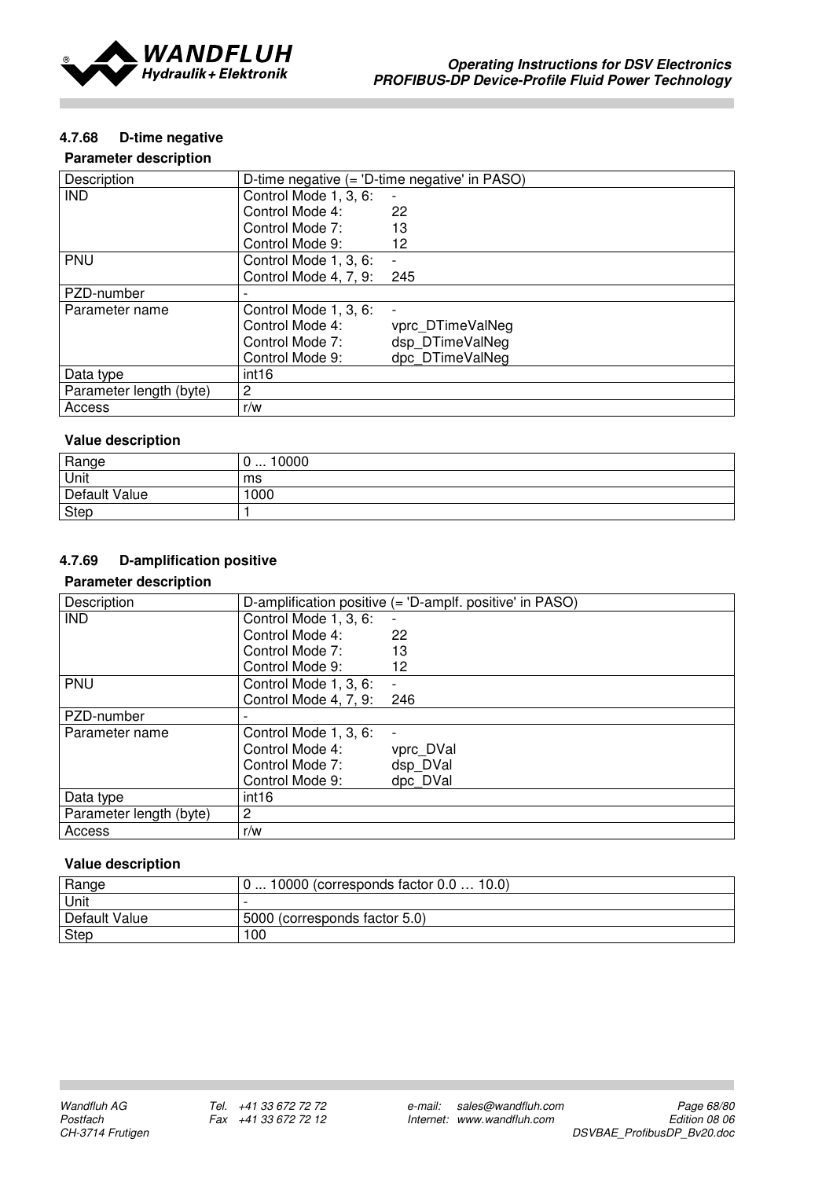### 4.7.68 D-time negative

**Parameter description**

| Description | D-time negative (= 'D-time negative' in PASO) |
|---|---|
| IND | Control Mode 1, 3, 6: - <br> Control Mode 4: 22 <br> Control Mode 7: 13 <br> Control Mode 9: 12 |
| PNU | Control Mode 1, 3, 6: - <br> Control Mode 4, 7, 9: 245 |
| PZD-number | - |
| Parameter name | Control Mode 1, 3, 6: - <br> Control Mode 4: vprc_DTimeValNeg <br> Control Mode 7: dsp_DTimeValNeg <br> Control Mode 9: dpc_DTimeValNeg |
| Data type | int16 |
| Parameter length (byte) | 2 |
| Access | r/w |

**Value description**

| Range | 0 ... 10000 |
|---|---|
| Unit | ms |
| Default Value | 1000 |
| Step | 1 |

### 4.7.69 D-amplification positive

**Parameter description**

| Description | D-amplification positive (= 'D-amplf. positive' in PASO) |
|---|---|
| IND | Control Mode 1, 3, 6: - <br> Control Mode 4: 22 <br> Control Mode 7: 13 <br> Control Mode 9: 12 |
| PNU | Control Mode 1, 3, 6: - <br> Control Mode 4, 7, 9: 246 |
| PZD-number | - |
| Parameter name | Control Mode 1, 3, 6: - <br> Control Mode 4: vprc_DVal <br> Control Mode 7: dsp_DVal <br> Control Mode 9: dpc_DVal |
| Data type | int16 |
| Parameter length (byte) | 2 |
| Access | r/w |

**Value description**

| Range | 0 ... 10000 (corresponds factor 0.0 … 10.0) |
|---|---|
| Unit | - |
| Default Value | 5000 (corresponds factor 5.0) |
| Step | 100 |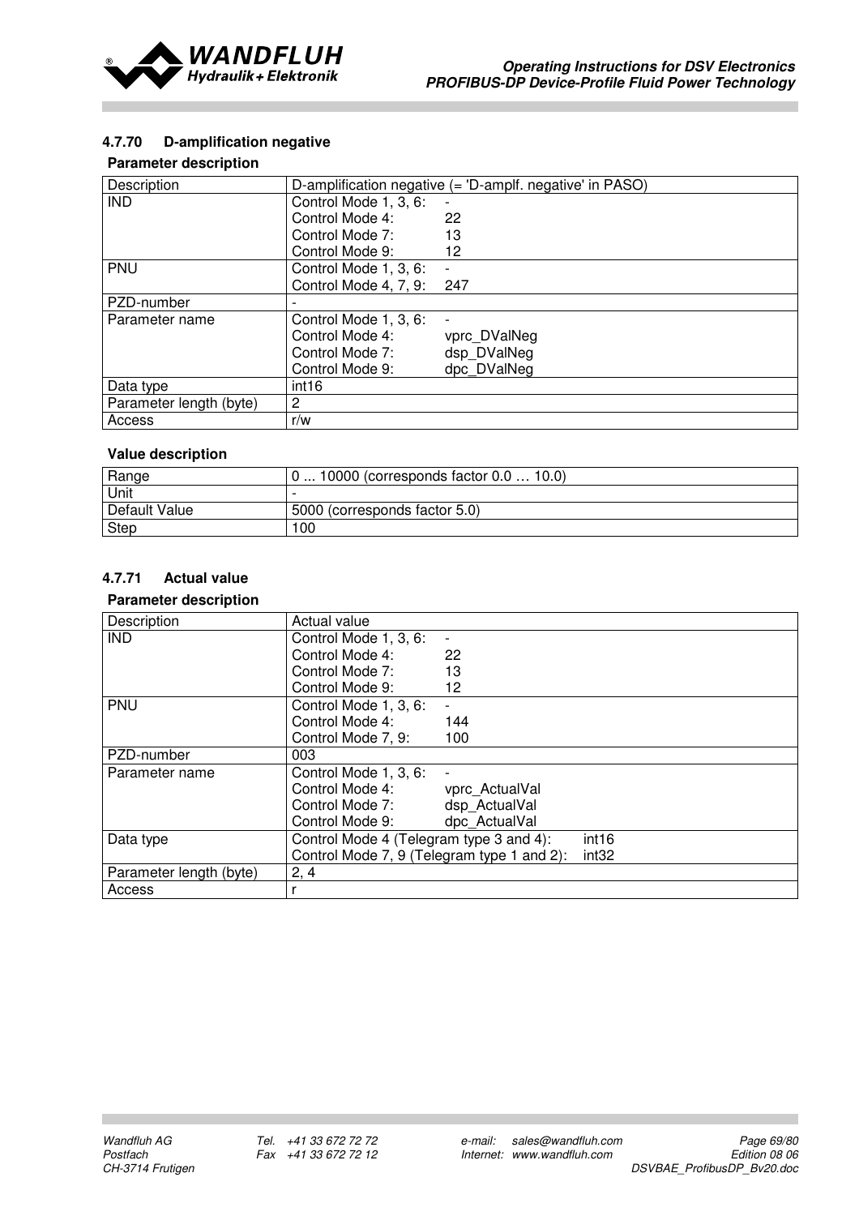### 4.7.70 D-amplification negative

**Parameter description**

| Description | D-amplification negative (= 'D-amplf. negative' in PASO) |
|---|---|
| IND | Control Mode 1, 3, 6: -<br>Control Mode 4: 22<br>Control Mode 7: 13<br>Control Mode 9: 12 |
| PNU | Control Mode 1, 3, 6: -<br>Control Mode 4, 7, 9: 247 |
| PZD-number | - |
| Parameter name | Control Mode 1, 3, 6: -<br>Control Mode 4: vprc_DValNeg<br>Control Mode 7: dsp_DValNeg<br>Control Mode 9: dpc_DValNeg |
| Data type | int16 |
| Parameter length (byte) | 2 |
| Access | r/w |

**Value description**

| Range | 0 ... 10000 (corresponds factor 0.0 … 10.0) |
|---|---|
| Unit | - |
| Default Value | 5000 (corresponds factor 5.0) |
| Step | 100 |

### 4.7.71 Actual value

**Parameter description**

| Description | Actual value |
|---|---|
| IND | Control Mode 1, 3, 6: -<br>Control Mode 4: 22<br>Control Mode 7: 13<br>Control Mode 9: 12 |
| PNU | Control Mode 1, 3, 6: -<br>Control Mode 4: 144<br>Control Mode 7, 9: 100 |
| PZD-number | 003 |
| Parameter name | Control Mode 1, 3, 6: -<br>Control Mode 4: vprc_ActualVal<br>Control Mode 7: dsp_ActualVal<br>Control Mode 9: dpc_ActualVal |
| Data type | Control Mode 4 (Telegram type 3 and 4): int16<br>Control Mode 7, 9 (Telegram type 1 and 2): int32 |
| Parameter length (byte) | 2, 4 |
| Access | r |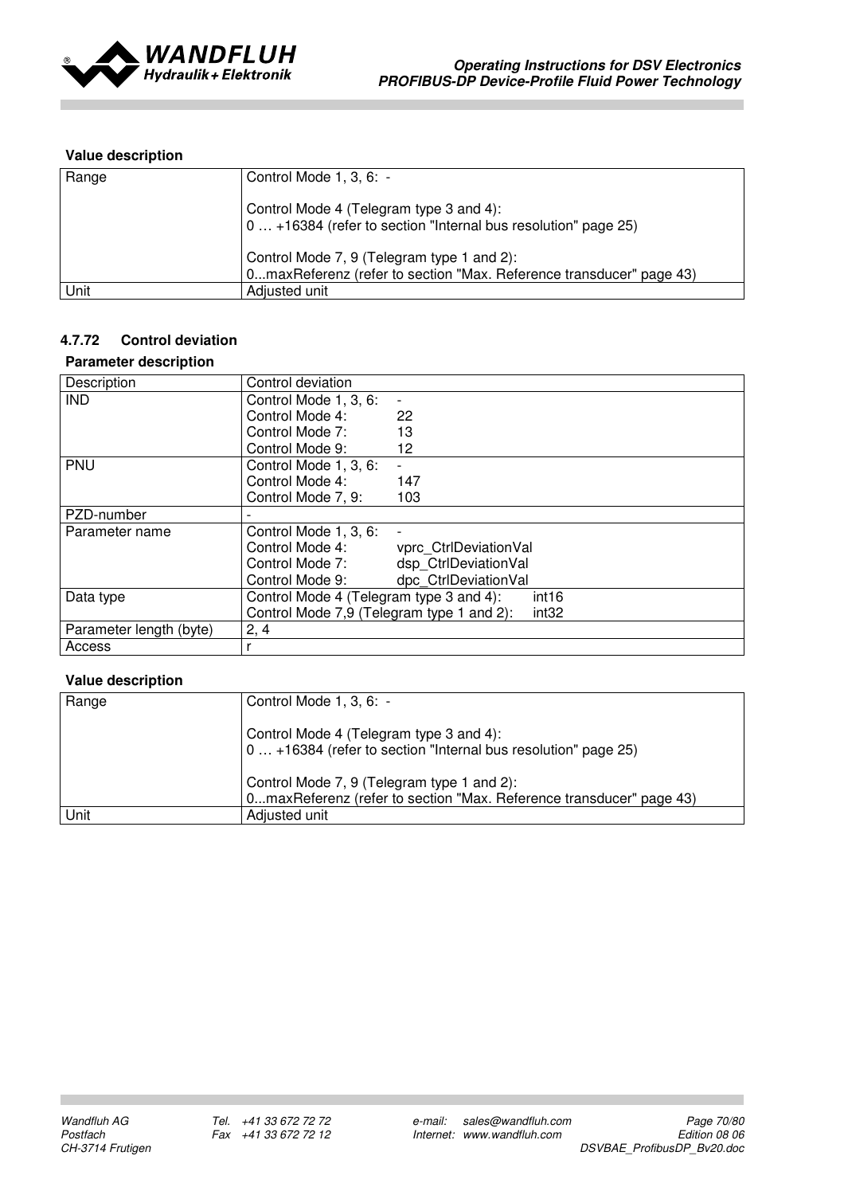**Value description**

| Range | Control Mode 1, 3, 6: -<br><br>Control Mode 4 (Telegram type 3 and 4):<br>0 … +16384 (refer to section "Internal bus resolution" page 25)<br><br>Control Mode 7, 9 (Telegram type 1 and 2):<br>0...maxReferenz (refer to section "Max. Reference transducer" page 43) |
|---|---|
| Unit | Adjusted unit |

#### 4.7.72 Control deviation

**Parameter description**

| Description | Control deviation |
|---|---|
| IND | Control Mode 1, 3, 6: -<br>Control Mode 4: 22<br>Control Mode 7: 13<br>Control Mode 9: 12 |
| PNU | Control Mode 1, 3, 6: -<br>Control Mode 4: 147<br>Control Mode 7, 9: 103 |
| PZD-number | - |
| Parameter name | Control Mode 1, 3, 6: -<br>Control Mode 4: vprc_CtrlDeviationVal<br>Control Mode 7: dsp_CtrlDeviationVal<br>Control Mode 9: dpc_CtrlDeviationVal |
| Data type | Control Mode 4 (Telegram type 3 and 4): int16<br>Control Mode 7,9 (Telegram type 1 and 2): int32 |
| Parameter length (byte) | 2, 4 |
| Access | r |

**Value description**

| Range | Control Mode 1, 3, 6: -<br><br>Control Mode 4 (Telegram type 3 and 4):<br>0 … +16384 (refer to section "Internal bus resolution" page 25)<br><br>Control Mode 7, 9 (Telegram type 1 and 2):<br>0...maxReferenz (refer to section "Max. Reference transducer" page 43) |
|---|---|
| Unit | Adjusted unit |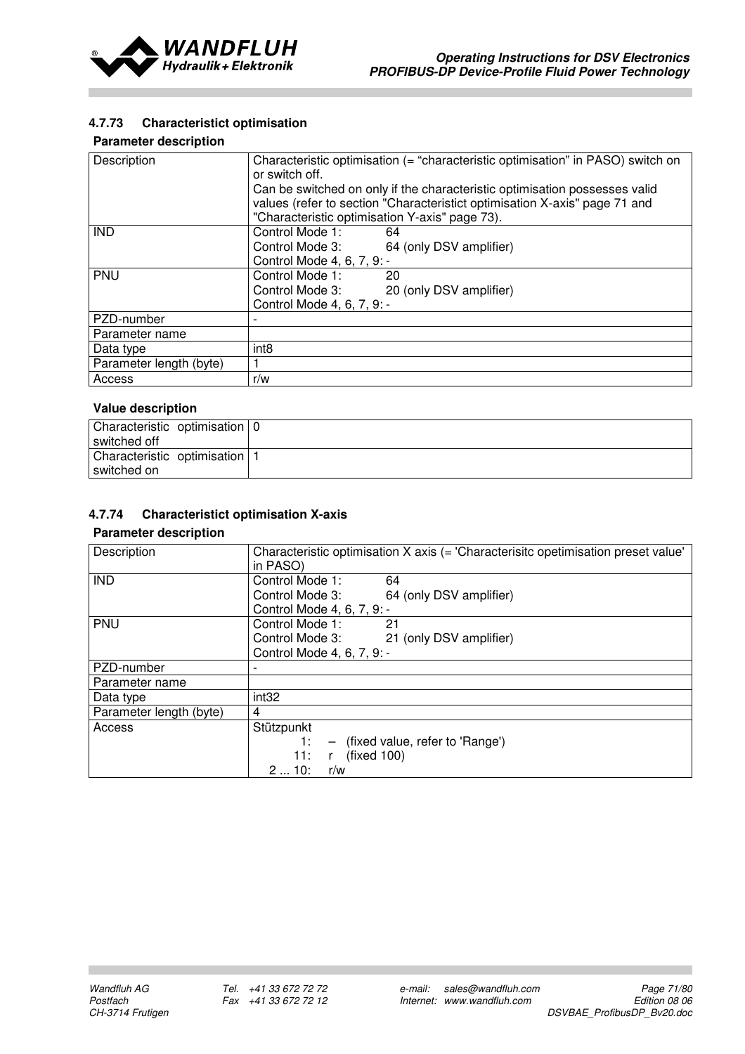### 4.7.73 Characteristict optimisation

**Parameter description**

| Description | Characteristic optimisation (= "characteristic optimisation" in PASO) switch on or switch off.<br>Can be switched on only if the characteristic optimisation possesses valid values (refer to section "Characteristict optimisation X-axis" page 71 and "Characteristic optimisation Y-axis" page 73). |
|---|---|
| IND | Control Mode 1: 64<br>Control Mode 3: 64 (only DSV amplifier)<br>Control Mode 4, 6, 7, 9: - |
| PNU | Control Mode 1: 20<br>Control Mode 3: 20 (only DSV amplifier)<br>Control Mode 4, 6, 7, 9: - |
| PZD-number | - |
| Parameter name | |
| Data type | int8 |
| Parameter length (byte) | 1 |
| Access | r/w |

**Value description**

| Characteristic optimisation switched off | 0 |
|---|---|
| Characteristic optimisation switched on | 1 |

### 4.7.74 Characteristict optimisation X-axis

**Parameter description**

| Description | Characteristic optimisation X axis (= 'Characterisitc opetimisation preset value' in PASO) |
|---|---|
| IND | Control Mode 1: 64<br>Control Mode 3: 64 (only DSV amplifier)<br>Control Mode 4, 6, 7, 9: - |
| PNU | Control Mode 1: 21<br>Control Mode 3: 21 (only DSV amplifier)<br>Control Mode 4, 6, 7, 9: - |
| PZD-number | - |
| Parameter name | |
| Data type | int32 |
| Parameter length (byte) | 4 |
| Access | Stützpunkt<br>1: – (fixed value, refer to 'Range')<br>11: r (fixed 100)<br>2 ... 10: r/w |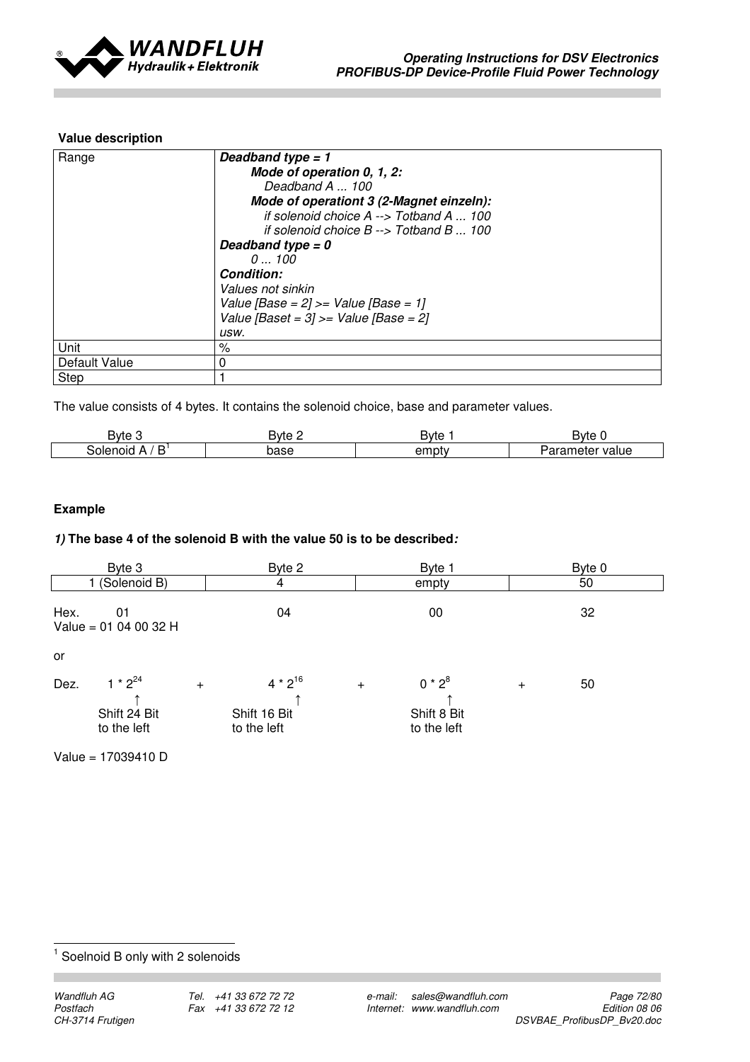**Value description**

| Range | ***Deadband type = 1***<br>***Mode of operation 0, 1, 2:***<br>*Deadband A ... 100*<br>***Mode of operationt 3 (2-Magnet einzeln):***<br>*if solenoid choice A --> Totband A ... 100*<br>*if solenoid choice B --> Totband B ... 100*<br>***Deadband type = 0***<br>*0 ... 100*<br>***Condition:***<br>*Values not sinkin*<br>*Value [Base = 2] >= Value [Base = 1]*<br>*Value [Baset = 3] >= Value [Base = 2]*<br>*usw.* |
|---|---|
| Unit | % |
| Default Value | 0 |
| Step | 1 |

The value consists of 4 bytes. It contains the solenoid choice, base and parameter values.

| Byte 3 | Byte 2 | Byte 1 | Byte 0 |
|---|---|---|---|
| Solenoid A / B[1] | base | empty | Parameter value |

**Example**

***1)* The base 4 of the solenoid B with the value 50 is to be described*:***

| Byte 3 | Byte 2 | Byte 1 | Byte 0 |
|---|---|---|---|
| 1 (Solenoid B) | 4 | empty | 50 |

Hex. 01 04 00 32

Value = 01 04 00 32 H

or

Dez. $1 * 2^{24}$ + $4 * 2^{16}$ + $0 * 2^{8}$ + 50

(↑ Shift 24 Bit to the left, ↑ Shift 16 Bit to the left, ↑ Shift 8 Bit to the left)

Value = 17039410 D

[1] Soelnoid B only with 2 solenoids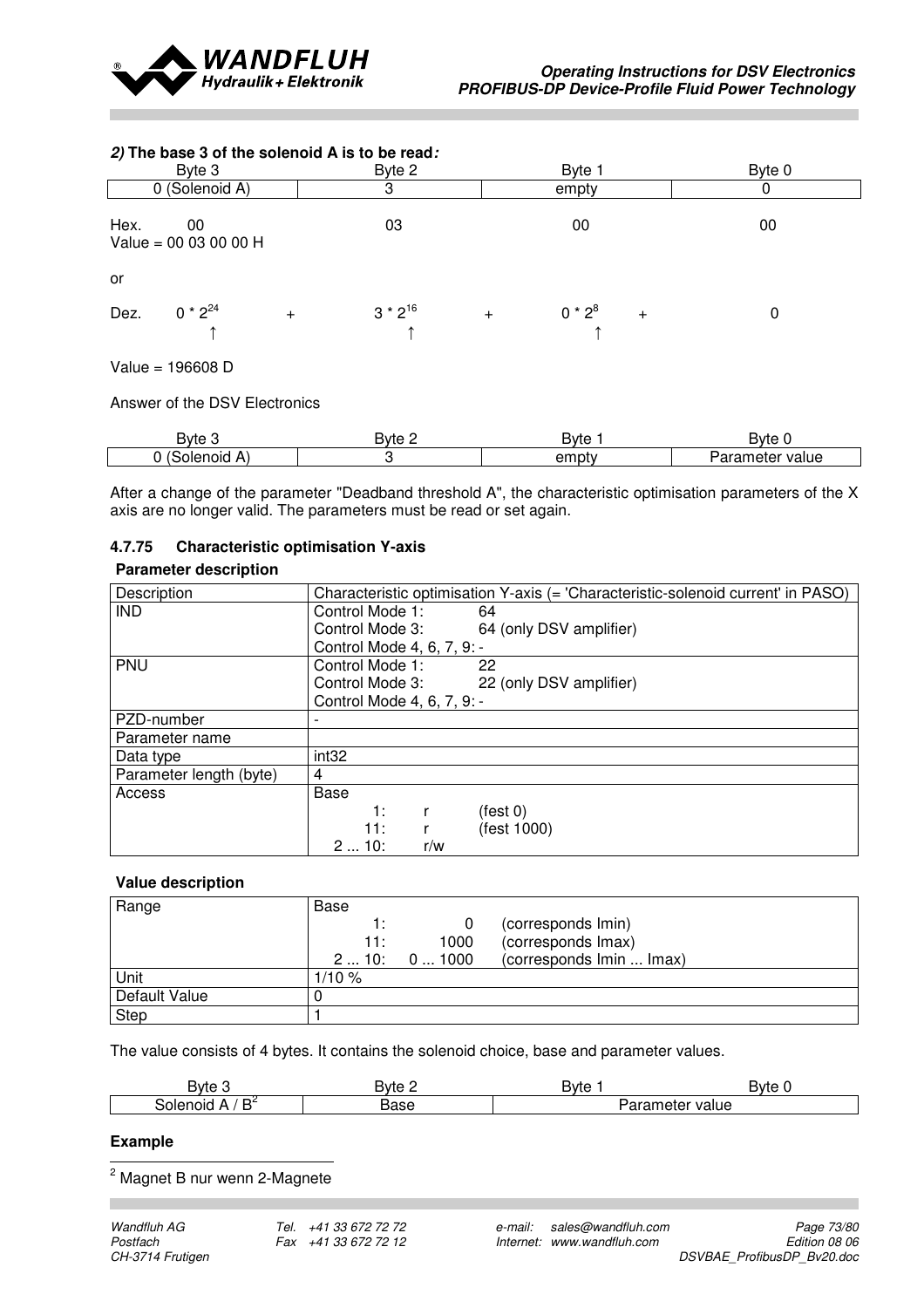***2)* The base 3 of the solenoid A is to be read*:***

| Byte 3 | Byte 2 | Byte 1 | Byte 0 |
|---|---|---|---|
| 0 (Solenoid A) | 3 | empty | 0 |

Hex. 00 03 00 00

Value = 00 03 00 00 H

or

Dez. $0 * 2^{24}$ + $3 * 2^{16}$ + $0 * 2^{8}$ + 0

Value = 196608 D

Answer of the DSV Electronics

| Byte 3 | Byte 2 | Byte 1 | Byte 0 |
|---|---|---|---|
| 0 (Solenoid A) | 3 | empty | Parameter value |

After a change of the parameter "Deadband threshold A", the characteristic optimisation parameters of the X axis are no longer valid. The parameters must be read or set again.

### 4.7.75 Characteristic optimisation Y-axis

**Parameter description**

| Description | Characteristic optimisation Y-axis (= 'Characteristic-solenoid current' in PASO) |
|---|---|
| IND | Control Mode 1: 64<br>Control Mode 3: 64 (only DSV amplifier)<br>Control Mode 4, 6, 7, 9: - |
| PNU | Control Mode 1: 22<br>Control Mode 3: 22 (only DSV amplifier)<br>Control Mode 4, 6, 7, 9: - |
| PZD-number | - |
| Parameter name | |
| Data type | int32 |
| Parameter length (byte) | 4 |
| Access | Base<br>1: r (fest 0)<br>11: r (fest 1000)<br>2 ... 10: r/w |

**Value description**

| Range | Base<br>1: 0 (corresponds Imin)<br>11: 1000 (corresponds Imax)<br>2 ... 10: 0 ... 1000 (corresponds Imin ... Imax) |
|---|---|
| Unit | 1/10 % |
| Default Value | 0 |
| Step | 1 |

The value consists of 4 bytes. It contains the solenoid choice, base and parameter values.

| Byte 3 | Byte 2 | Byte 1 | Byte 0 |
|---|---|---|---|
| Solenoid A / B[2] | Base | Parameter value | |

**Example**

[2] Magnet B nur wenn 2-Magnete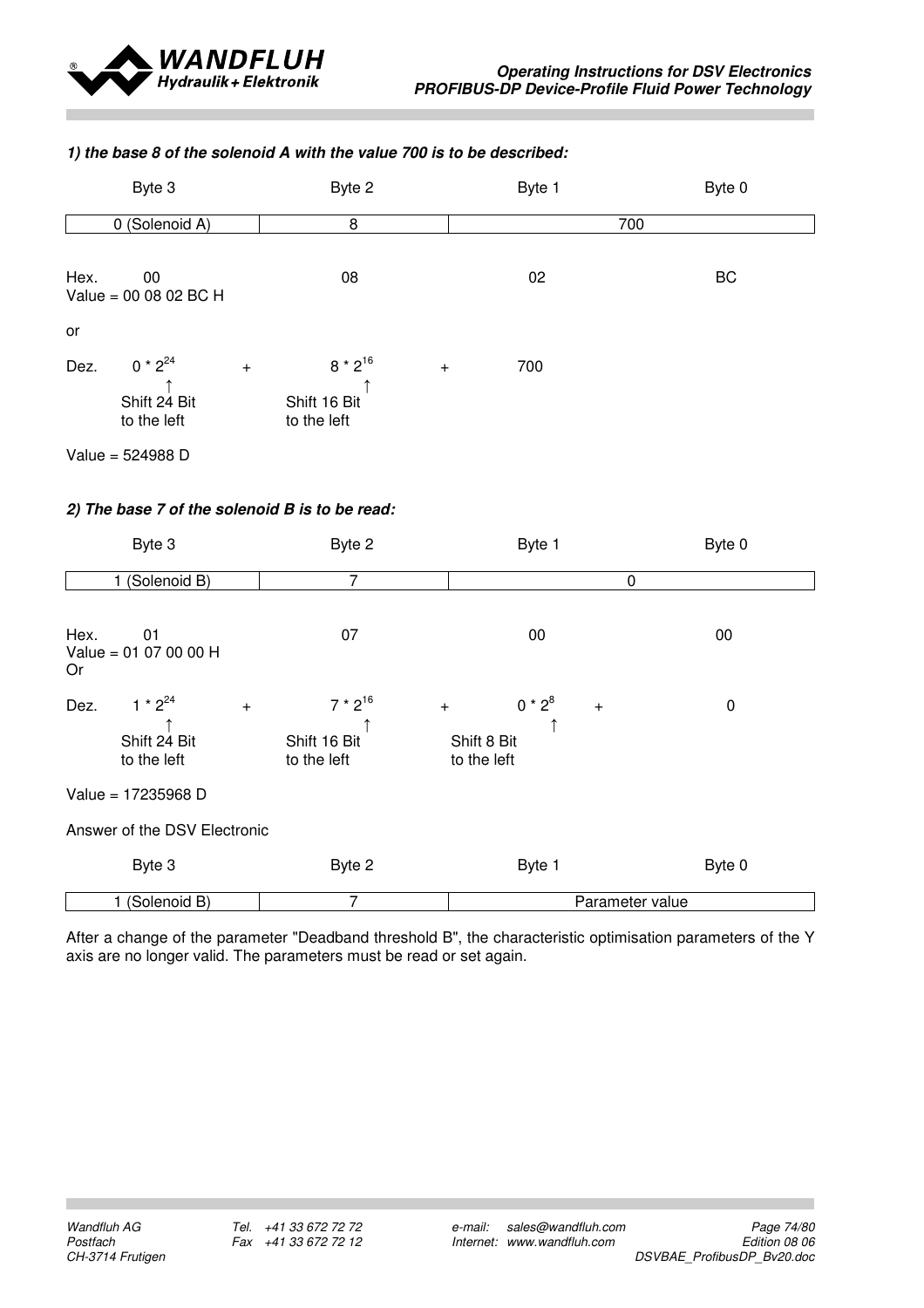***1) the base 8 of the solenoid A with the value 700 is to be described:***

| Byte 3 | Byte 2 | Byte 1 | Byte 0 |
|---|---|---|---|
| 0 (Solenoid A) | 8 | 700 | |

Hex. 00 08 02 BC

Value = 00 08 02 BC H

or

Dez. $0 * 2^{24}$ + $8 * 2^{16}$ + 700

($0 * 2^{24}$: Shift 24 Bit to the left; $8 * 2^{16}$: Shift 16 Bit to the left)

Value = 524988 D

***2) The base 7 of the solenoid B is to be read:***

| Byte 3 | Byte 2 | Byte 1 | Byte 0 |
|---|---|---|---|
| 1 (Solenoid B) | 7 | 0 | |

Hex. 01 07 00 00

Value = 01 07 00 00 H

Or

Dez. $1 * 2^{24}$ + $7 * 2^{16}$ + $0 * 2^{8}$ + 0

($1 * 2^{24}$: Shift 24 Bit to the left; $7 * 2^{16}$: Shift 16 Bit to the left; $0 * 2^{8}$: Shift 8 Bit to the left)

Value = 17235968 D

Answer of the DSV Electronic

| Byte 3 | Byte 2 | Byte 1 | Byte 0 |
|---|---|---|---|
| 1 (Solenoid B) | 7 | Parameter value | |

After a change of the parameter "Deadband threshold B", the characteristic optimisation parameters of the Y axis are no longer valid. The parameters must be read or set again.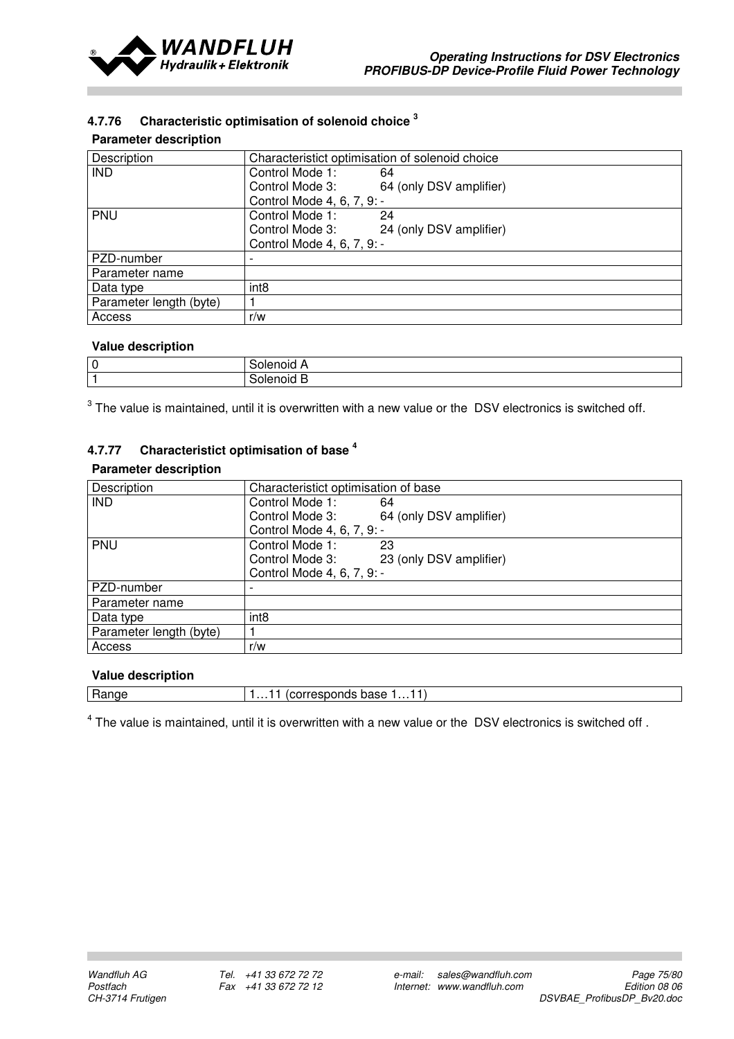### 4.7.76 Characteristic optimisation of solenoid choice [3]

**Parameter description**

| Description | Characteristict optimisation of solenoid choice |
|---|---|
| IND | Control Mode 1: 64<br>Control Mode 3: 64 (only DSV amplifier)<br>Control Mode 4, 6, 7, 9: - |
| PNU | Control Mode 1: 24<br>Control Mode 3: 24 (only DSV amplifier)<br>Control Mode 4, 6, 7, 9: - |
| PZD-number | - |
| Parameter name | |
| Data type | int8 |
| Parameter length (byte) | 1 |
| Access | r/w |

**Value description**

| | |
|---|---|
| 0 | Solenoid A |
| 1 | Solenoid B |

[3] The value is maintained, until it is overwritten with a new value or the DSV electronics is switched off.

### 4.7.77 Characteristict optimisation of base [4]

**Parameter description**

| Description | Characteristict optimisation of base |
|---|---|
| IND | Control Mode 1: 64<br>Control Mode 3: 64 (only DSV amplifier)<br>Control Mode 4, 6, 7, 9: - |
| PNU | Control Mode 1: 23<br>Control Mode 3: 23 (only DSV amplifier)<br>Control Mode 4, 6, 7, 9: - |
| PZD-number | - |
| Parameter name | |
| Data type | int8 |
| Parameter length (byte) | 1 |
| Access | r/w |

**Value description**

| | |
|---|---|
| Range | 1…11 (corresponds base 1…11) |

[4] The value is maintained, until it is overwritten with a new value or the DSV electronics is switched off .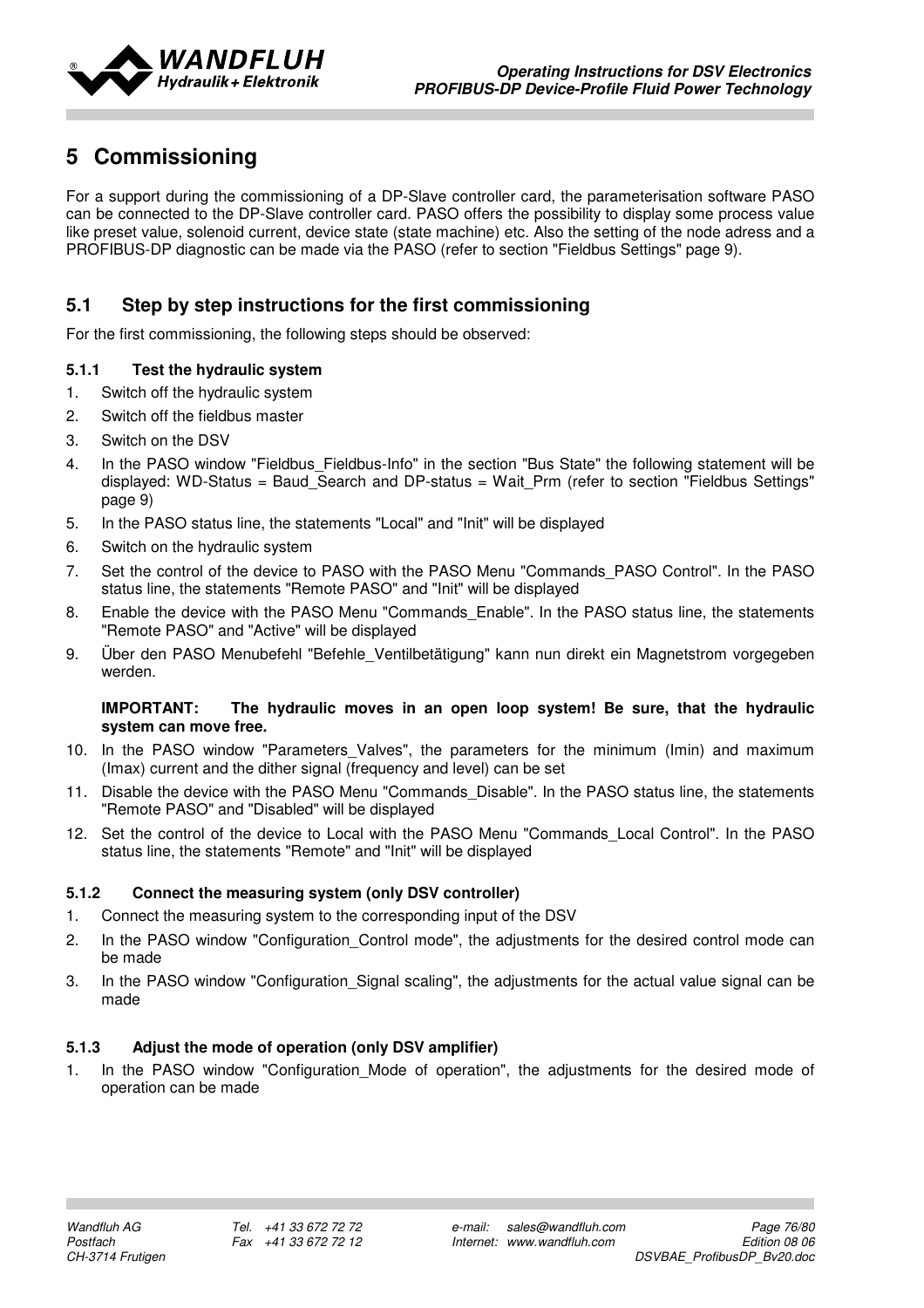# 5 Commissioning

For a support during the commissioning of a DP-Slave controller card, the parameterisation software PASO can be connected to the DP-Slave controller card. PASO offers the possibility to display some process value like preset value, solenoid current, device state (state machine) etc. Also the setting of the node adress and a PROFIBUS-DP diagnostic can be made via the PASO (refer to section "Fieldbus Settings" page 9).

## 5.1 Step by step instructions for the first commissioning

For the first commissioning, the following steps should be observed:

### 5.1.1 Test the hydraulic system

1. Switch off the hydraulic system
2. Switch off the fieldbus master
3. Switch on the DSV
4. In the PASO window "Fieldbus_Fieldbus-Info" in the section "Bus State" the following statement will be displayed: WD-Status = Baud_Search and DP-status = Wait_Prm (refer to section "Fieldbus Settings" page 9)
5. In the PASO status line, the statements "Local" and "Init" will be displayed
6. Switch on the hydraulic system
7. Set the control of the device to PASO with the PASO Menu "Commands_PASO Control". In the PASO status line, the statements "Remote PASO" and "Init" will be displayed
8. Enable the device with the PASO Menu "Commands_Enable". In the PASO status line, the statements "Remote PASO" and "Active" will be displayed
9. Über den PASO Menubefehl "Befehle_Ventilbetätigung" kann nun direkt ein Magnetstrom vorgegeben werden.

   **IMPORTANT: The hydraulic moves in an open loop system! Be sure, that the hydraulic system can move free.**

10. In the PASO window "Parameters_Valves", the parameters for the minimum (Imin) and maximum (Imax) current and the dither signal (frequency and level) can be set
11. Disable the device with the PASO Menu "Commands_Disable". In the PASO status line, the statements "Remote PASO" and "Disabled" will be displayed
12. Set the control of the device to Local with the PASO Menu "Commands_Local Control". In the PASO status line, the statements "Remote" and "Init" will be displayed

### 5.1.2 Connect the measuring system (only DSV controller)

1. Connect the measuring system to the corresponding input of the DSV
2. In the PASO window "Configuration_Control mode", the adjustments for the desired control mode can be made
3. In the PASO window "Configuration_Signal scaling", the adjustments for the actual value signal can be made

### 5.1.3 Adjust the mode of operation (only DSV amplifier)

1. In the PASO window "Configuration_Mode of operation", the adjustments for the desired mode of operation can be made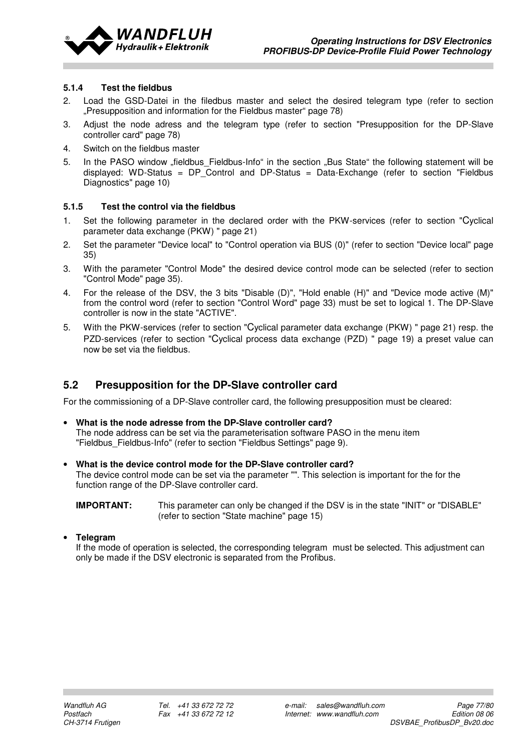#### 5.1.4 Test the fieldbus

2. Load the GSD-Datei in the filedbus master and select the desired telegram type (refer to section „Presupposition and information for the Fieldbus master" page 78)
3. Adjust the node adress and the telegram type (refer to section "Presupposition for the DP-Slave controller card" page 78)
4. Switch on the fieldbus master
5. In the PASO window „fieldbus_Fieldbus-Info" in the section „Bus State" the following statement will be displayed: WD-Status = DP_Control and DP-Status = Data-Exchange (refer to section "Fieldbus Diagnostics" page 10)

#### 5.1.5 Test the control via the fieldbus

1. Set the following parameter in the declared order with the PKW-services (refer to section "Cyclical parameter data exchange (PKW) " page 21)
2. Set the parameter "Device local" to "Control operation via BUS (0)" (refer to section "Device local" page 35)
3. With the parameter "Control Mode" the desired device control mode can be selected (refer to section "Control Mode" page 35).
4. For the release of the DSV, the 3 bits "Disable (D)", "Hold enable (H)" and "Device mode active (M)" from the control word (refer to section "Control Word" page 33) must be set to logical 1. The DP-Slave controller is now in the state "ACTIVE".
5. With the PKW-services (refer to section "Cyclical parameter data exchange (PKW) " page 21) resp. the PZD-services (refer to section "Cyclical process data exchange (PZD) " page 19) a preset value can now be set via the fieldbus.

## 5.2 Presupposition for the DP-Slave controller card

For the commissioning of a DP-Slave controller card, the following presupposition must be cleared:

- **What is the node adresse from the DP-Slave controller card?**
  The node address can be set via the parameterisation software PASO in the menu item "Fieldbus_Fieldbus-Info" (refer to section "Fieldbus Settings" page 9).

- **What is the device control mode for the DP-Slave controller card?**
  The device control mode can be set via the parameter "". This selection is important for the for the function range of the DP-Slave controller card.

  **IMPORTANT:** This parameter can only be changed if the DSV is in the state "INIT" or "DISABLE" (refer to section "State machine" page 15)

- **Telegram**
  If the mode of operation is selected, the corresponding telegram must be selected. This adjustment can only be made if the DSV electronic is separated from the Profibus.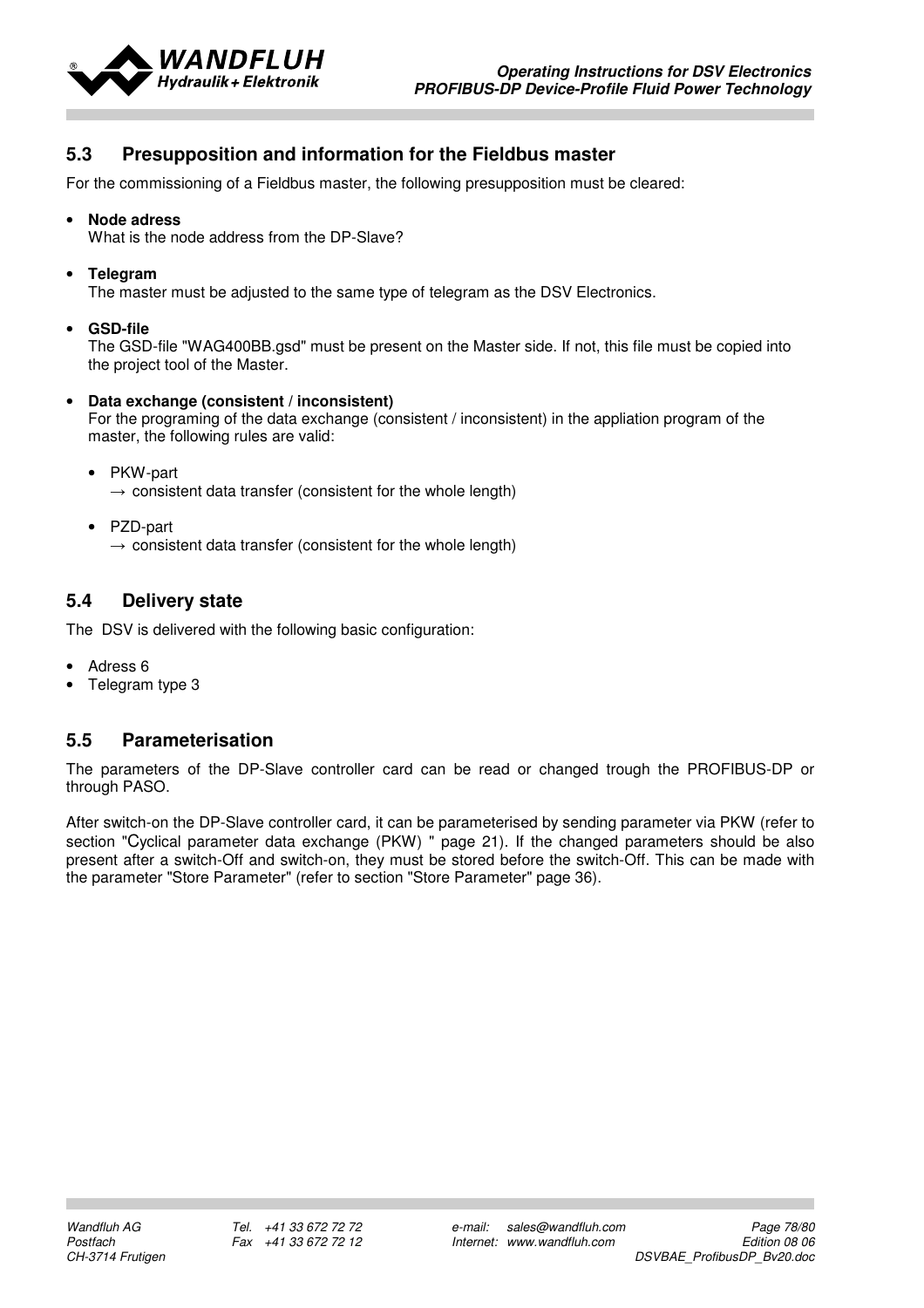## 5.3 Presupposition and information for the Fieldbus master

For the commissioning of a Fieldbus master, the following presupposition must be cleared:

- **Node adress**
  What is the node address from the DP-Slave?

- **Telegram**
  The master must be adjusted to the same type of telegram as the DSV Electronics.

- **GSD-file**
  The GSD-file "WAG400BB.gsd" must be present on the Master side. If not, this file must be copied into the project tool of the Master.

- **Data exchange (consistent / inconsistent)**
  For the programing of the data exchange (consistent / inconsistent) in the appliation program of the master, the following rules are valid:

  - PKW-part
    → consistent data transfer (consistent for the whole length)

  - PZD-part
    → consistent data transfer (consistent for the whole length)

## 5.4 Delivery state

The DSV is delivered with the following basic configuration:

- Adress 6
- Telegram type 3

## 5.5 Parameterisation

The parameters of the DP-Slave controller card can be read or changed trough the PROFIBUS-DP or through PASO.

After switch-on the DP-Slave controller card, it can be parameterised by sending parameter via PKW (refer to section "Cyclical parameter data exchange (PKW) " page 21). If the changed parameters should be also present after a switch-Off and switch-on, they must be stored before the switch-Off. This can be made with the parameter "Store Parameter" (refer to section "Store Parameter" page 36).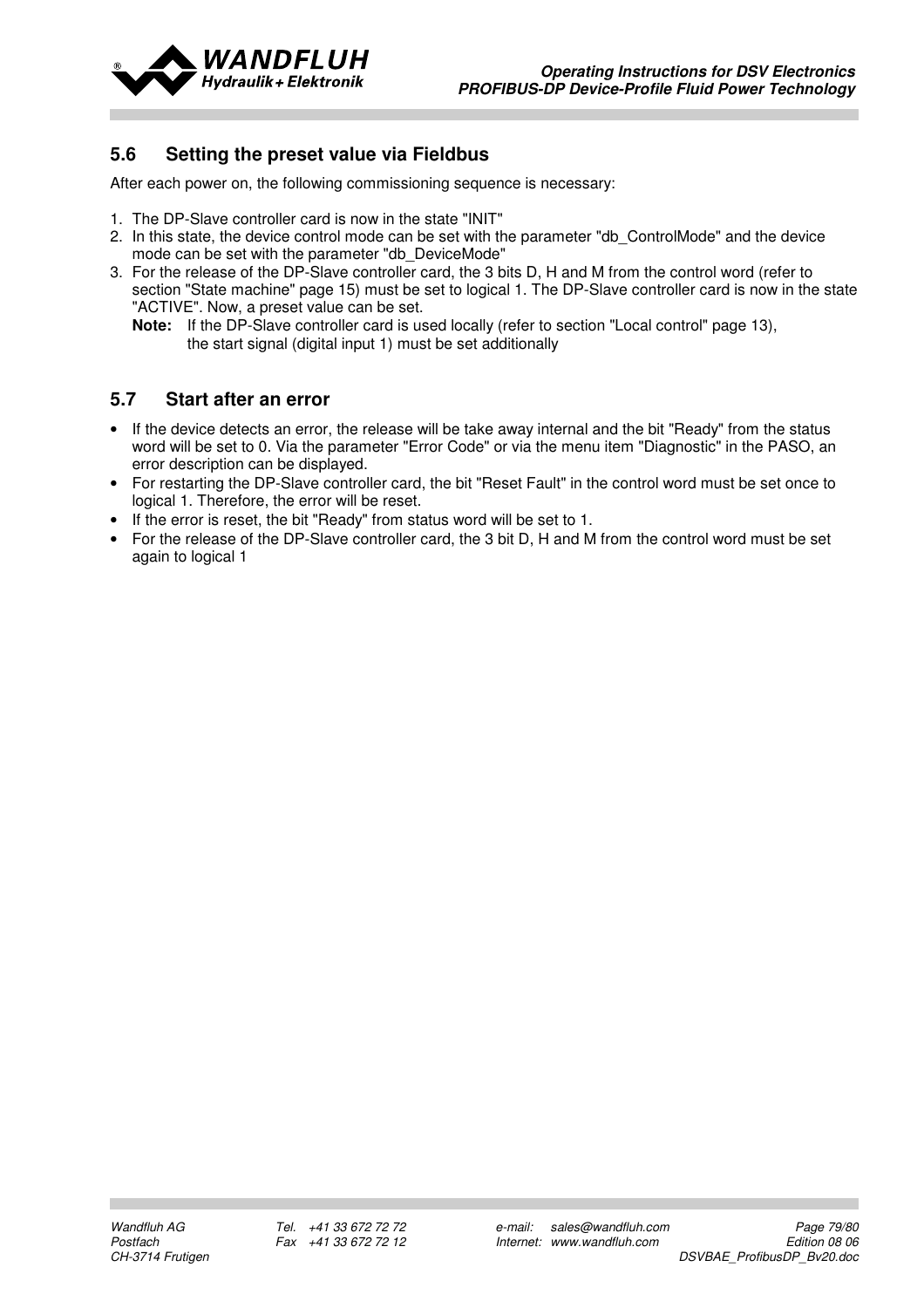## 5.6 Setting the preset value via Fieldbus

After each power on, the following commissioning sequence is necessary:

1. The DP-Slave controller card is now in the state "INIT"
2. In this state, the device control mode can be set with the parameter "db_ControlMode" and the device mode can be set with the parameter "db_DeviceMode"
3. For the release of the DP-Slave controller card, the 3 bits D, H and M from the control word (refer to section "State machine" page 15) must be set to logical 1. The DP-Slave controller card is now in the state "ACTIVE". Now, a preset value can be set.

   **Note:** If the DP-Slave controller card is used locally (refer to section "Local control" page 13), the start signal (digital input 1) must be set additionally

## 5.7 Start after an error

- If the device detects an error, the release will be take away internal and the bit "Ready" from the status word will be set to 0. Via the parameter "Error Code" or via the menu item "Diagnostic" in the PASO, an error description can be displayed.
- For restarting the DP-Slave controller card, the bit "Reset Fault" in the control word must be set once to logical 1. Therefore, the error will be reset.
- If the error is reset, the bit "Ready" from status word will be set to 1.
- For the release of the DP-Slave controller card, the 3 bit D, H and M from the control word must be set again to logical 1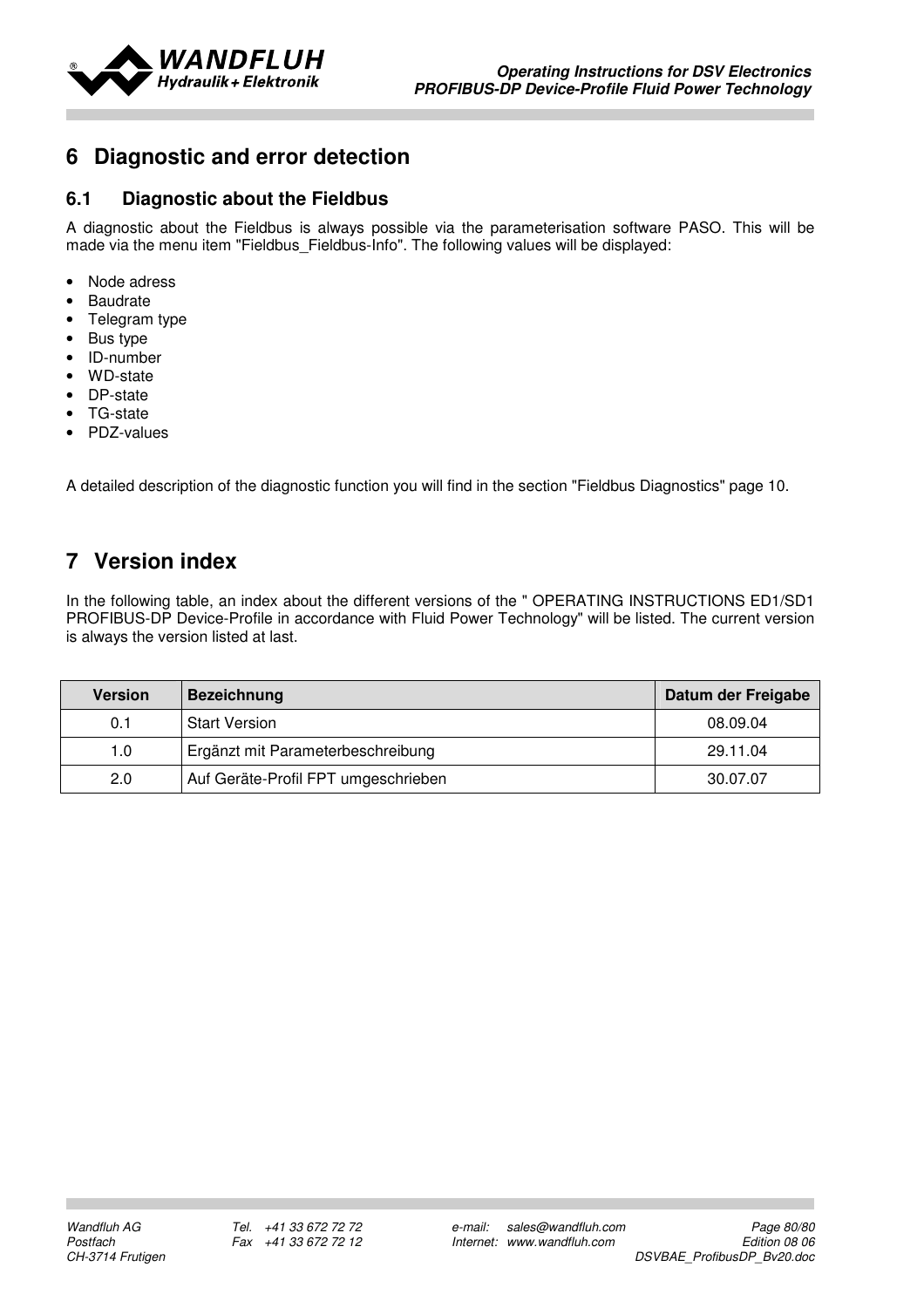# 6 Diagnostic and error detection

## 6.1 Diagnostic about the Fieldbus

A diagnostic about the Fieldbus is always possible via the parameterisation software PASO. This will be made via the menu item "Fieldbus_Fieldbus-Info". The following values will be displayed:

- Node adress
- Baudrate
- Telegram type
- Bus type
- ID-number
- WD-state
- DP-state
- TG-state
- PDZ-values

A detailed description of the diagnostic function you will find in the section "Fieldbus Diagnostics" page 10.

# 7 Version index

In the following table, an index about the different versions of the " OPERATING INSTRUCTIONS ED1/SD1 PROFIBUS-DP Device-Profile in accordance with Fluid Power Technology" will be listed. The current version is always the version listed at last.

| Version | Bezeichnung | Datum der Freigabe |
|---|---|---|
| 0.1 | Start Version | 08.09.04 |
| 1.0 | Ergänzt mit Parameterbeschreibung | 29.11.04 |
| 2.0 | Auf Geräte-Profil FPT umgeschrieben | 30.07.07 |